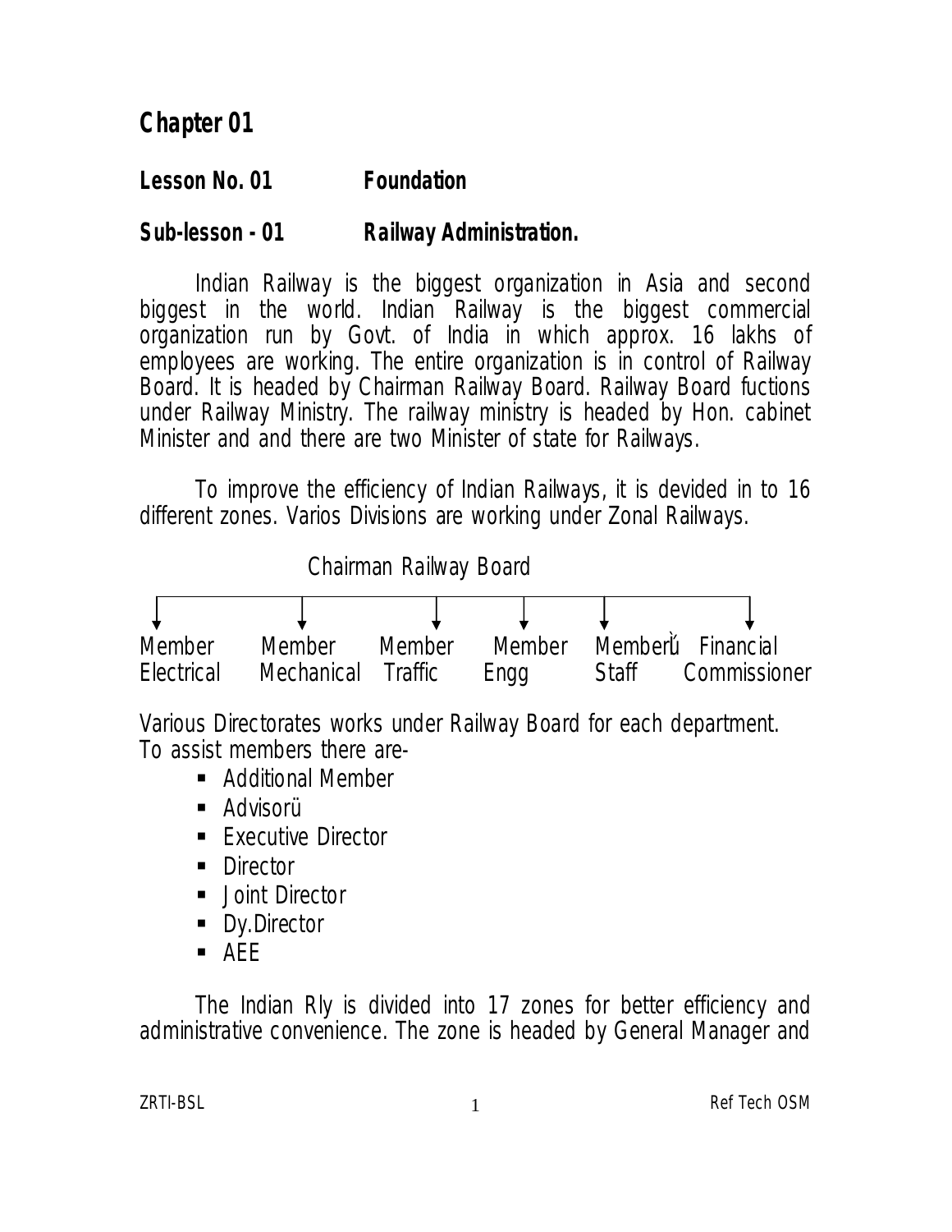# Chapter 01

## Lesson No. 01 Foundation

### Sub-lesson - 01 Railway Administration.

Indian Railway is the biggest organization in Asia and second biggest in the world. Indian Railway is the biggest commercial organization run by Govt. of India in which approx. 16 lakhs of employees are working. The entire organization is in control of Railway Board. It is headed by Chairman Railway Board. Railway Board fuctions under Railway Ministry. The railway ministry is headed by Hon. cabinet Minister and and there are two Minister of state for Railways.

To improve the efficiency of Indian Railways, it is devided in to 16 different zones. Varios Divisions are working under Zonal Railways.

Chairman Railway Board

| Member Electrical | Member Mechanical | Member Traffic | Member Engg | Member Staff | Financial Commissioner |
|---|---|---|---|---|---|

Various Directorates works under Railway Board for each department.
To assist members there are-

- Additional Member
- Advisorü
- Executive Director
- Director
- Joint Director
- Dy.Director
- AEE

The Indian Rly is divided into 17 zones for better efficiency and administrative convenience. The zone is headed by General Manager and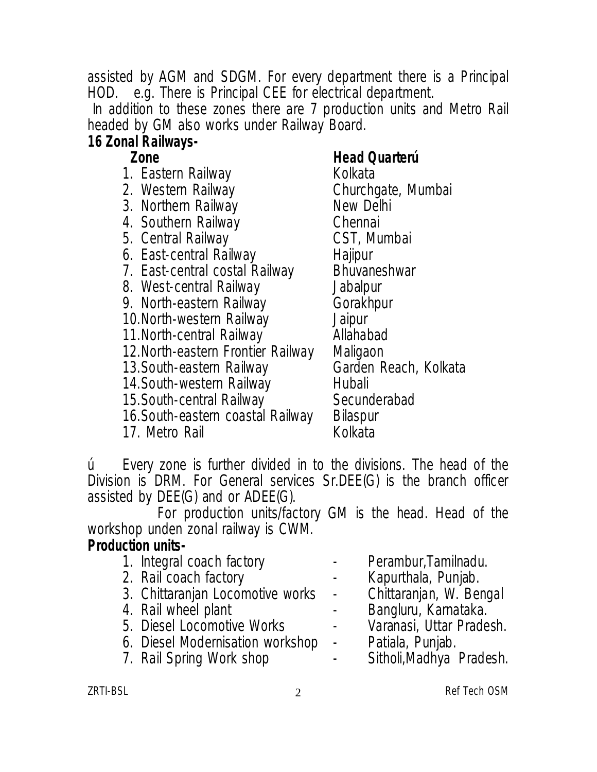assisted by AGM and SDGM. For every department there is a Principal HOD. e.g. There is Principal CEE for electrical department.

In addition to these zones there are 7 production units and Metro Rail headed by GM also works under Railway Board.

**16 Zonal Railways-**

| Zone | Head Quarterú |
|---|---|
| 1. Eastern Railway | Kolkata |
| 2. Western Railway | Churchgate, Mumbai |
| 3. Northern Railway | New Delhi |
| 4. Southern Railway | Chennai |
| 5. Central Railway | CST, Mumbai |
| 6. East-central Railway | Hajipur |
| 7. East-central costal Railway | Bhuvaneshwar |
| 8. West-central Railway | Jabalpur |
| 9. North-eastern Railway | Gorakhpur |
| 10. North-western Railway | Jaipur |
| 11. North-central Railway | Allahabad |
| 12. North-eastern Frontier Railway | Maligaon |
| 13. South-eastern Railway | Garden Reach, Kolkata |
| 14. South-western Railway | Hubali |
| 15. South-central Railway | Secunderabad |
| 16. South-eastern coastal Railway | Bilaspur |
| 17. Metro Rail | Kolkata |

ú Every zone is further divided in to the divisions. The head of the Division is DRM. For General services Sr.DEE(G) is the branch officer assisted by DEE(G) and or ADEE(G).

For production units/factory GM is the head. Head of the workshop unden zonal railway is CWM.

**Production units-**

1. Integral coach factory - Perambur,Tamilnadu.
2. Rail coach factory - Kapurthala, Punjab.
3. Chittaranjan Locomotive works - Chittaranjan, W. Bengal
4. Rail wheel plant - Bangluru, Karnataka.
5. Diesel Locomotive Works - Varanasi, Uttar Pradesh.
6. Diesel Modernisation workshop - Patiala, Punjab.
7. Rail Spring Work shop - Sitholi,Madhya Pradesh.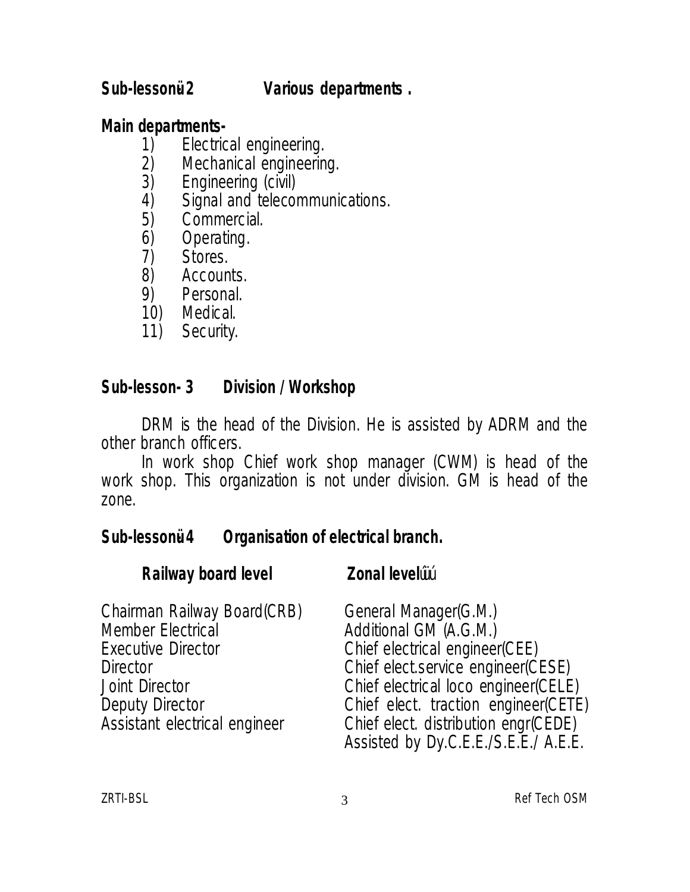## Sub-lessonü2 Various departments .

**Main departments-**

1) Electrical engineering.
2) Mechanical engineering.
3) Engineering (civil)
4) Signal and telecommunications.
5) Commercial.
6) Operating.
7) Stores.
8) Accounts.
9) Personal.
10) Medical.
11) Security.

## Sub-lesson- 3 Division / Workshop

DRM is the head of the Division. He is assisted by ADRM and the other branch officers.

In work shop Chief work shop manager (CWM) is head of the work shop. This organization is not under division. GM is head of the zone.

## Sub-lessonü4 Organisation of electrical branch.

| Railway board level | Zonal levelûüú |
|---|---|
| Chairman Railway Board(CRB) | General Manager(G.M.) |
| Member Electrical | Additional GM (A.G.M.) |
| Executive Director | Chief electrical engineer(CEE) |
| Director | Chief elect.service engineer(CESE) |
| Joint Director | Chief electrical loco engineer(CELE) |
| Deputy Director | Chief elect. traction engineer(CETE) |
| Assistant electrical engineer | Chief elect. distribution engr(CEDE) |
| | Assisted by Dy.C.E.E./S.E.E./ A.E.E. |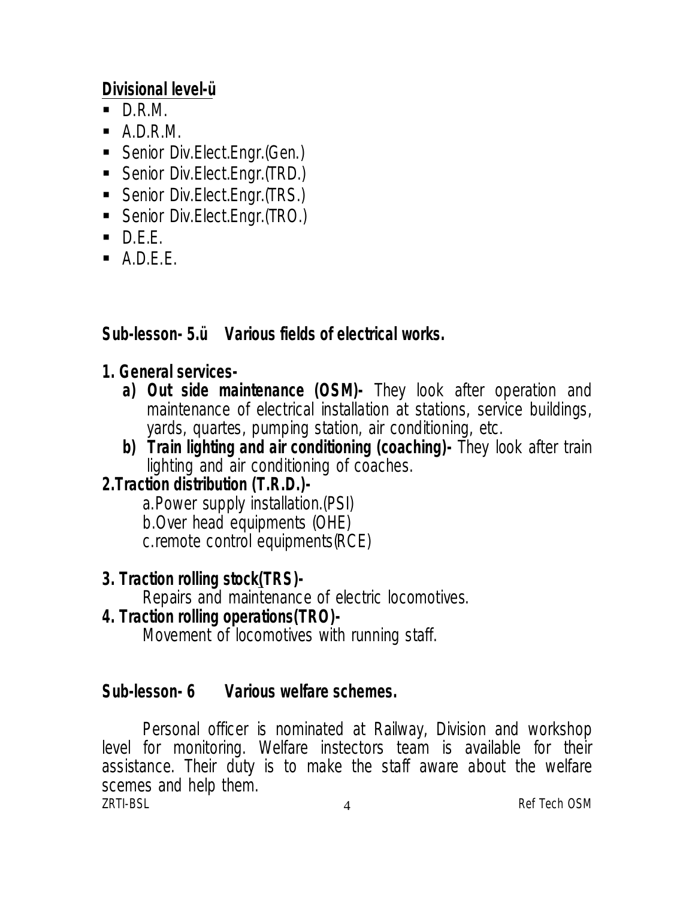**Divisional level-ü**

- D.R.M.
- A.D.R.M.
- Senior Div.Elect.Engr.(Gen.)
- Senior Div.Elect.Engr.(TRD.)
- Senior Div.Elect.Engr.(TRS.)
- Senior Div.Elect.Engr.(TRO.)
- D.E.E.
- A.D.E.E.

**Sub-lesson- 5.ü Various fields of electrical works.**

**1. General services-**

a) **Out side maintenance (OSM)-** They look after operation and maintenance of electrical installation at stations, service buildings, yards, quartes, pumping station, air conditioning, etc.

b) **Train lighting and air conditioning (coaching)-** They look after train lighting and air conditioning of coaches.

**2.Traction distribution (T.R.D.)-**

a.Power supply installation.(PSI)
b.Over head equipments (OHE)
c.remote control equipments(RCE)

**3. Traction rolling stock(TRS)-**

Repairs and maintenance of electric locomotives.

**4. Traction rolling operations(TRO)-**

Movement of locomotives with running staff.

**Sub-lesson- 6 Various welfare schemes.**

Personal officer is nominated at Railway, Division and workshop level for monitoring. Welfare instectors team is available for their assistance. Their duty is to make the staff aware about the welfare scemes and help them.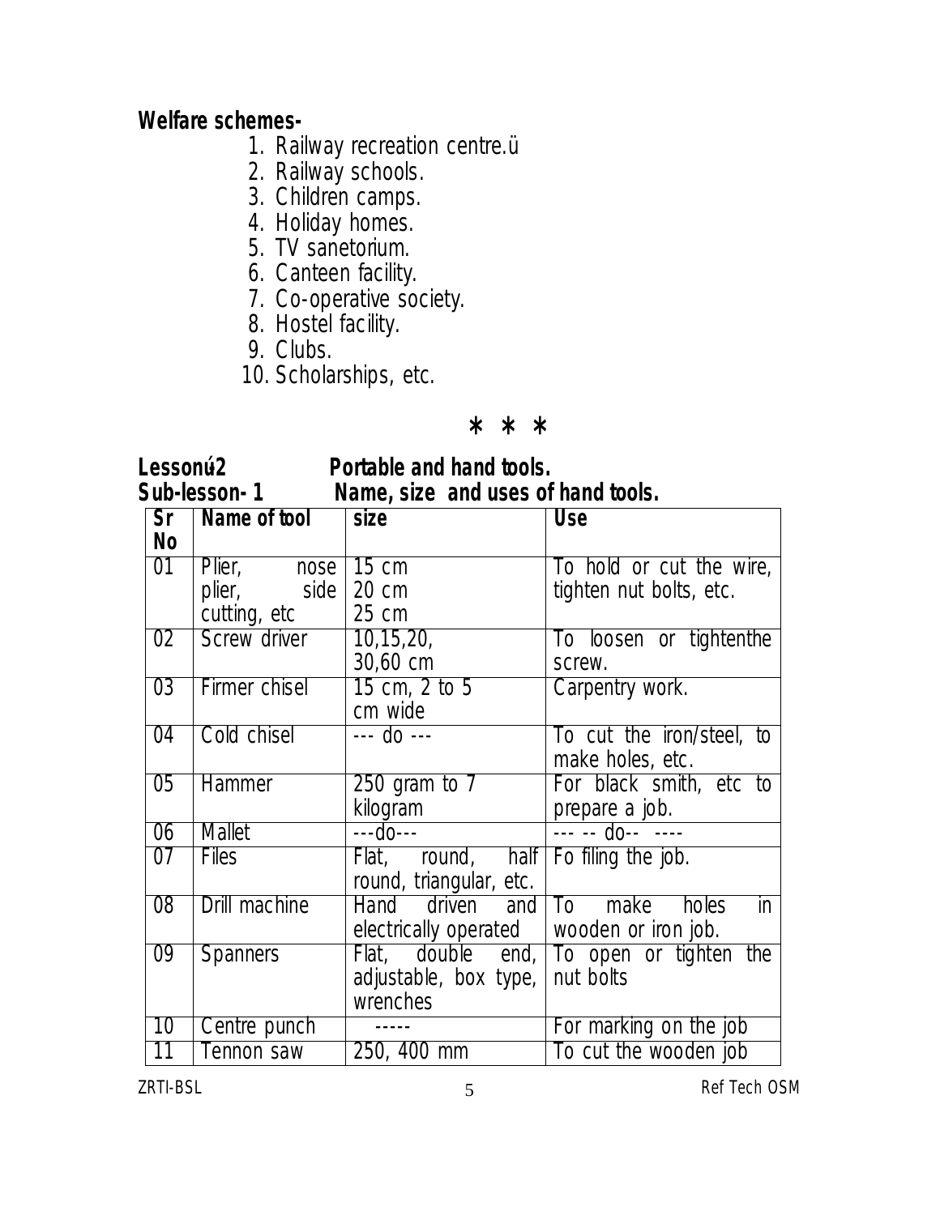**Welfare schemes-**

1. Railway recreation centre.ü
2. Railway schools.
3. Children camps.
4. Holiday homes.
5. TV sanetorium.
6. Canteen facility.
7. Co-operative society.
8. Hostel facility.
9. Clubs.
10. Scholarships, etc.

\* \* \*

**Lessonü2 Portable and hand tools.**

**Sub-lesson- 1 Name, size and uses of hand tools.**

| Sr No | Name of tool | size | Use |
|---|---|---|---|
| 01 | Plier, nose plier, side cutting, etc | 15 cm<br>20 cm<br>25 cm | To hold or cut the wire, tighten nut bolts, etc. |
| 02 | Screw driver | 10,15,20, 30,60 cm | To loosen or tightenthe screw. |
| 03 | Firmer chisel | 15 cm, 2 to 5 cm wide | Carpentry work. |
| 04 | Cold chisel | --- do --- | To cut the iron/steel, to make holes, etc. |
| 05 | Hammer | 250 gram to 7 kilogram | For black smith, etc to prepare a job. |
| 06 | Mallet | ---do--- | --- -- do-- ---- |
| 07 | Files | Flat, round, half round, triangular, etc. | Fo filing the job. |
| 08 | Drill machine | Hand driven and electrically operated | To make holes in wooden or iron job. |
| 09 | Spanners | Flat, double end, adjustable, box type, wrenches | To open or tighten the nut bolts |
| 10 | Centre punch | ----- | For marking on the job |
| 11 | Tennon saw | 250, 400 mm | To cut the wooden job |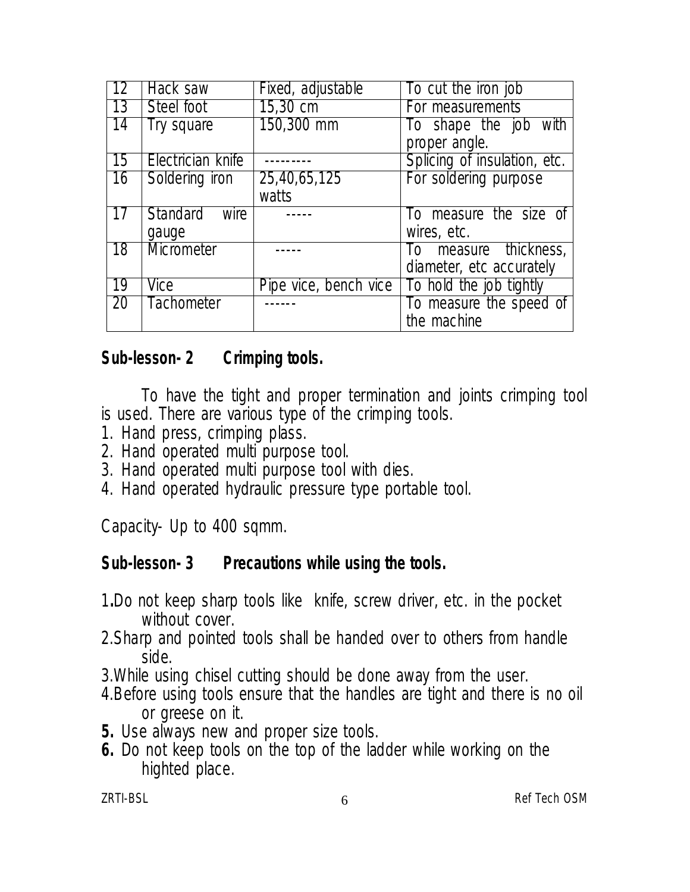| 12 | Hack saw | Fixed, adjustable | To cut the iron job |
|---|---|---|---|
| 13 | Steel foot | 15,30 cm | For measurements |
| 14 | Try square | 150,300 mm | To shape the job with proper angle. |
| 15 | Electrician knife | --------- | Splicing of insulation, etc. |
| 16 | Soldering iron | 25,40,65,125 watts | For soldering purpose |
| 17 | Standard wire gauge | ----- | To measure the size of wires, etc. |
| 18 | Micrometer | ----- | To measure thickness, diameter, etc accurately |
| 19 | Vice | Pipe vice, bench vice | To hold the job tightly |
| 20 | Tachometer | ------ | To measure the speed of the machine |

## Sub-lesson- 2 Crimping tools.

To have the tight and proper termination and joints crimping tool is used. There are various type of the crimping tools.

1. Hand press, crimping plass.
2. Hand operated multi purpose tool.
3. Hand operated multi purpose tool with dies.
4. Hand operated hydraulic pressure type portable tool.

Capacity- Up to 400 sqmm.

## Sub-lesson- 3 Precautions while using the tools.

1. Do not keep sharp tools like knife, screw driver, etc. in the pocket without cover.
2. Sharp and pointed tools shall be handed over to others from handle side.
3. While using chisel cutting should be done away from the user.
4. Before using tools ensure that the handles are tight and there is no oil or greese on it.
5. Use always new and proper size tools.
6. Do not keep tools on the top of the ladder while working on the highted place.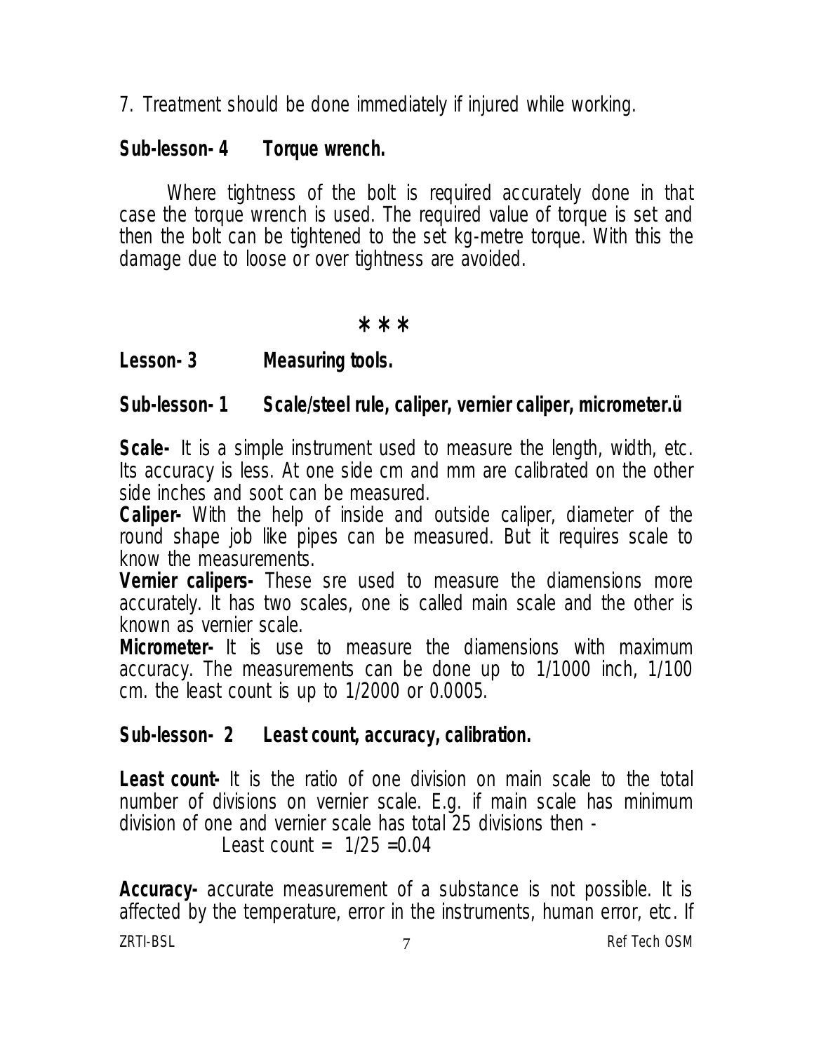7. Treatment should be done immediately if injured while working.

### Sub-lesson- 4 Torque wrench.

Where tightness of the bolt is required accurately done in that case the torque wrench is used. The required value of torque is set and then the bolt can be tightened to the set kg-metre torque. With this the damage due to loose or over tightness are avoided.

*  *  *

## Lesson- 3 Measuring tools.

### Sub-lesson- 1 Scale/steel rule, caliper, vernier caliper, micrometer.ü

**Scale-** It is a simple instrument used to measure the length, width, etc. Its accuracy is less. At one side cm and mm are calibrated on the other side inches and soot can be measured.

**Caliper-** With the help of inside and outside caliper, diameter of the round shape job like pipes can be measured. But it requires scale to know the measurements.

**Vernier calipers-** These sre used to measure the diamensions more accurately. It has two scales, one is called main scale and the other is known as vernier scale.

**Micrometer-** It is use to measure the diamensions with maximum accuracy. The measurements can be done up to 1/1000 inch, 1/100 cm. the least count is up to 1/2000 or 0.0005.

### Sub-lesson- 2 Least count, accuracy, calibration.

**Least count-** It is the ratio of one division on main scale to the total number of divisions on vernier scale. E.g. if main scale has minimum division of one and vernier scale has total 25 divisions then -

Least count = $1/25 = 0.04$

**Accuracy-** accurate measurement of a substance is not possible. It is affected by the temperature, error in the instruments, human error, etc. If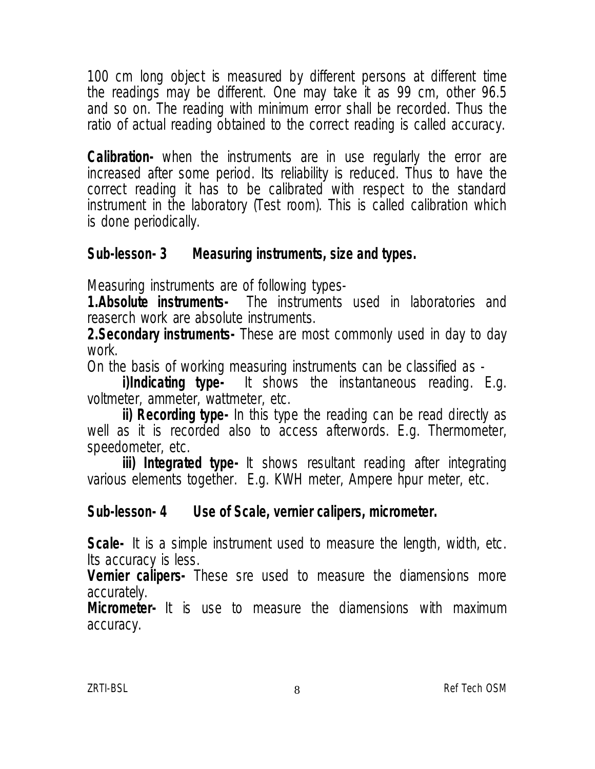100 cm long object is measured by different persons at different time the readings may be different. One may take it as 99 cm, other 96.5 and so on. The reading with minimum error shall be recorded. Thus the ratio of actual reading obtained to the correct reading is called accuracy.

**Calibration-** when the instruments are in use regularly the error are increased after some period. Its reliability is reduced. Thus to have the correct reading it has to be calibrated with respect to the standard instrument in the laboratory (Test room). This is called calibration which is done periodically.

## Sub-lesson- 3 Measuring instruments, size and types.

Measuring instruments are of following types-

**1.Absolute instruments-** The instruments used in laboratories and reaserch work are absolute instruments.

**2.Secondary instruments-** These are most commonly used in day to day work.

On the basis of working measuring instruments can be classified as -

**i)Indicating type-** It shows the instantaneous reading. E.g. voltmeter, ammeter, wattmeter, etc.

**ii) Recording type-** In this type the reading can be read directly as well as it is recorded also to access afterwords. E.g. Thermometer, speedometer, etc.

**iii) Integrated type-** It shows resultant reading after integrating various elements together. E.g. KWH meter, Ampere hpur meter, etc.

## Sub-lesson- 4 Use of Scale, vernier calipers, micrometer.

**Scale-** It is a simple instrument used to measure the length, width, etc. Its accuracy is less.

**Vernier calipers-** These sre used to measure the diamensions more accurately.

**Micrometer-** It is use to measure the diamensions with maximum accuracy.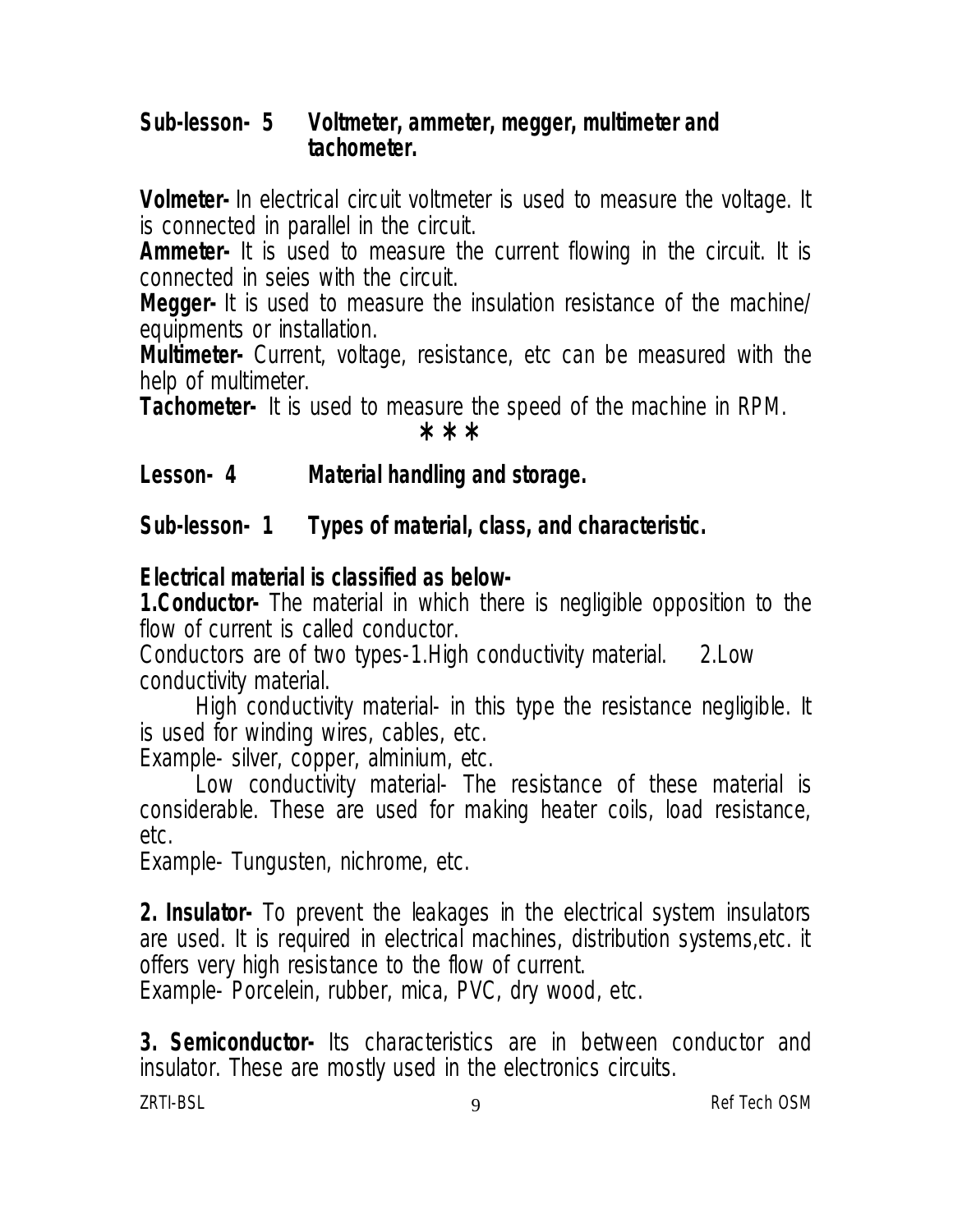## Sub-lesson- 5 Voltmeter, ammeter, megger, multimeter and tachometer.

**Volmeter-** In electrical circuit voltmeter is used to measure the voltage. It is connected in parallel in the circuit.

**Ammeter-** It is used to measure the current flowing in the circuit. It is connected in seies with the circuit.

**Megger-** It is used to measure the insulation resistance of the machine/ equipments or installation.

**Multimeter-** Current, voltage, resistance, etc can be measured with the help of multimeter.

**Tachometer-** It is used to measure the speed of the machine in RPM.

*\*\**

# Lesson- 4 Material handling and storage.

## Sub-lesson- 1 Types of material, class, and characteristic.

**Electrical material is classified as below-**

**1.Conductor-** The material in which there is negligible opposition to the flow of current is called conductor.

Conductors are of two types-1.High conductivity material. 2.Low conductivity material.

High conductivity material- in this type the resistance negligible. It is used for winding wires, cables, etc.

Example- silver, copper, alminium, etc.

Low conductivity material- The resistance of these material is considerable. These are used for making heater coils, load resistance, etc.

Example- Tungusten, nichrome, etc.

**2. Insulator-** To prevent the leakages in the electrical system insulators are used. It is required in electrical machines, distribution systems,etc. it offers very high resistance to the flow of current.

Example- Porcelein, rubber, mica, PVC, dry wood, etc.

**3. Semiconductor-** Its characteristics are in between conductor and insulator. These are mostly used in the electronics circuits.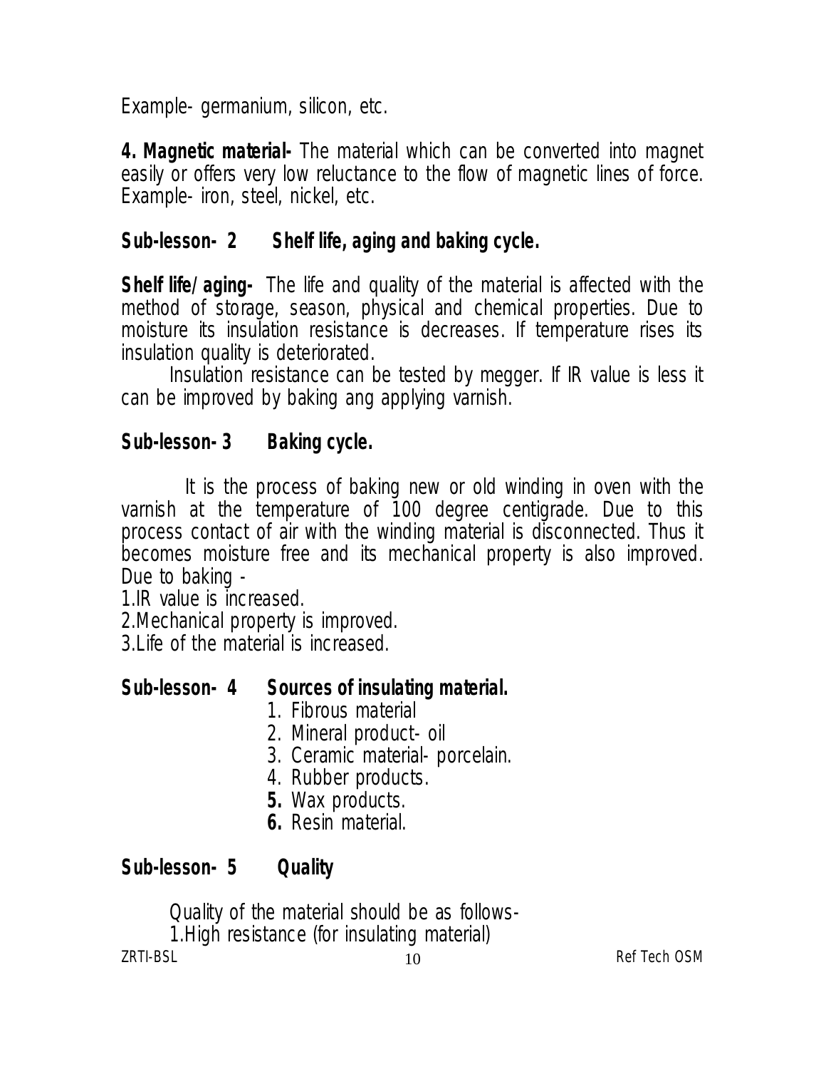Example- germanium, silicon, etc.

**4. Magnetic material-** The material which can be converted into magnet easily or offers very low reluctance to the flow of magnetic lines of force. Example- iron, steel, nickel, etc.

## Sub-lesson- 2 Shelf life, aging and baking cycle.

**Shelf life/aging-** The life and quality of the material is affected with the method of storage, season, physical and chemical properties. Due to moisture its insulation resistance is decreases. If temperature rises its insulation quality is deteriorated.

Insulation resistance can be tested by megger. If IR value is less it can be improved by baking ang applying varnish.

## Sub-lesson- 3 Baking cycle.

It is the process of baking new or old winding in oven with the varnish at the temperature of 100 degree centigrade. Due to this process contact of air with the winding material is disconnected. Thus it becomes moisture free and its mechanical property is also improved. Due to baking -

1. IR value is increased.
2. Mechanical property is improved.
3. Life of the material is increased.

## Sub-lesson- 4 Sources of insulating material.

1. Fibrous material
2. Mineral product- oil
3. Ceramic material- porcelain.
4. Rubber products.
5. Wax products.
6. Resin material.

## Sub-lesson- 5 Quality

Quality of the material should be as follows-

1. High resistance (for insulating material)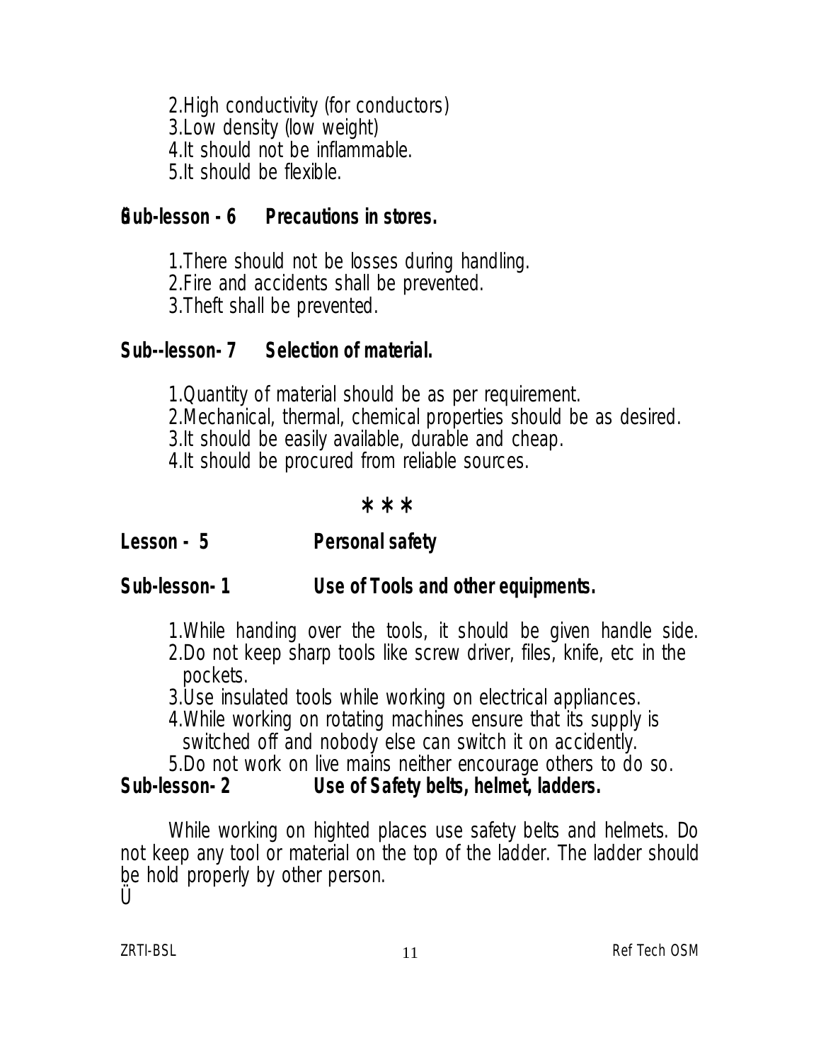2.High conductivity (for conductors)
3.Low density (low weight)
4.It should not be inflammable.
5.It should be flexible.

**Sub-lesson - 6 Precautions in stores.**

1.There should not be losses during handling.
2.Fire and accidents shall be prevented.
3.Theft shall be prevented.

**Sub--lesson- 7 Selection of material.**

1.Quantity of material should be as per requirement.
2.Mechanical, thermal, chemical properties should be as desired.
3.It should be easily available, durable and cheap.
4.It should be procured from reliable sources.

\* \* \*

## Lesson - 5 Personal safety

**Sub-lesson- 1 Use of Tools and other equipments.**

1.While handing over the tools, it should be given handle side.
2.Do not keep sharp tools like screw driver, files, knife, etc in the pockets.
3.Use insulated tools while working on electrical appliances.
4.While working on rotating machines ensure that its supply is switched off and nobody else can switch it on accidently.
5.Do not work on live mains neither encourage others to do so.

**Sub-lesson- 2 Use of Safety belts, helmet, ladders.**

While working on highted places use safety belts and helmets. Do not keep any tool or material on the top of the ladder. The ladder should be hold properly by other person.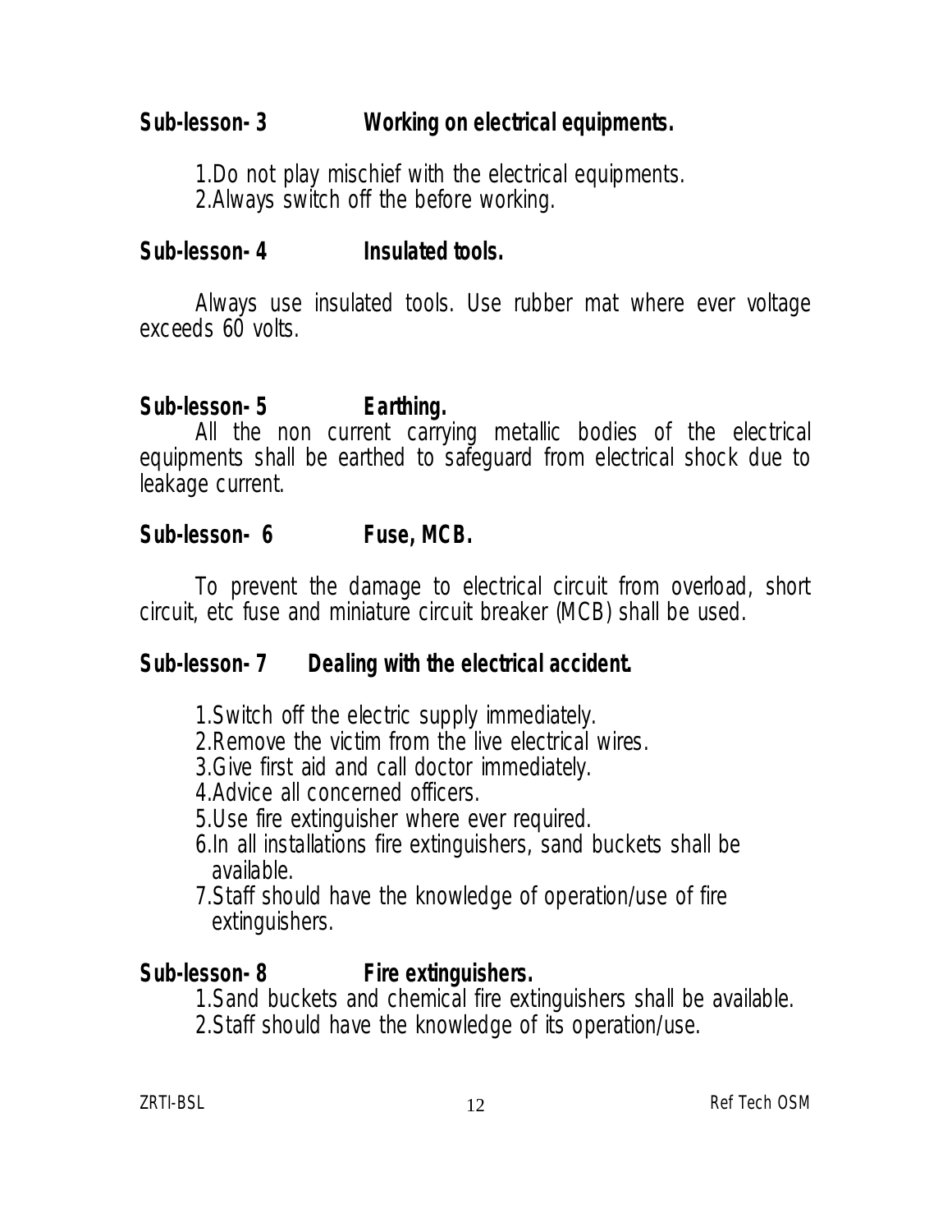## Sub-lesson- 3 Working on electrical equipments.

1. Do not play mischief with the electrical equipments.
2. Always switch off the before working.

## Sub-lesson- 4 Insulated tools.

Always use insulated tools. Use rubber mat where ever voltage exceeds 60 volts.

## Sub-lesson- 5 Earthing.

All the non current carrying metallic bodies of the electrical equipments shall be earthed to safeguard from electrical shock due to leakage current.

## Sub-lesson- 6 Fuse, MCB.

To prevent the damage to electrical circuit from overload, short circuit, etc fuse and miniature circuit breaker (MCB) shall be used.

## Sub-lesson- 7 Dealing with the electrical accident.

1. Switch off the electric supply immediately.
2. Remove the victim from the live electrical wires.
3. Give first aid and call doctor immediately.
4. Advice all concerned officers.
5. Use fire extinguisher where ever required.
6. In all installations fire extinguishers, sand buckets shall be available.
7. Staff should have the knowledge of operation/use of fire extinguishers.

## Sub-lesson- 8 Fire extinguishers.

1. Sand buckets and chemical fire extinguishers shall be available.
2. Staff should have the knowledge of its operation/use.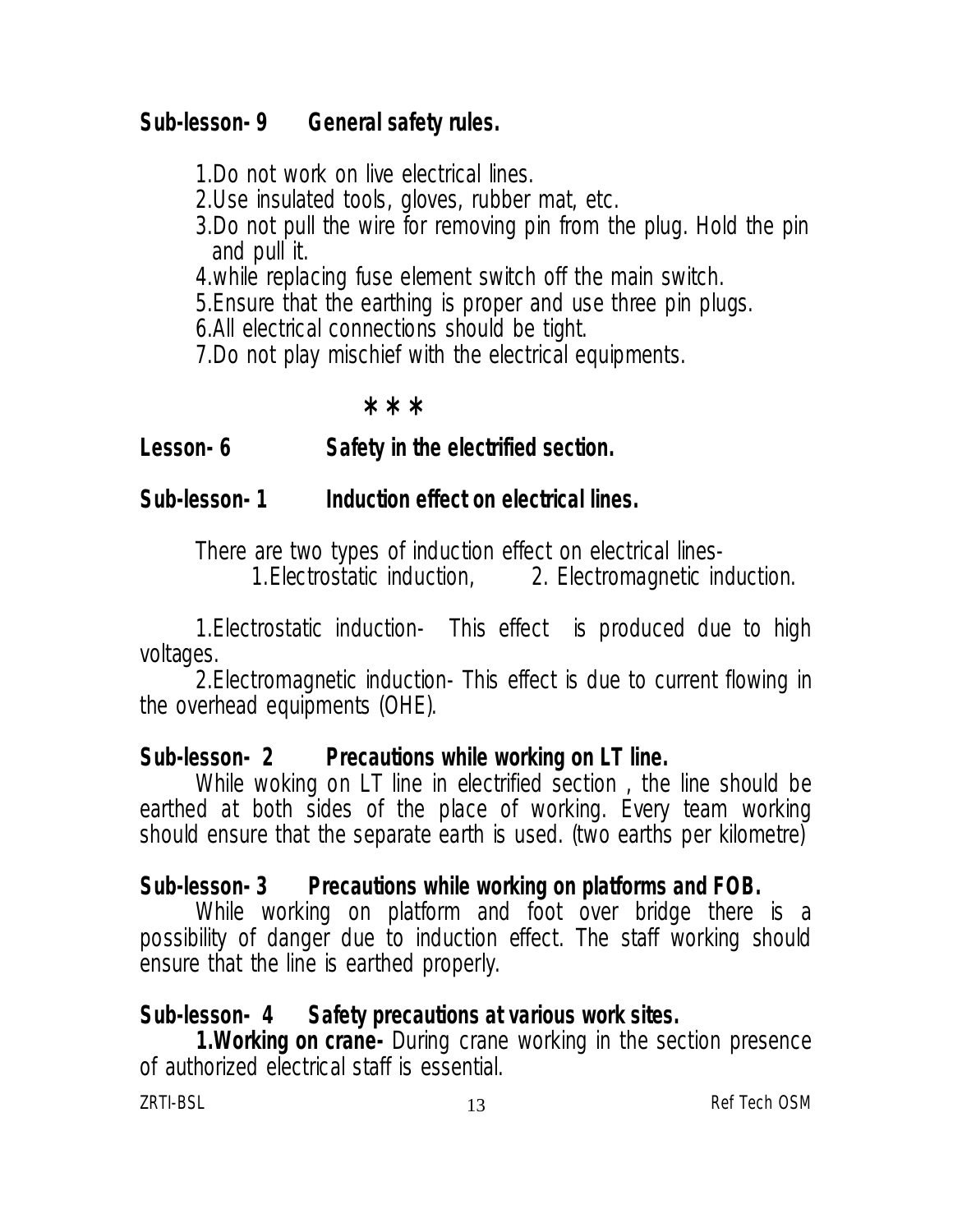**Sub-lesson- 9 General safety rules.**

1.Do not work on live electrical lines.
2.Use insulated tools, gloves, rubber mat, etc.
3.Do not pull the wire for removing pin from the plug. Hold the pin and pull it.
4.while replacing fuse element switch off the main switch.
5.Ensure that the earthing is proper and use three pin plugs.
6.All electrical connections should be tight.
7.Do not play mischief with the electrical equipments.

***

## Lesson- 6 Safety in the electrified section.

**Sub-lesson- 1 Induction effect on electrical lines.**

There are two types of induction effect on electrical lines-
1.Electrostatic induction, 2. Electromagnetic induction.

1.Electrostatic induction- This effect is produced due to high voltages.

2.Electromagnetic induction- This effect is due to current flowing in the overhead equipments (OHE).

**Sub-lesson- 2 Precautions while working on LT line.**

While woking on LT line in electrified section , the line should be earthed at both sides of the place of working. Every team working should ensure that the separate earth is used. (two earths per kilometre)

**Sub-lesson- 3 Precautions while working on platforms and FOB.**

While working on platform and foot over bridge there is a possibility of danger due to induction effect. The staff working should ensure that the line is earthed properly.

**Sub-lesson- 4 Safety precautions at various work sites.**

**1.Working on crane-** During crane working in the section presence of authorized electrical staff is essential.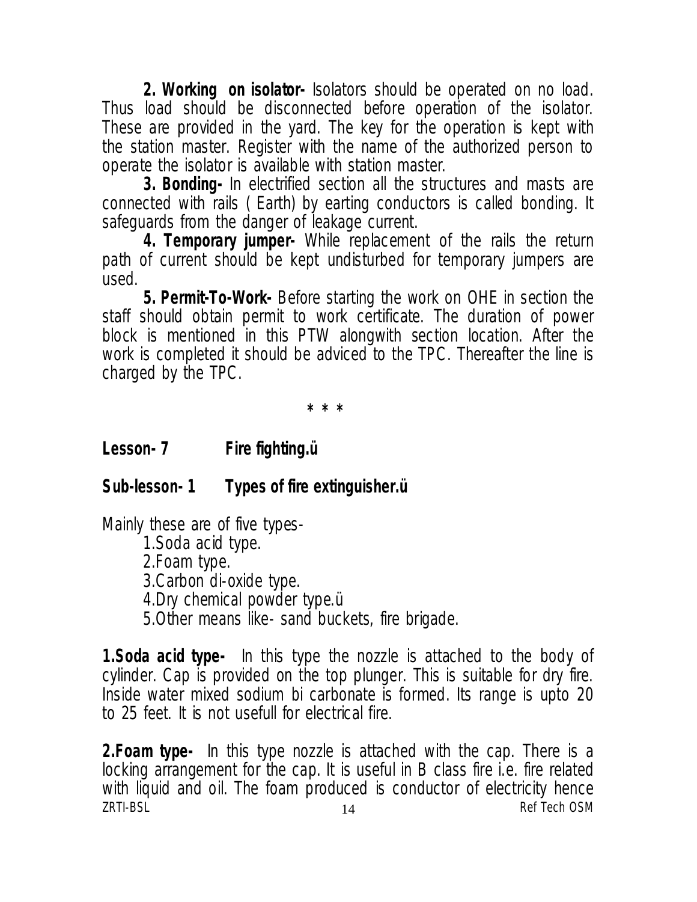**2. Working on isolator-** Isolators should be operated on no load. Thus load should be disconnected before operation of the isolator. These are provided in the yard. The key for the operation is kept with the station master. Register with the name of the authorized person to operate the isolator is available with station master.

**3. Bonding-** In electrified section all the structures and masts are connected with rails ( Earth) by earting conductors is called bonding. It safeguards from the danger of leakage current.

**4. Temporary jumper-** While replacement of the rails the return path of current should be kept undisturbed for temporary jumpers are used.

**5. Permit-To-Work-** Before starting the work on OHE in section the staff should obtain permit to work certificate. The duration of power block is mentioned in this PTW alongwith section location. After the work is completed it should be adviced to the TPC. Thereafter the line is charged by the TPC.

\* \* \*

## Lesson- 7 Fire fighting.ü

### Sub-lesson- 1 Types of fire extinguisher.ü

Mainly these are of five types-

1. Soda acid type.
2. Foam type.
3. Carbon di-oxide type.
4. Dry chemical powder type.ü
5. Other means like- sand buckets, fire brigade.

**1.Soda acid type-** In this type the nozzle is attached to the body of cylinder. Cap is provided on the top plunger. This is suitable for dry fire. Inside water mixed sodium bi carbonate is formed. Its range is upto 20 to 25 feet. It is not usefull for electrical fire.

**2.Foam type-** In this type nozzle is attached with the cap. There is a locking arrangement for the cap. It is useful in B class fire i.e. fire related with liquid and oil. The foam produced is conductor of electricity hence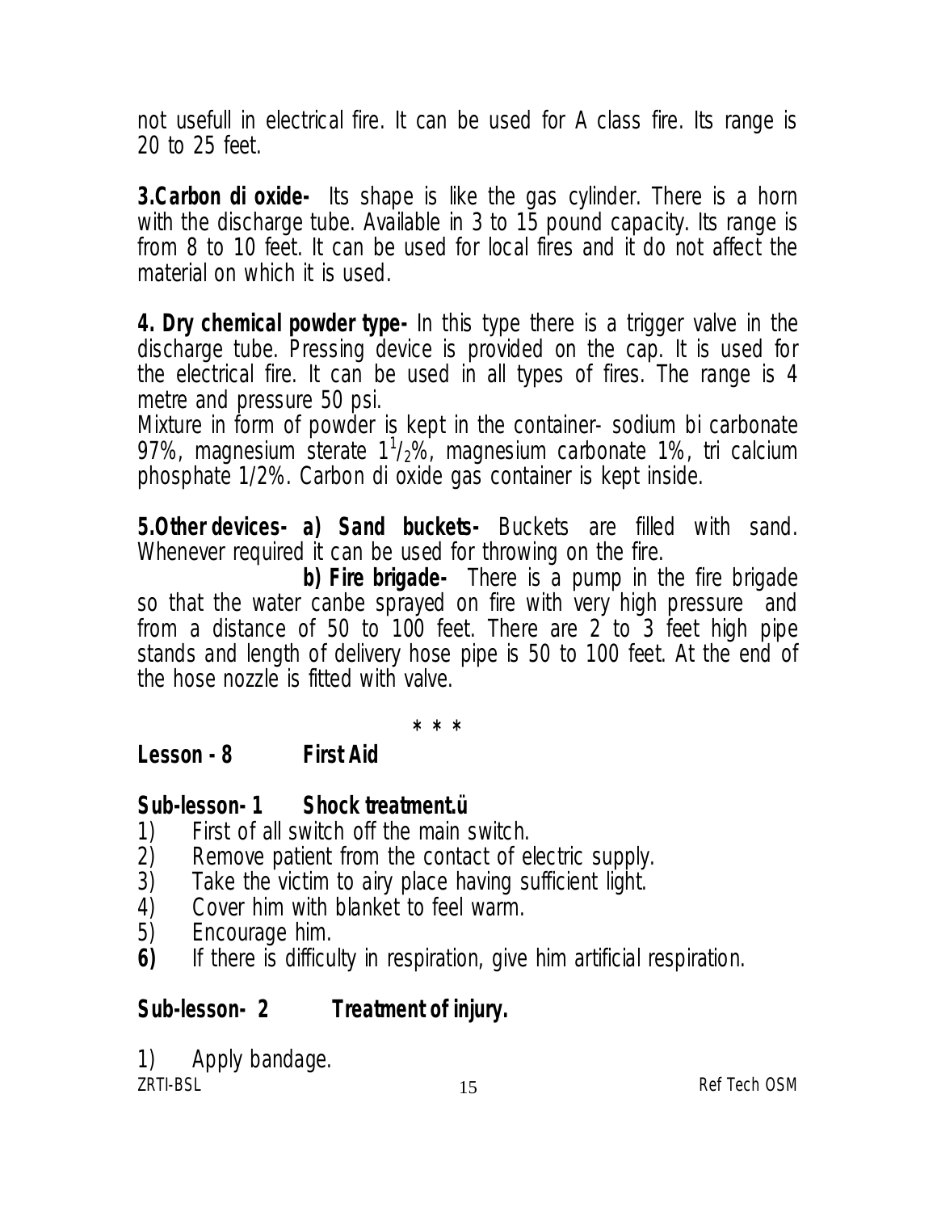not usefull in electrical fire. It can be used for A class fire. Its range is 20 to 25 feet.

**3.Carbon di oxide-** Its shape is like the gas cylinder. There is a horn with the discharge tube. Available in 3 to 15 pound capacity. Its range is from 8 to 10 feet. It can be used for local fires and it do not affect the material on which it is used.

**4. Dry chemical powder type-** In this type there is a trigger valve in the discharge tube. Pressing device is provided on the cap. It is used for the electrical fire. It can be used in all types of fires. The range is 4 metre and pressure 50 psi.
Mixture in form of powder is kept in the container- sodium bi carbonate 97%, magnesium sterate $1^1/_2$%, magnesium carbonate 1%, tri calcium phosphate 1/2%. Carbon di oxide gas container is kept inside.

**5.Other devices- a) Sand buckets-** Buckets are filled with sand. Whenever required it can be used for throwing on the fire.

**b) Fire brigade-** There is a pump in the fire brigade so that the water canbe sprayed on fire with very high pressure and from a distance of 50 to 100 feet. There are 2 to 3 feet high pipe stands and length of delivery hose pipe is 50 to 100 feet. At the end of the hose nozzle is fitted with valve.

\* \* \*

## Lesson - 8 First Aid

### Sub-lesson- 1 Shock treatment.ü

1) First of all switch off the main switch.
2) Remove patient from the contact of electric supply.
3) Take the victim to airy place having sufficient light.
4) Cover him with blanket to feel warm.
5) Encourage him.
6) If there is difficulty in respiration, give him artificial respiration.

### Sub-lesson- 2 Treatment of injury.

1) Apply bandage.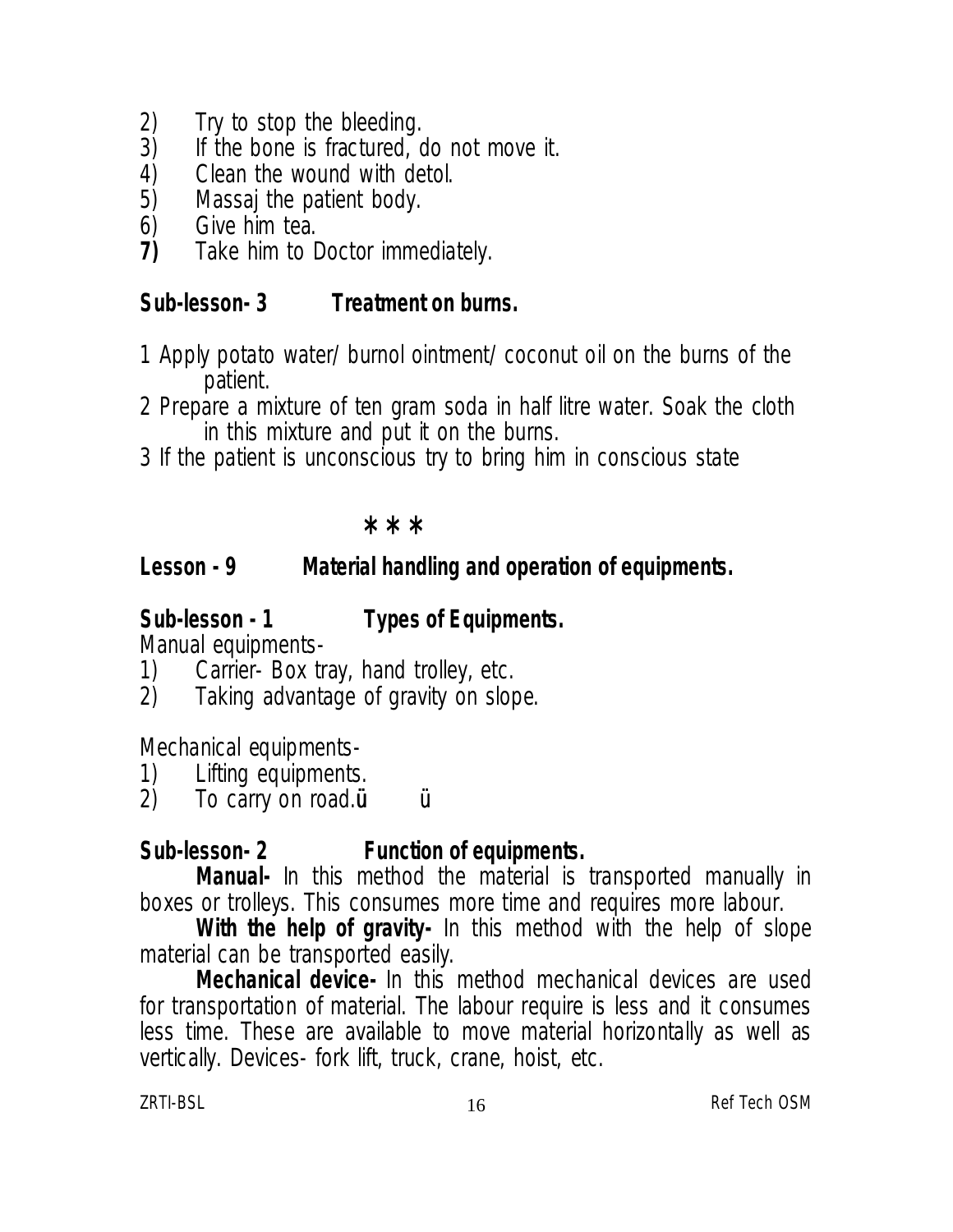2) Try to stop the bleeding.
3) If the bone is fractured, do not move it.
4) Clean the wound with detol.
5) Massaj the patient body.
6) Give him tea.
**7)** Take him to Doctor immediately.

### Sub-lesson- 3 Treatment on burns.

1 Apply potato water/ burnol ointment/ coconut oil on the burns of the patient.
2 Prepare a mixture of ten gram soda in half litre water. Soak the cloth in this mixture and put it on the burns.
3 If the patient is unconscious try to bring him in conscious state

***

## Lesson - 9 Material handling and operation of equipments.

### Sub-lesson - 1 Types of Equipments.

Manual equipments-

1) Carrier- Box tray, hand trolley, etc.
2) Taking advantage of gravity on slope.

Mechanical equipments-

1) Lifting equipments.
2) To carry on road.ü ü

### Sub-lesson- 2 Function of equipments.

**Manual-** In this method the material is transported manually in boxes or trolleys. This consumes more time and requires more labour.

**With the help of gravity-** In this method with the help of slope material can be transported easily.

**Mechanical device-** In this method mechanical devices are used for transportation of material. The labour require is less and it consumes less time. These are available to move material horizontally as well as vertically. Devices- fork lift, truck, crane, hoist, etc.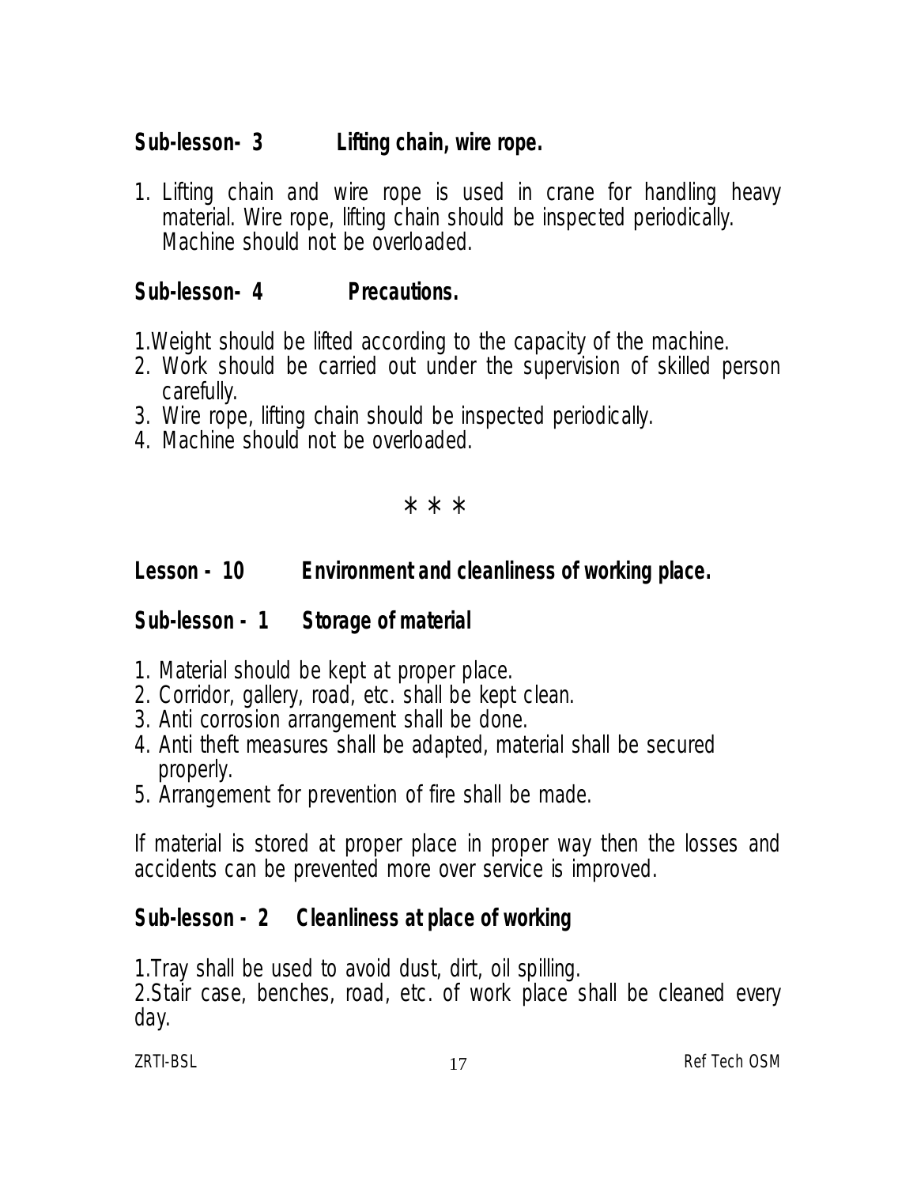### Sub-lesson- 3 Lifting chain, wire rope.

1. Lifting chain and wire rope is used in crane for handling heavy material. Wire rope, lifting chain should be inspected periodically. Machine should not be overloaded.

### Sub-lesson- 4 Precautions.

1. Weight should be lifted according to the capacity of the machine.
2. Work should be carried out under the supervision of skilled person carefully.
3. Wire rope, lifting chain should be inspected periodically.
4. Machine should not be overloaded.

\* \* \*

## Lesson - 10 Environment and cleanliness of working place.

### Sub-lesson - 1 Storage of material

1. Material should be kept at proper place.
2. Corridor, gallery, road, etc. shall be kept clean.
3. Anti corrosion arrangement shall be done.
4. Anti theft measures shall be adapted, material shall be secured properly.
5. Arrangement for prevention of fire shall be made.

If material is stored at proper place in proper way then the losses and accidents can be prevented more over service is improved.

### Sub-lesson - 2 Cleanliness at place of working

1. Tray shall be used to avoid dust, dirt, oil spilling.
2. Stair case, benches, road, etc. of work place shall be cleaned every day.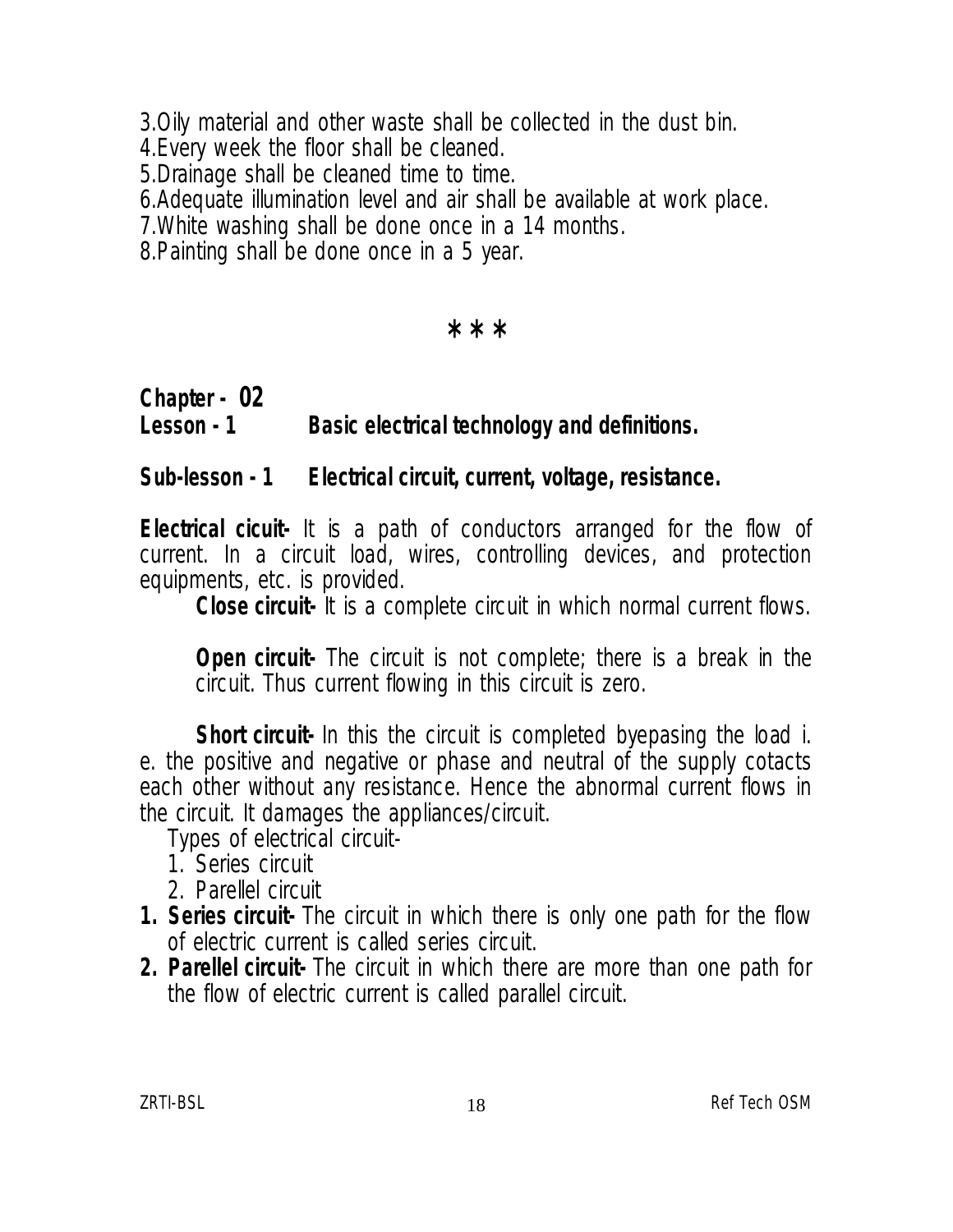3.Oily material and other waste shall be collected in the dust bin.
4.Every week the floor shall be cleaned.
5.Drainage shall be cleaned time to time.
6.Adequate illumination level and air shall be available at work place.
7.White washing shall be done once in a 14 months.
8.Painting shall be done once in a 5 year.

\*\*\*

## Chapter - 02

## Lesson - 1 Basic electrical technology and definitions.

### Sub-lesson - 1 Electrical circuit, current, voltage, resistance.

**Electrical cicuit-** It is a path of conductors arranged for the flow of current. In a circuit load, wires, controlling devices, and protection equipments, etc. is provided.

**Close circuit-** It is a complete circuit in which normal current flows.

**Open circuit-** The circuit is not complete; there is a break in the circuit. Thus current flowing in this circuit is zero.

**Short circuit-** In this the circuit is completed byepasing the load i. e. the positive and negative or phase and neutral of the supply cotacts each other without any resistance. Hence the abnormal current flows in the circuit. It damages the appliances/circuit.

Types of electrical circuit-

1. Series circuit
2. Parellel circuit

1. **Series circuit-** The circuit in which there is only one path for the flow of electric current is called series circuit.
2. **Parellel circuit-** The circuit in which there are more than one path for the flow of electric current is called parallel circuit.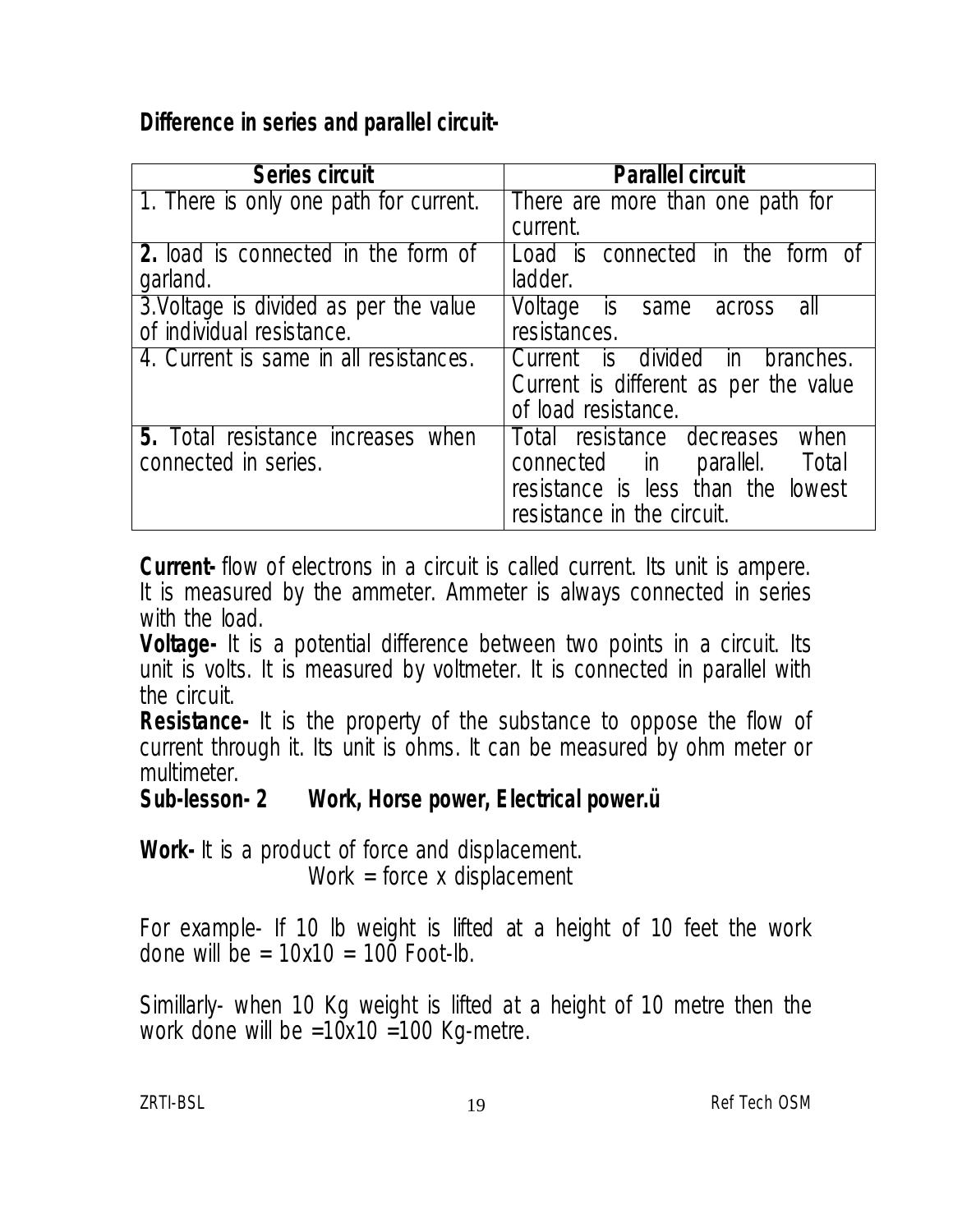**Difference in series and parallel circuit-**

| Series circuit | Parallel circuit |
|---|---|
| 1. There is only one path for current. | There are more than one path for current. |
| **2.** load is connected in the form of garland. | Load is connected in the form of ladder. |
| 3.Voltage is divided as per the value of individual resistance. | Voltage is same across all resistances. |
| 4. Current is same in all resistances. | Current is divided in branches. Current is different as per the value of load resistance. |
| **5.** Total resistance increases when connected in series. | Total resistance decreases when connected in parallel. Total resistance is less than the lowest resistance in the circuit. |

**Current-** flow of electrons in a circuit is called current. Its unit is ampere. It is measured by the ammeter. Ammeter is always connected in series with the load.

**Voltage-** It is a potential difference between two points in a circuit. Its unit is volts. It is measured by voltmeter. It is connected in parallel with the circuit.

**Resistance-** It is the property of the substance to oppose the flow of current through it. Its unit is ohms. It can be measured by ohm meter or multimeter.

## Sub-lesson- 2 Work, Horse power, Electrical power.ü

**Work-** It is a product of force and displacement.

Work = force x displacement

For example- If 10 lb weight is lifted at a height of 10 feet the work done will be = 10x10 = 100 Foot-lb.

Simillarly- when 10 Kg weight is lifted at a height of 10 metre then the work done will be =10x10 =100 Kg-metre.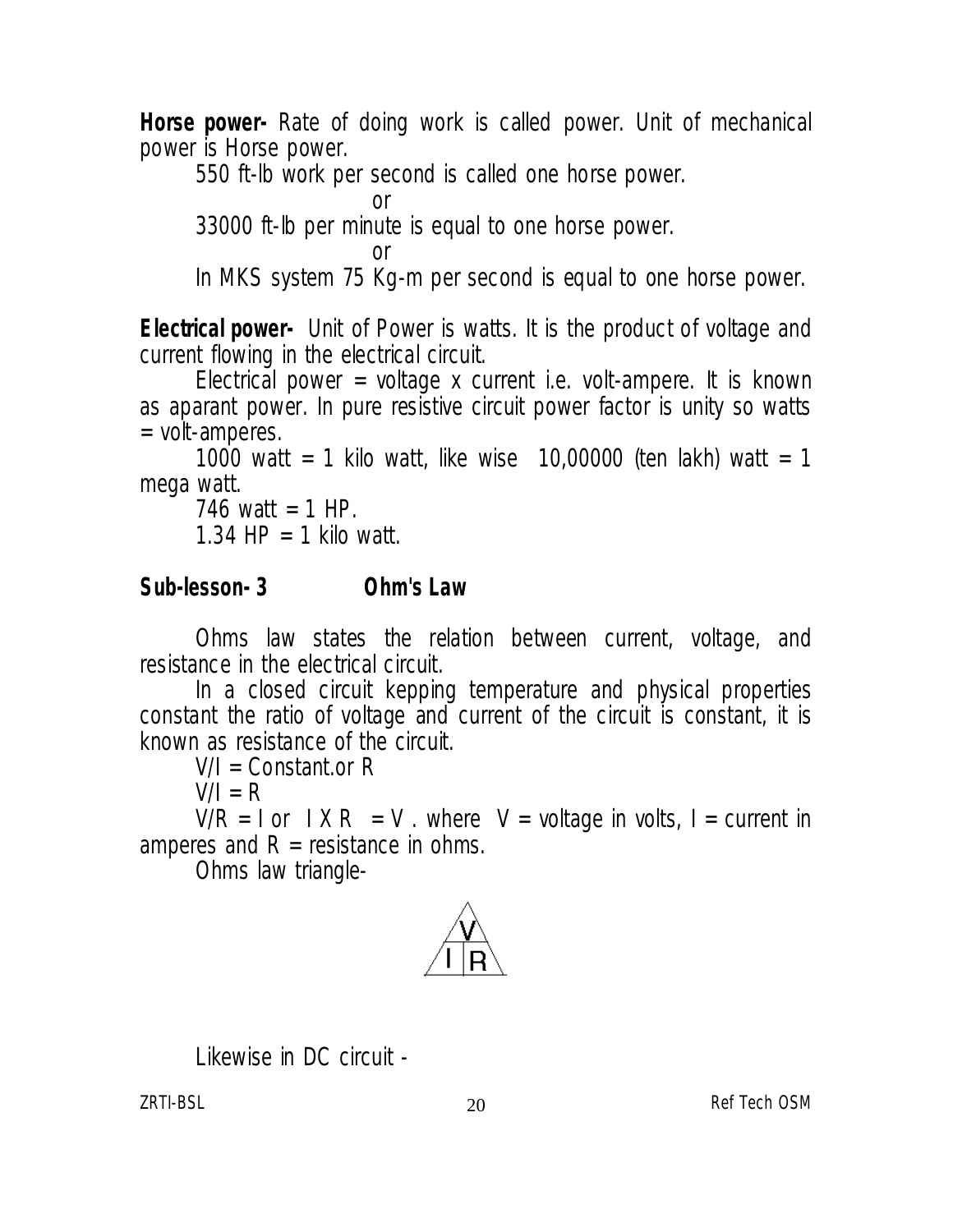**Horse power-** Rate of doing work is called power. Unit of mechanical power is Horse power.

550 ft-lb work per second is called one horse power.

or

33000 ft-lb per minute is equal to one horse power.

or

In MKS system 75 Kg-m per second is equal to one horse power.

**Electrical power-** Unit of Power is watts. It is the product of voltage and current flowing in the electrical circuit.

Electrical power = voltage x current i.e. volt-ampere. It is known as aparant power. In pure resistive circuit power factor is unity so watts = volt-amperes.

1000 watt = 1 kilo watt, like wise 10,00000 (ten lakh) watt = 1 mega watt.

746 watt = 1 HP.

1.34 HP = 1 kilo watt.

## Sub-lesson- 3 Ohm's Law

Ohms law states the relation between current, voltage, and resistance in the electrical circuit.

In a closed circuit kepping temperature and physical properties constant the ratio of voltage and current of the circuit is constant, it is known as resistance of the circuit.

$V/I$ = Constant.or R

$V/I = R$

$V/R = I$ or $I \times R = V$ . where V = voltage in volts, I = current in amperes and R = resistance in ohms.

Ohms law triangle-

V
I | R

Likewise in DC circuit -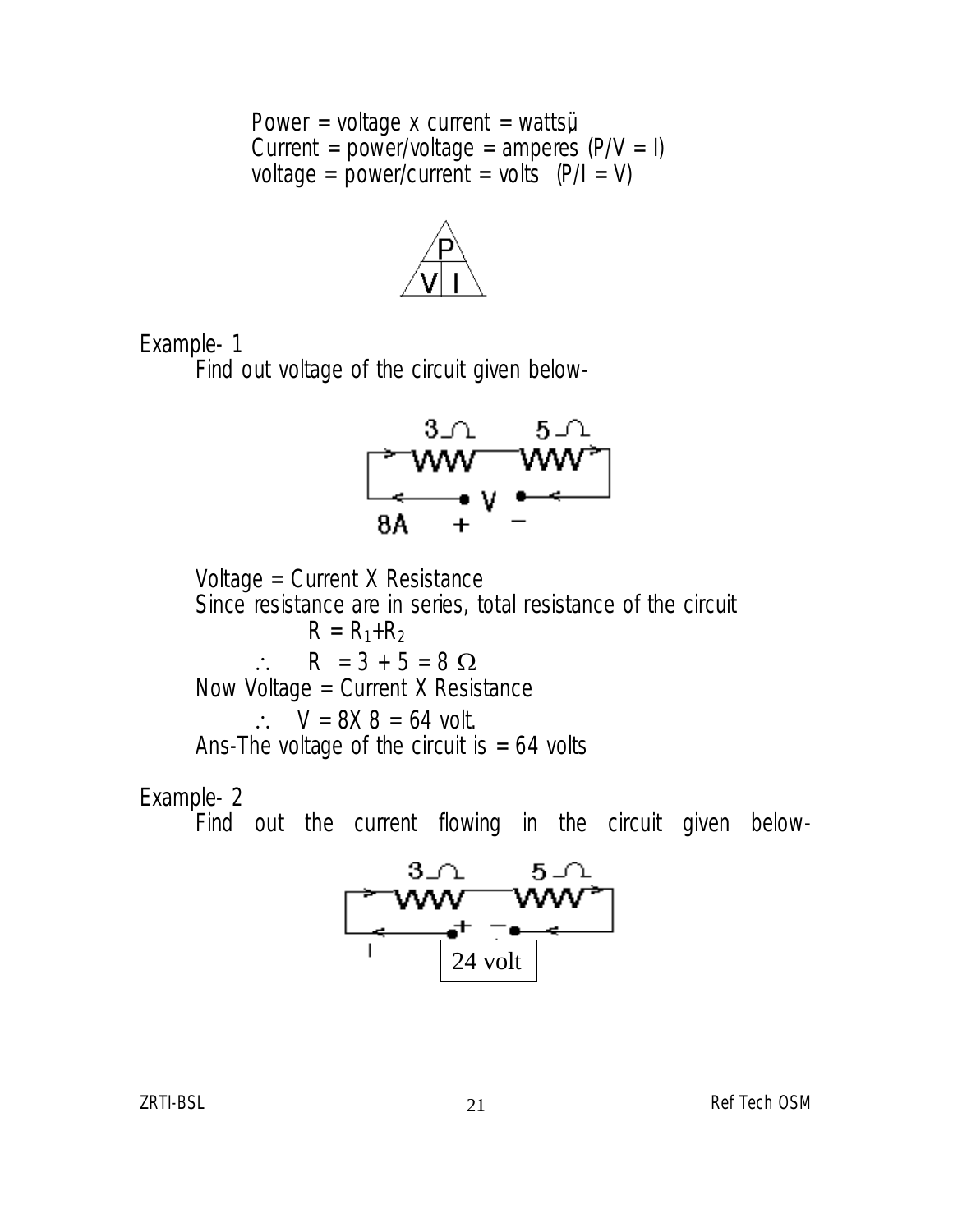Power = voltage x current = wattsü
Current = power/voltage = amperes (P/V = I)
voltage = power/current = volts (P/I = V)

Example- 1

Find out voltage of the circuit given below-

Voltage = Current X Resistance
Since resistance are in series, total resistance of the circuit

$R = R_1+R_2$

$\therefore \quad R = 3 + 5 = 8\ \Omega$

Now Voltage = Current X Resistance

$\therefore \quad V = 8 X 8 = 64$ volt.

Ans-The voltage of the circuit is = 64 volts

Example- 2

Find out the current flowing in the circuit given below-

24 volt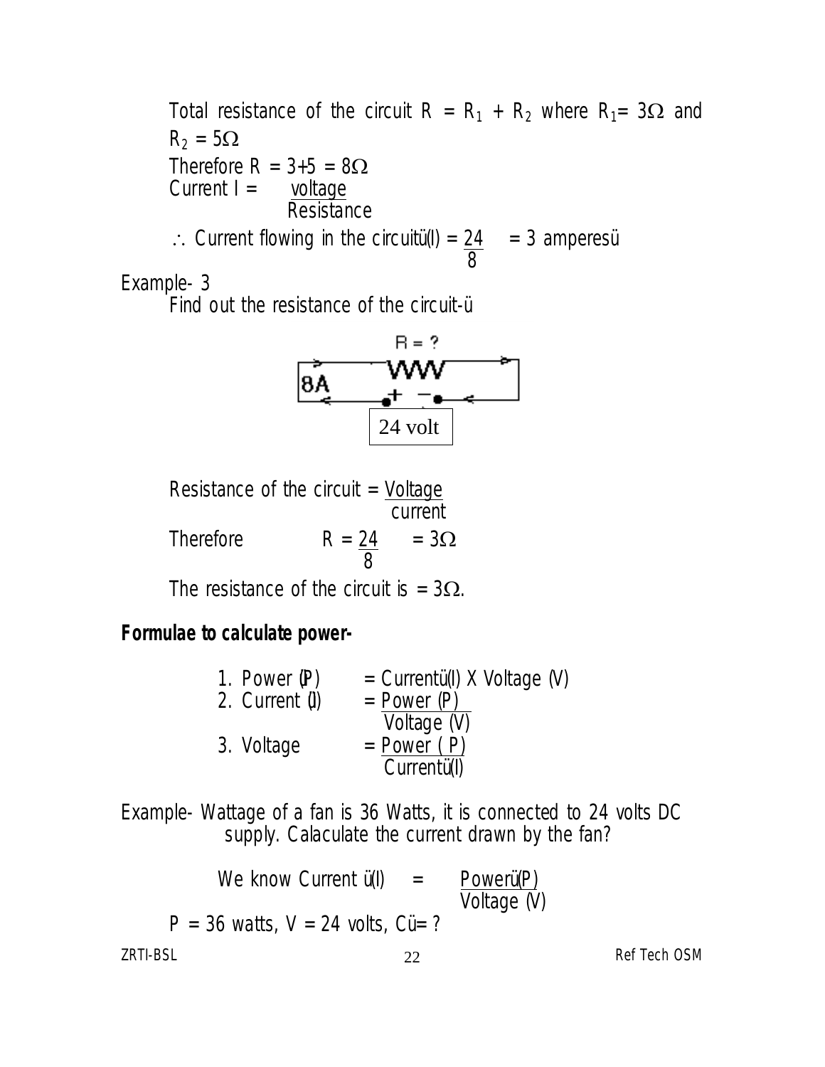Total resistance of the circuit $R = R_1 + R_2$ where $R_1 = 3\Omega$ and $R_2 = 5\Omega$

Therefore $R = 3+5 = 8\Omega$

$$\text{Current } I = \frac{\text{voltage}}{\text{Resistance}}$$

$\therefore$ Current flowing in the circuitü(I) $= \frac{24}{8} = 3$ amperesü

Example- 3

Find out the resistance of the circuit-ü

R = ?

8A

24 volt

$$\text{Resistance of the circuit} = \frac{\text{Voltage}}{\text{current}}$$

Therefore $R = \frac{24}{8} = 3\Omega$

The resistance of the circuit is $= 3\Omega$.

**Formulae to calculate power-**

1. Power (P) = Currentü(I) X Voltage (V)
2. Current (I) $= \frac{\text{Power (P)}}{\text{Voltage (V)}}$
3. Voltage $= \frac{\text{Power ( P)}}{\text{Currentü(I)}}$

Example- Wattage of a fan is 36 Watts, it is connected to 24 volts DC supply. Calaculate the current drawn by the fan?

We know Current ü(I) $= \frac{\text{Powerü(P)}}{\text{Voltage (V)}}$

P = 36 watts, V = 24 volts, Cü= ?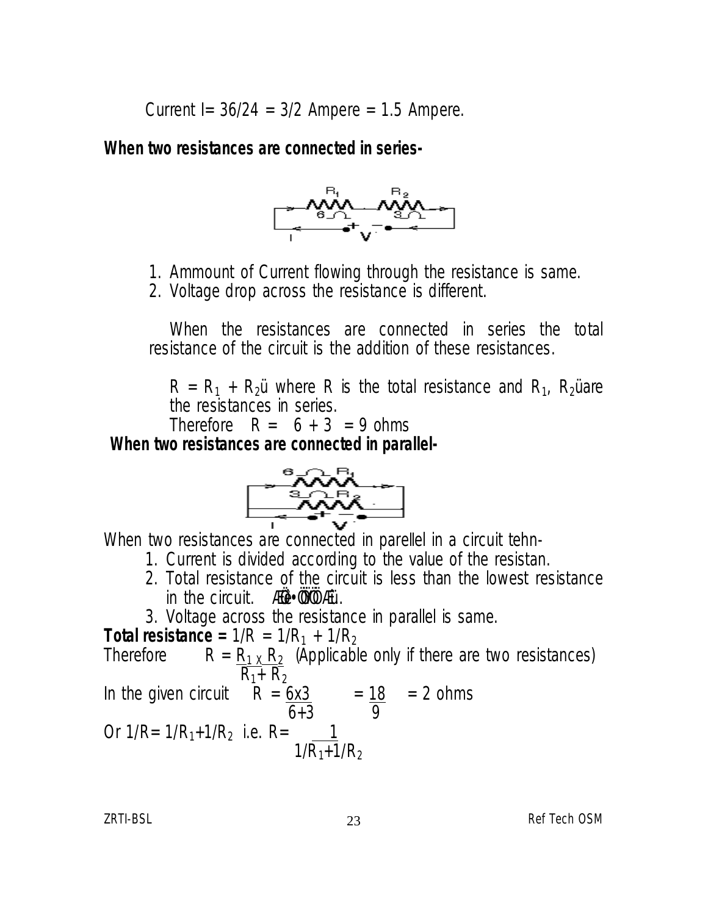Current I= 36/24 = 3/2 Ampere = 1.5 Ampere.

**When two resistances are connected in series-**

1. Ammount of Current flowing through the resistance is same.
2. Voltage drop across the resistance is different.

When the resistances are connected in series the total resistance of the circuit is the addition of these resistances.

$R = R_1 + R_2$ü where R is the total resistance and $R_1$, $R_2$üare the resistances in series.

Therefore $R = 6 + 3 = 9$ ohms

**When two resistances are connected in parallel-**

When two resistances are connected in parellel in a circuit tehn-

1. Current is divided according to the value of the resistan.
2. Total resistance of the circuit is less than the lowest resistance in the circuit. ÆÊò•ÕÏÖÆü.
3. Voltage across the resistance in parallel is same.

**Total resistance =** $1/R = 1/R_1 + 1/R_2$

Therefore $R = \frac{R_1 \times R_2}{R_1 + R_2}$ (Applicable only if there are two resistances)

In the given circuit $R = \frac{6x3}{6+3} = \frac{18}{9} = 2$ ohms

Or $1/R = 1/R_1 + 1/R_2$ i.e. $R = \frac{1}{1/R_1 + 1/R_2}$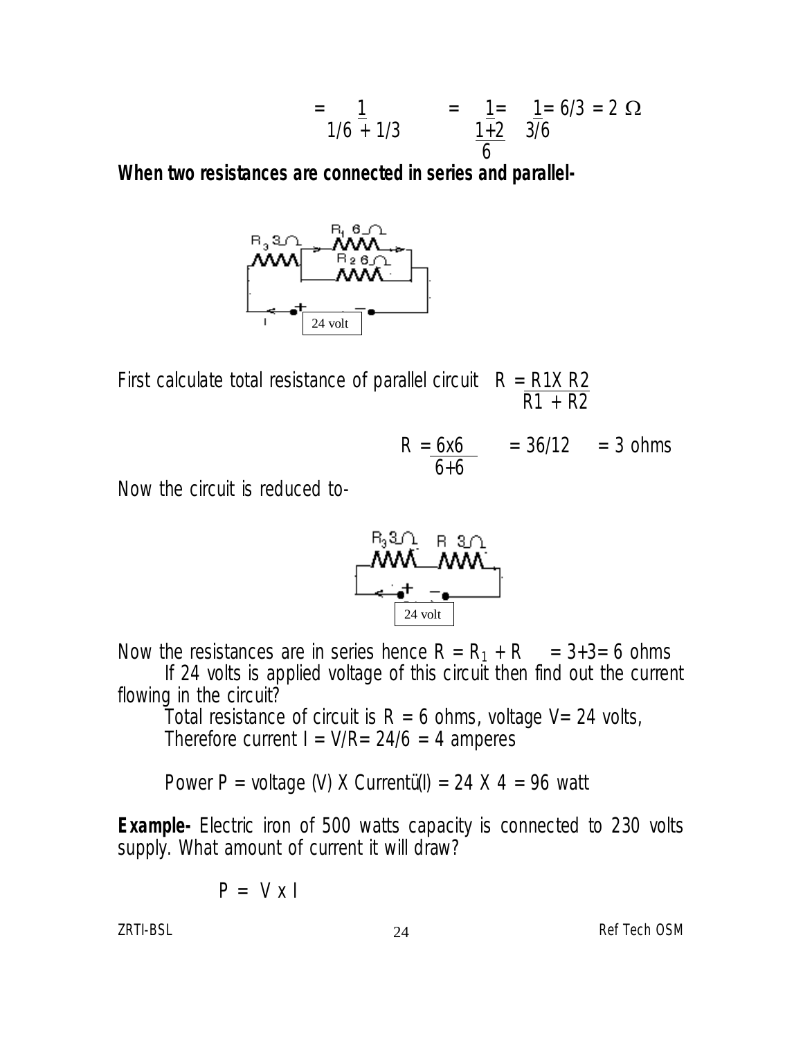$$= \frac{1}{1/6 + 1/3} = \frac{1}{\frac{1+2}{6}} = \frac{1}{3/6} = 6/3 = 2\ \Omega$$

**When two resistances are connected in series and parallel-**

First calculate total resistance of parallel circuit $R = \frac{R1 X R2}{R1 + R2}$

$$R = \frac{6x6}{6+6} = 36/12 = 3 \text{ ohms}$$

Now the circuit is reduced to-

Now the resistances are in series hence $R = R_1 + R = 3+3= 6$ ohms

If 24 volts is applied voltage of this circuit then find out the current flowing in the circuit?

Total resistance of circuit is R = 6 ohms, voltage V= 24 volts,
Therefore current I = V/R= 24/6 = 4 amperes

Power P = voltage (V) X Current(I) = 24 X 4 = 96 watt

**Example-** Electric iron of 500 watts capacity is connected to 230 volts supply. What amount of current it will draw?

$$P = V \times I$$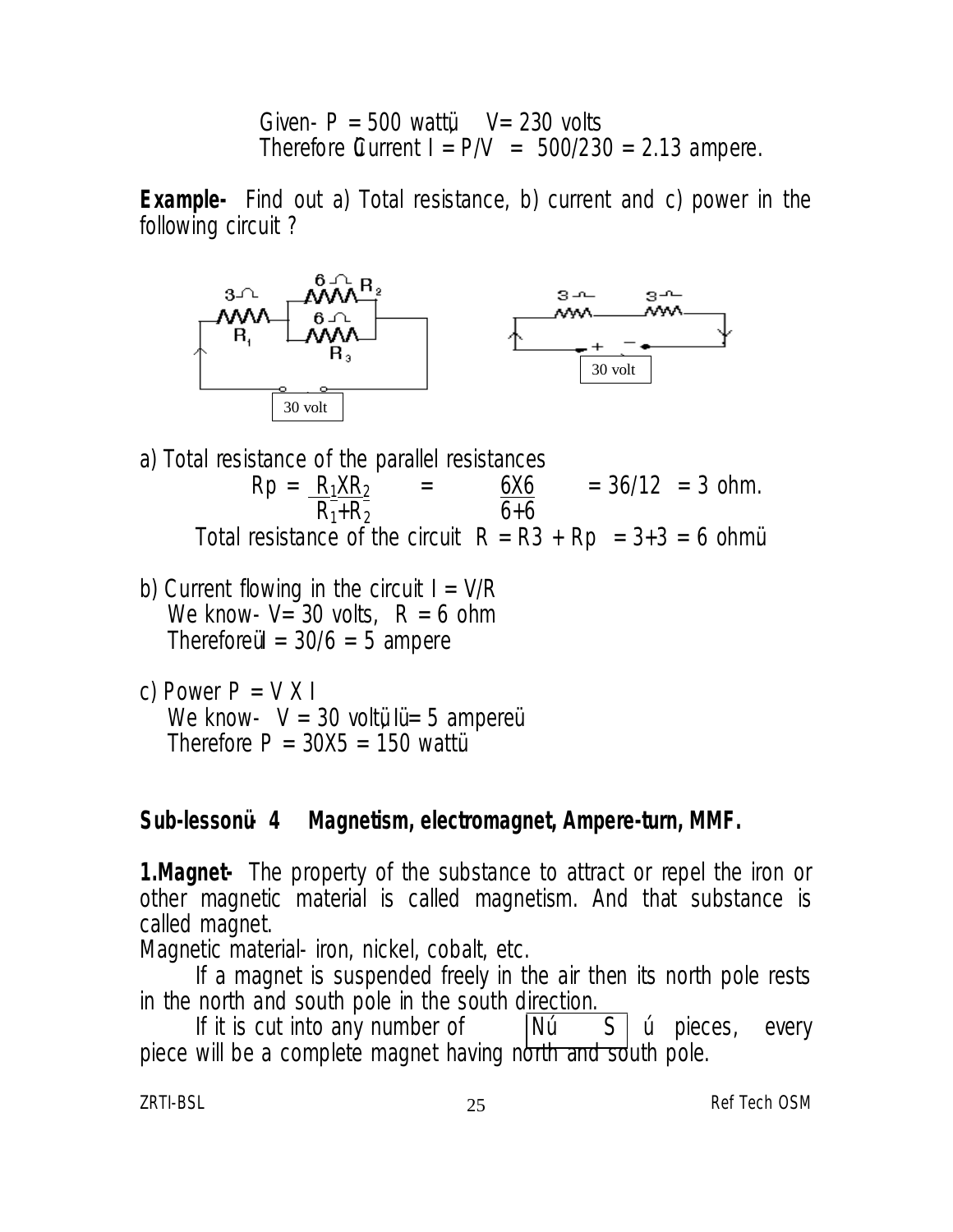Given- $P = 500$ watt, $V = 230$ volts
Therefore Current $I = P/V = 500/230 = 2.13$ ampere.

**Example-** Find out a) Total resistance, b) current and c) power in the following circuit ?

a) Total resistance of the parallel resistances

$$Rp = \frac{R_1 X R_2}{R_1 + R_2} = \frac{6X6}{6+6} = 36/12 = 3 \text{ ohm.}$$

Total resistance of the circuit $R = R3 + Rp = 3+3 = 6$ ohm

b) Current flowing in the circuit $I = V/R$
We know- $V = 30$ volts, $R = 6$ ohm
Therefore $I = 30/6 = 5$ ampere

c) Power $P = V X I$
We know- $V = 30$ volt, $I = 5$ ampere
Therefore $P = 30X5 = 150$ watt

## Sub-lesson 4 Magnetism, electromagnet, Ampere-turn, MMF.

**1.Magnet-** The property of the substance to attract or repel the iron or other magnetic material is called magnetism. And that substance is called magnet.

Magnetic material- iron, nickel, cobalt, etc.

If a magnet is suspended freely in the air then its north pole rests in the north and south pole in the south direction.

If it is cut into any number of N S pieces, every piece will be a complete magnet having north and south pole.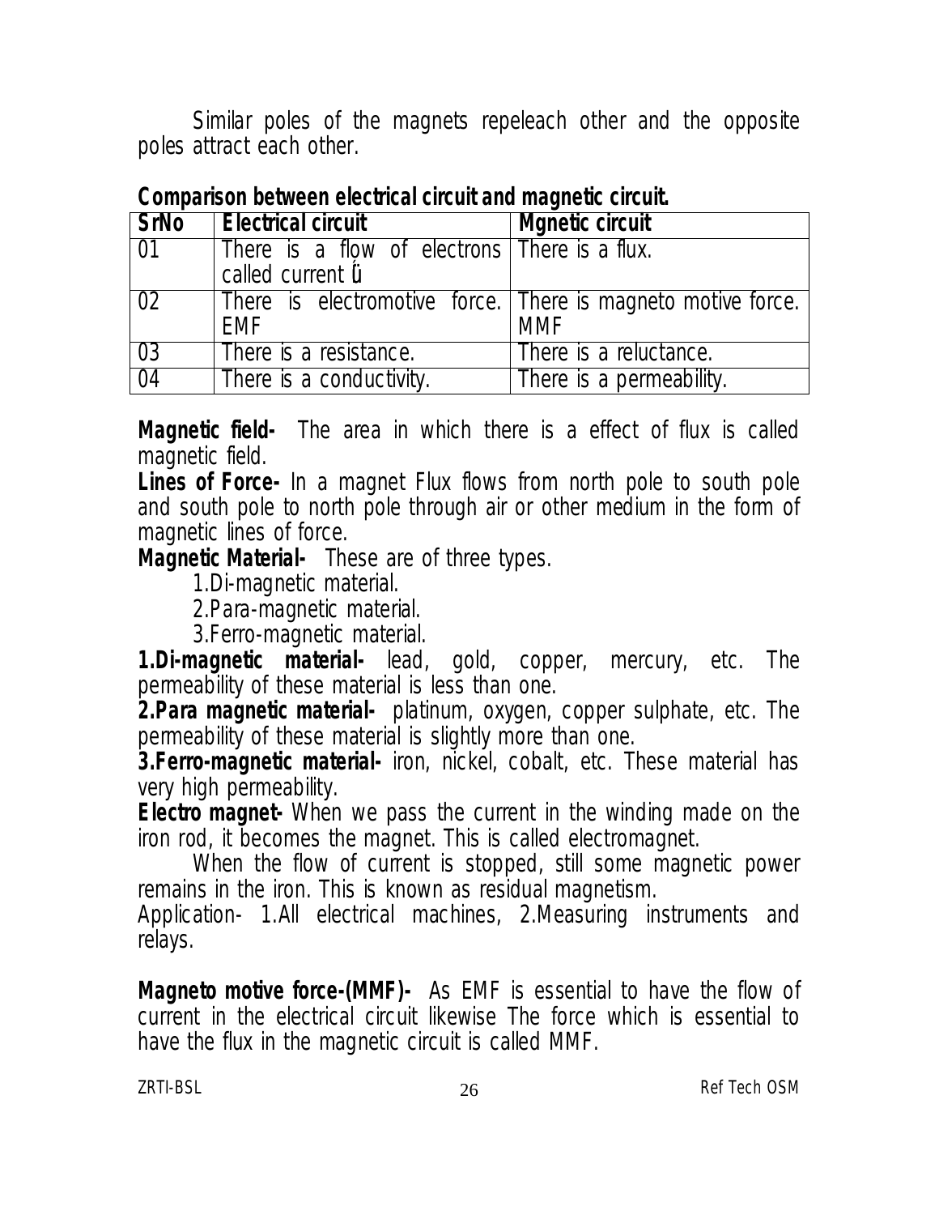Similar poles of the magnets repeleach other and the opposite poles attract each other.

**Comparison between electrical circuit and magnetic circuit.**

| SrNo | Electrical circuit | Mgnetic circuit |
|---|---|---|
| 01 | There is a flow of electrons called current Ú | There is a flux. |
| 02 | There is electromotive force. EMF | There is magneto motive force. MMF |
| 03 | There is a resistance. | There is a reluctance. |
| 04 | There is a conductivity. | There is a permeability. |

**Magnetic field-** The area in which there is a effect of flux is called magnetic field.

**Lines of Force-** In a magnet Flux flows from north pole to south pole and south pole to north pole through air or other medium in the form of magnetic lines of force.

**Magnetic Material-** These are of three types.

1. Di-magnetic material.
2. Para-magnetic material.
3. Ferro-magnetic material.

**1.Di-magnetic material-** lead, gold, copper, mercury, etc. The permeability of these material is less than one.

**2.Para magnetic material-** platinum, oxygen, copper sulphate, etc. The permeability of these material is slightly more than one.

**3.Ferro-magnetic material-** iron, nickel, cobalt, etc. These material has very high permeability.

**Electro magnet-** When we pass the current in the winding made on the iron rod, it becomes the magnet. This is called electromagnet.

When the flow of current is stopped, still some magnetic power remains in the iron. This is known as residual magnetism.

Application- 1.All electrical machines, 2.Measuring instruments and relays.

**Magneto motive force-(MMF)-** As EMF is essential to have the flow of current in the electrical circuit likewise The force which is essential to have the flux in the magnetic circuit is called MMF.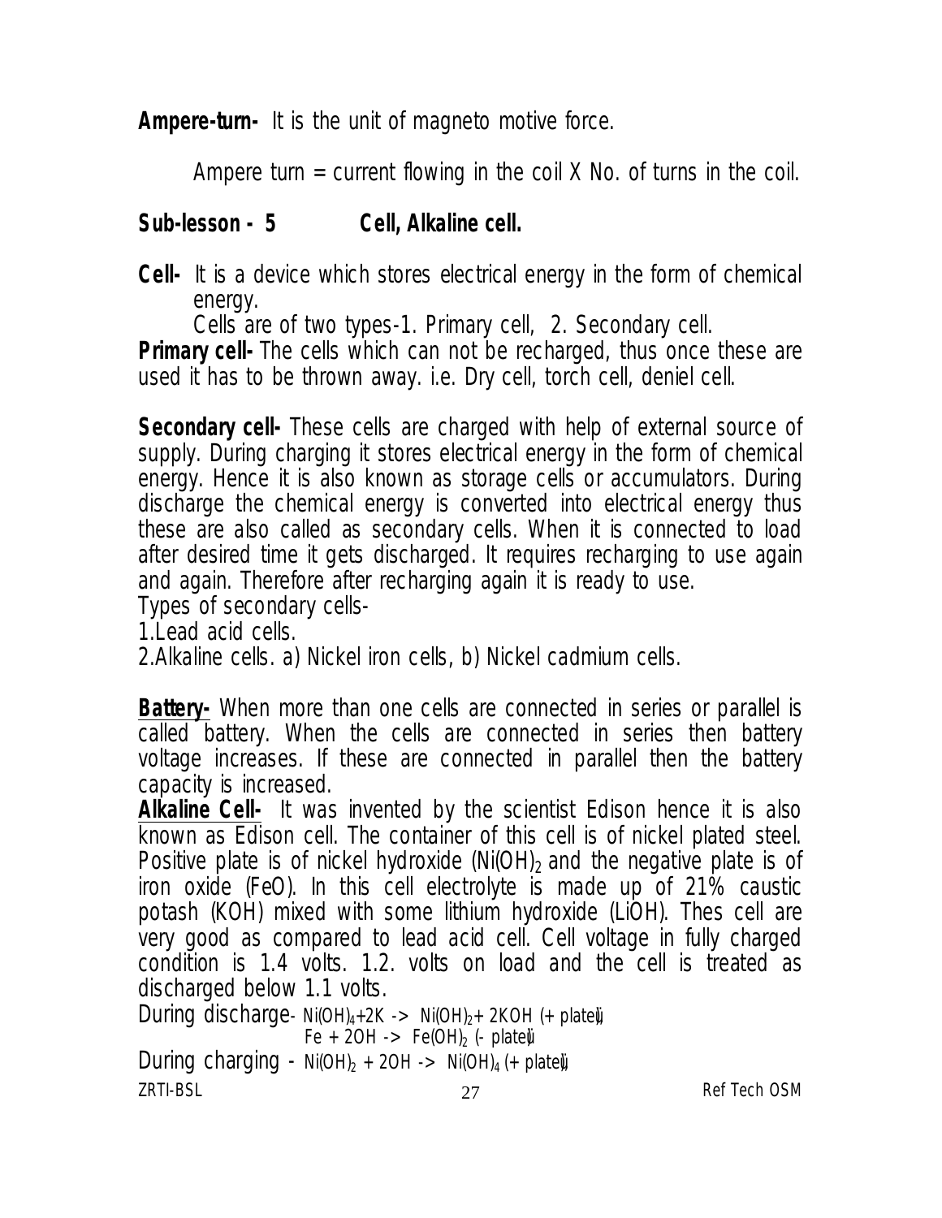**Ampere-turn-** It is the unit of magneto motive force.

Ampere turn = current flowing in the coil X No. of turns in the coil.

## Sub-lesson - 5 Cell, Alkaline cell.

**Cell-** It is a device which stores electrical energy in the form of chemical energy.

Cells are of two types-1. Primary cell, 2. Secondary cell.

**Primary cell-** The cells which can not be recharged, thus once these are used it has to be thrown away. i.e. Dry cell, torch cell, deniel cell.

**Secondary cell-** These cells are charged with help of external source of supply. During charging it stores electrical energy in the form of chemical energy. Hence it is also known as storage cells or accumulators. During discharge the chemical energy is converted into electrical energy thus these are also called as secondary cells. When it is connected to load after desired time it gets discharged. It requires recharging to use again and again. Therefore after recharging again it is ready to use.

Types of secondary cells-

1.Lead acid cells.

2.Alkaline cells. a) Nickel iron cells, b) Nickel cadmium cells.

**Battery-** When more than one cells are connected in series or parallel is called battery. When the cells are connected in series then battery voltage increases. If these are connected in parallel then the battery capacity is increased.

**Alkaline Cell-** It was invented by the scientist Edison hence it is also known as Edison cell. The container of this cell is of nickel plated steel. Positive plate is of nickel hydroxide ($Ni(OH)_2$ and the negative plate is of iron oxide (FeO). In this cell electrolyte is made up of 21% caustic potash (KOH) mixed with some lithium hydroxide (LiOH). Thes cell are very good as compared to lead acid cell. Cell voltage in fully charged condition is 1.4 volts. 1.2. volts on load and the cell is treated as discharged below 1.1 volts.

During discharge- $Ni(OH)_4 + 2K \rightarrow Ni(OH)_2 + 2KOH$ (+ plate)

$Fe + 2OH \rightarrow Fe(OH)_2$ (- plate)

During charging - $Ni(OH)_2 + 2OH \rightarrow Ni(OH)_4$ (+ plate)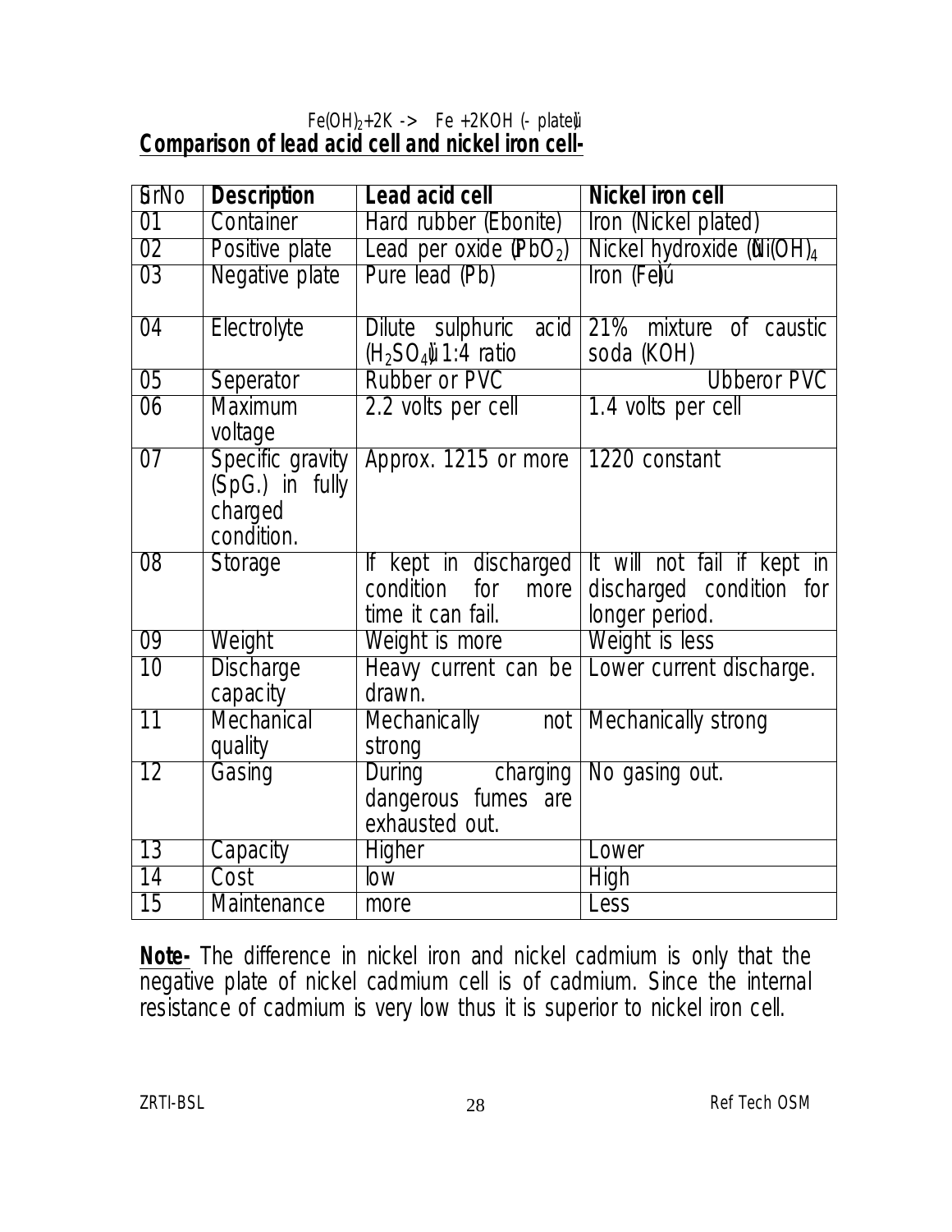$Fe(OH)_2 + 2K \rightarrow Fe + 2KOH$ (- plate)

**Comparison of lead acid cell and nickel iron cell-**

| SrNo | Description | Lead acid cell | Nickel iron cell |
|---|---|---|---|
| 01 | Container | Hard rubber (Ebonite) | Iron (Nickel plated) |
| 02 | Positive plate | Lead per oxide ($PbO_2$) | Nickel hydroxide ($Ni(OH)_4$ |
| 03 | Negative plate | Pure lead (Pb) | Iron (Fe) |
| 04 | Electrolyte | Dilute sulphuric acid ($H_2SO_4$) 1:4 ratio | 21% mixture of caustic soda (KOH) |
| 05 | Seperator | Rubber or PVC | Ubberor PVC |
| 06 | Maximum voltage | 2.2 volts per cell | 1.4 volts per cell |
| 07 | Specific gravity (SpG.) in fully charged condition. | Approx. 1215 or more | 1220 constant |
| 08 | Storage | If kept in discharged condition for more time it can fail. | It will not fail if kept in discharged condition for longer period. |
| 09 | Weight | Weight is more | Weight is less |
| 10 | Discharge capacity | Heavy current can be drawn. | Lower current discharge. |
| 11 | Mechanical quality | Mechanically not strong | Mechanically strong |
| 12 | Gasing | During charging dangerous fumes are exhausted out. | No gasing out. |
| 13 | Capacity | Higher | Lower |
| 14 | Cost | low | High |
| 15 | Maintenance | more | Less |

**Note-** The difference in nickel iron and nickel cadmium is only that the negative plate of nickel cadmium cell is of cadmium. Since the internal resistance of cadmium is very low thus it is superior to nickel iron cell.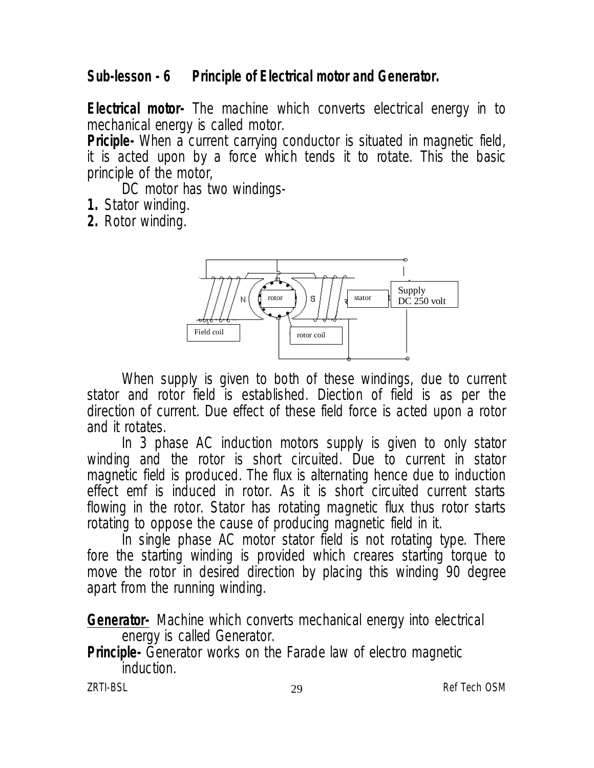## Sub-lesson - 6 Principle of Electrical motor and Generator.

**Electrical motor-** The machine which converts electrical energy in to mechanical energy is called motor.

**Priciple-** When a current carrying conductor is situated in magnetic field, it is acted upon by a force which tends it to rotate. This the basic principle of the motor,

DC motor has two windings-

**1.** Stator winding.

**2.** Rotor winding.

When supply is given to both of these windings, due to current stator and rotor field is established. Diection of field is as per the direction of current. Due effect of these field force is acted upon a rotor and it rotates.

In 3 phase AC induction motors supply is given to only stator winding and the rotor is short circuited. Due to current in stator magnetic field is produced. The flux is alternating hence due to induction effect emf is induced in rotor. As it is short circuited current starts flowing in the rotor. Stator has rotating magnetic flux thus rotor starts rotating to oppose the cause of producing magnetic field in it.

In single phase AC motor stator field is not rotating type. There fore the starting winding is provided which creares starting torque to move the rotor in desired direction by placing this winding 90 degree apart from the running winding.

**Generator-** Machine which converts mechanical energy into electrical energy is called Generator.

**Principle-** Generator works on the Farade law of electro magnetic induction.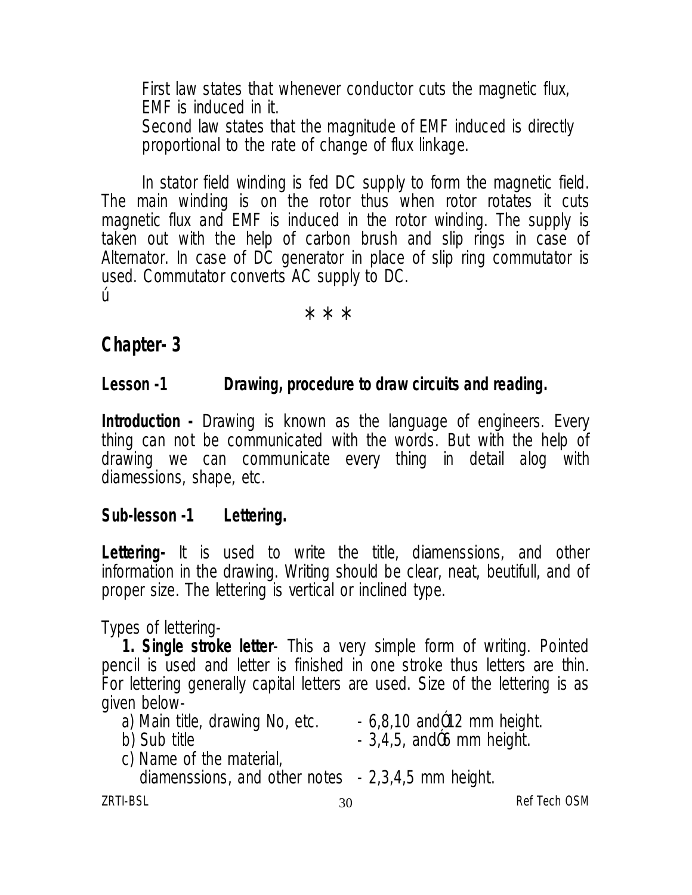First law states that whenever conductor cuts the magnetic flux, EMF is induced in it.

Second law states that the magnitude of EMF induced is directly proportional to the rate of change of flux linkage.

In stator field winding is fed DC supply to form the magnetic field. The main winding is on the rotor thus when rotor rotates it cuts magnetic flux and EMF is induced in the rotor winding. The supply is taken out with the help of carbon brush and slip rings in case of Alternator. In case of DC generator in place of slip ring commutator is used. Commutator converts AC supply to DC.

ú

\* \* \*

## Chapter- 3

### Lesson -1 Drawing, procedure to draw circuits and reading.

**Introduction -** Drawing is known as the language of engineers. Every thing can not be communicated with the words. But with the help of drawing we can communicate every thing in detail alog with diamessions, shape, etc.

### Sub-lesson -1 Lettering.

**Lettering-** It is used to write the title, diamenssions, and other information in the drawing. Writing should be clear, neat, beutifull, and of proper size. The lettering is vertical or inclined type.

Types of lettering-

**1. Single stroke letter**- This a very simple form of writing. Pointed pencil is used and letter is finished in one stroke thus letters are thin. For lettering generally capital letters are used. Size of the lettering is as given below-

a) Main title, drawing No, etc. - 6,8,10 andÓ12 mm height.

b) Sub title - 3,4,5, andÓ6 mm height.

c) Name of the material, diamenssions, and other notes - 2,3,4,5 mm height.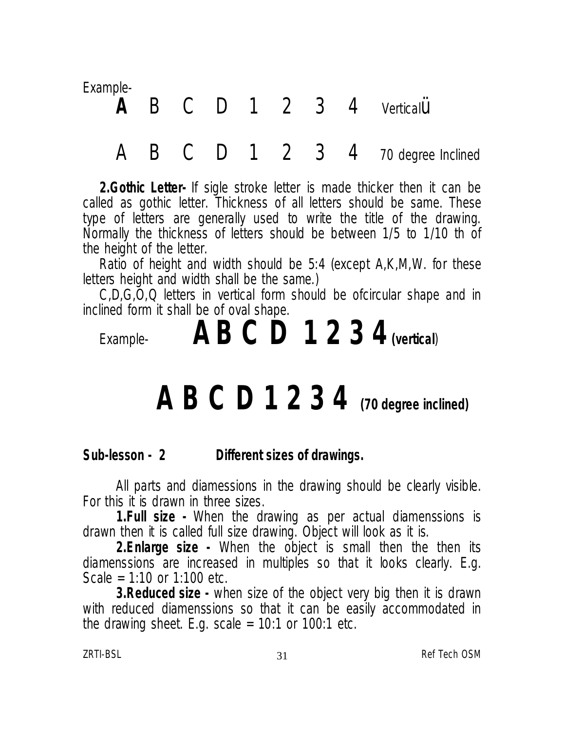Example-

**A** B C D 1 2 3 4 Verticalü

A B C D 1 2 3 4 70 degree Inclined

**2.Gothic Letter-** If sigle stroke letter is made thicker then it can be called as gothic letter. Thickness of all letters should be same. These type of letters are generally used to write the title of the drawing. Normally the thickness of letters should be between 1/5 to 1/10 th of the height of the letter.

Ratio of height and width should be 5:4 (except A,K,M,W. for these letters height and width shall be the same.)

C,D,G,O,Q letters in vertical form should be ofcircular shape and in inclined form it shall be of oval shape.

Example- **A B C D 1 2 3 4 (vertical)**

**A B C D 1 2 3 4 (70 degree inclined)**

**Sub-lesson - 2 Different sizes of drawings.**

All parts and diamessions in the drawing should be clearly visible. For this it is drawn in three sizes.

**1.Full size -** When the drawing as per actual diamenssions is drawn then it is called full size drawing. Object will look as it is.

**2.Enlarge size -** When the object is small then the then its diamenssions are increased in multiples so that it looks clearly. E.g. Scale = 1:10 or 1:100 etc.

**3.Reduced size -** when size of the object very big then it is drawn with reduced diamenssions so that it can be easily accommodated in the drawing sheet. E.g. scale = 10:1 or 100:1 etc.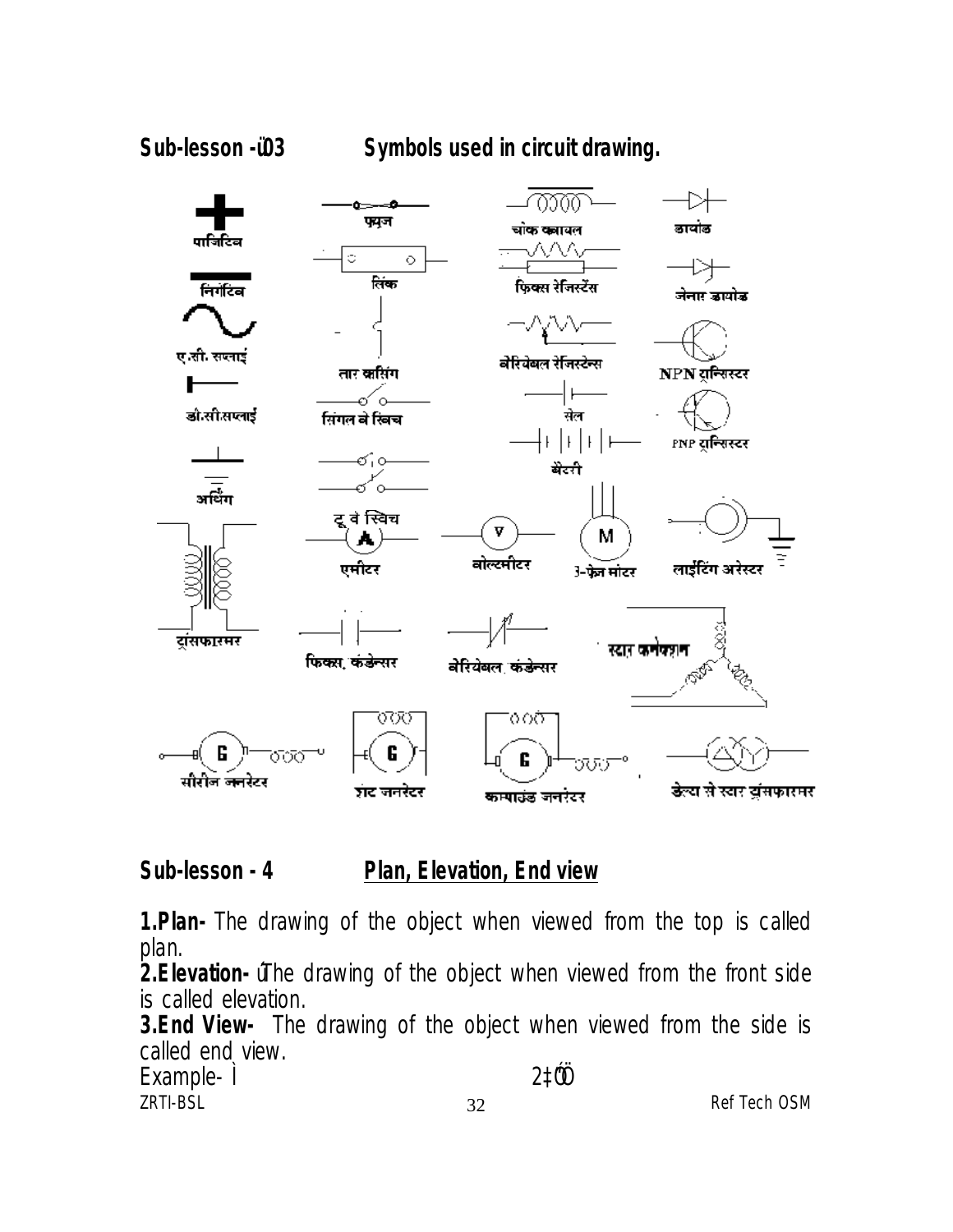**Sub-lesson -ü03 Symbols used in circuit drawing.**

पाजिटिव

निगेटिव

ए.सी. सप्लाई

डी.सी.सप्लाई

अर्थिंग

ट्रांसफार्मर

फ्यूज

लिंक

तार क्रासिंग

सिंगल वे स्विच

टू वे स्विच

एमीटर

फिक्स. कंडेन्सर

चोक क्वायल

फिक्स रेजिस्टेंस

वेरियेबल रेजिस्टेन्स

सेल

बेटरी

वोल्टमीटर

3-फेज मोटर

वेरियेबल. कंडेन्सर

स्टार कनेक्शन

डायोड

जेनार डायोड

NPN ट्रान्सिस्टर

PNP ट्रान्सिस्टर

लाईटिंग अरेस्टर

सीरीज जनरेटर

शंट जनरेटर

कम्पाउंड जनरेटर

डेल्टा से स्टार ट्रांसफारमर

## Sub-lesson - 4 Plan, Elevation, End view

**1.Plan-** The drawing of the object when viewed from the top is called plan.

**2.Elevation-** ûThe drawing of the object when viewed from the front side is called elevation.

**3.End View-** The drawing of the object when viewed from the side is called end view.

Example- Ì 2‡ÓÖ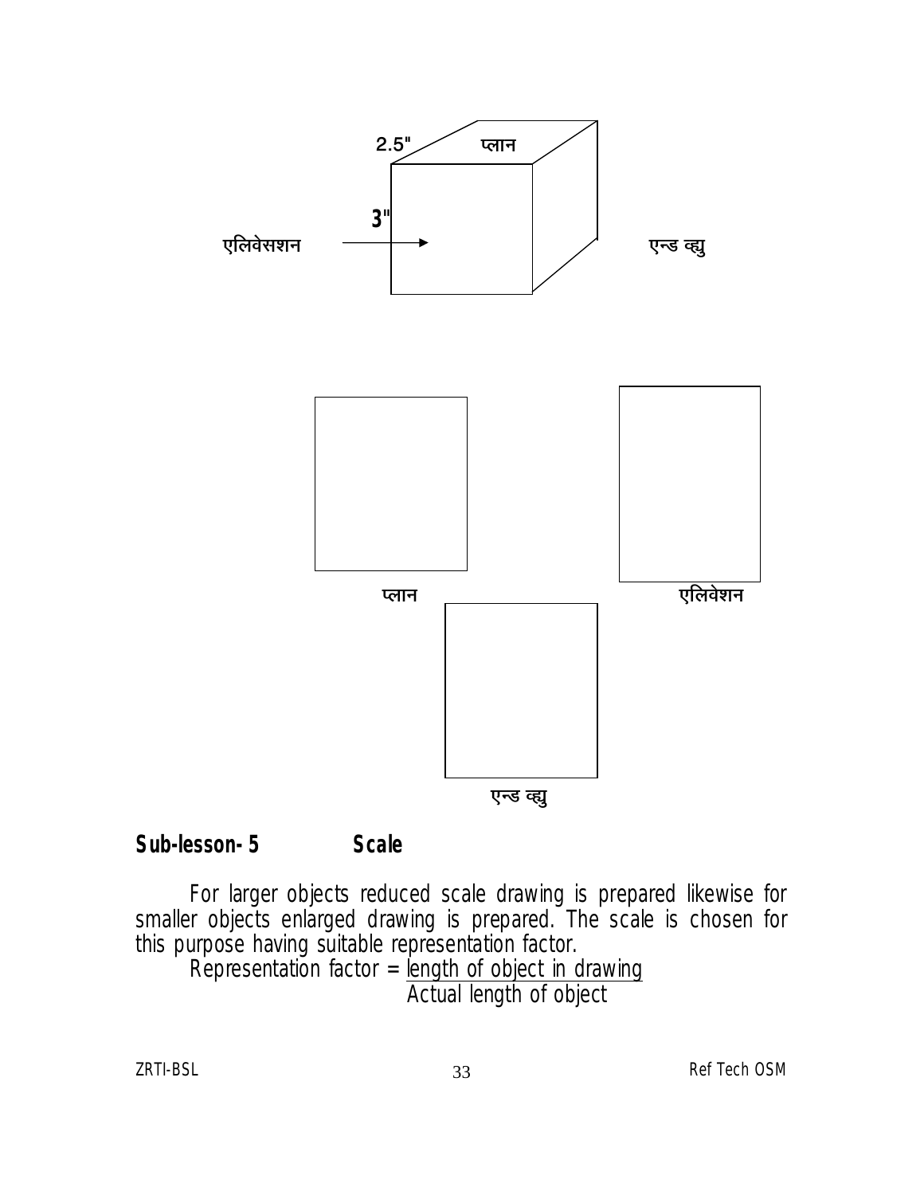2.5"  प्लान

3"

एलिवेसशन → एन्ड व्ह्यु

प्लान

एलिवेशन

एन्ड व्ह्यु

## Sub-lesson- 5 Scale

For larger objects reduced scale drawing is prepared likewise for smaller objects enlarged drawing is prepared. The scale is chosen for this purpose having suitable representation factor.

$$\text{Representation factor} = \frac{\text{length of object in drawing}}{\text{Actual length of object}}$$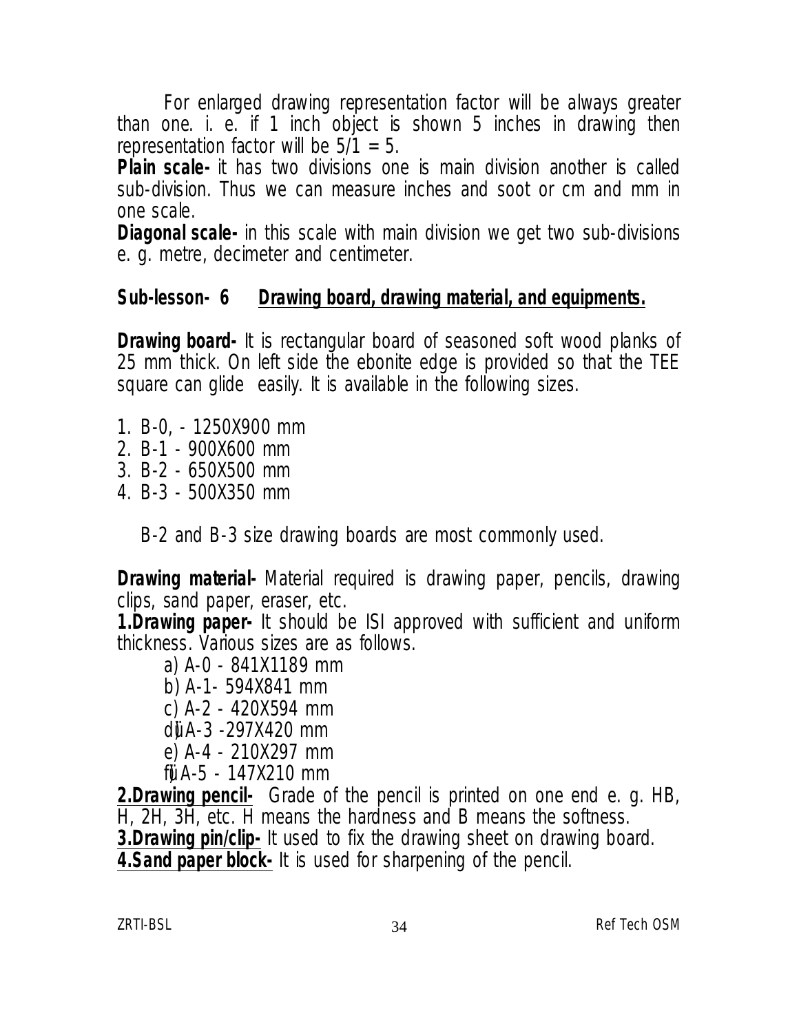For enlarged drawing representation factor will be always greater than one. i. e. if 1 inch object is shown 5 inches in drawing then representation factor will be 5/1 = 5.

**Plain scale-** it has two divisions one is main division another is called sub-division. Thus we can measure inches and soot or cm and mm in one scale.

**Diagonal scale-** in this scale with main division we get two sub-divisions e. g. metre, decimeter and centimeter.

## Sub-lesson- 6 Drawing board, drawing material, and equipments.

**Drawing board-** It is rectangular board of seasoned soft wood planks of 25 mm thick. On left side the ebonite edge is provided so that the TEE square can glide easily. It is available in the following sizes.

1. B-0, - 1250X900 mm
2. B-1 - 900X600 mm
3. B-2 - 650X500 mm
4. B-3 - 500X350 mm

B-2 and B-3 size drawing boards are most commonly used.

**Drawing material-** Material required is drawing paper, pencils, drawing clips, sand paper, eraser, etc.

**1.Drawing paper-** It should be ISI approved with sufficient and uniform thickness. Various sizes are as follows.

a) A-0 - 841X1189 mm
b) A-1- 594X841 mm
c) A-2 - 420X594 mm
d) A-3 -297X420 mm
e) A-4 - 210X297 mm
f) A-5 - 147X210 mm

**2.Drawing pencil-** Grade of the pencil is printed on one end e. g. HB, H, 2H, 3H, etc. H means the hardness and B means the softness.

**3.Drawing pin/clip-** It used to fix the drawing sheet on drawing board.

**4.Sand paper block-** It is used for sharpening of the pencil.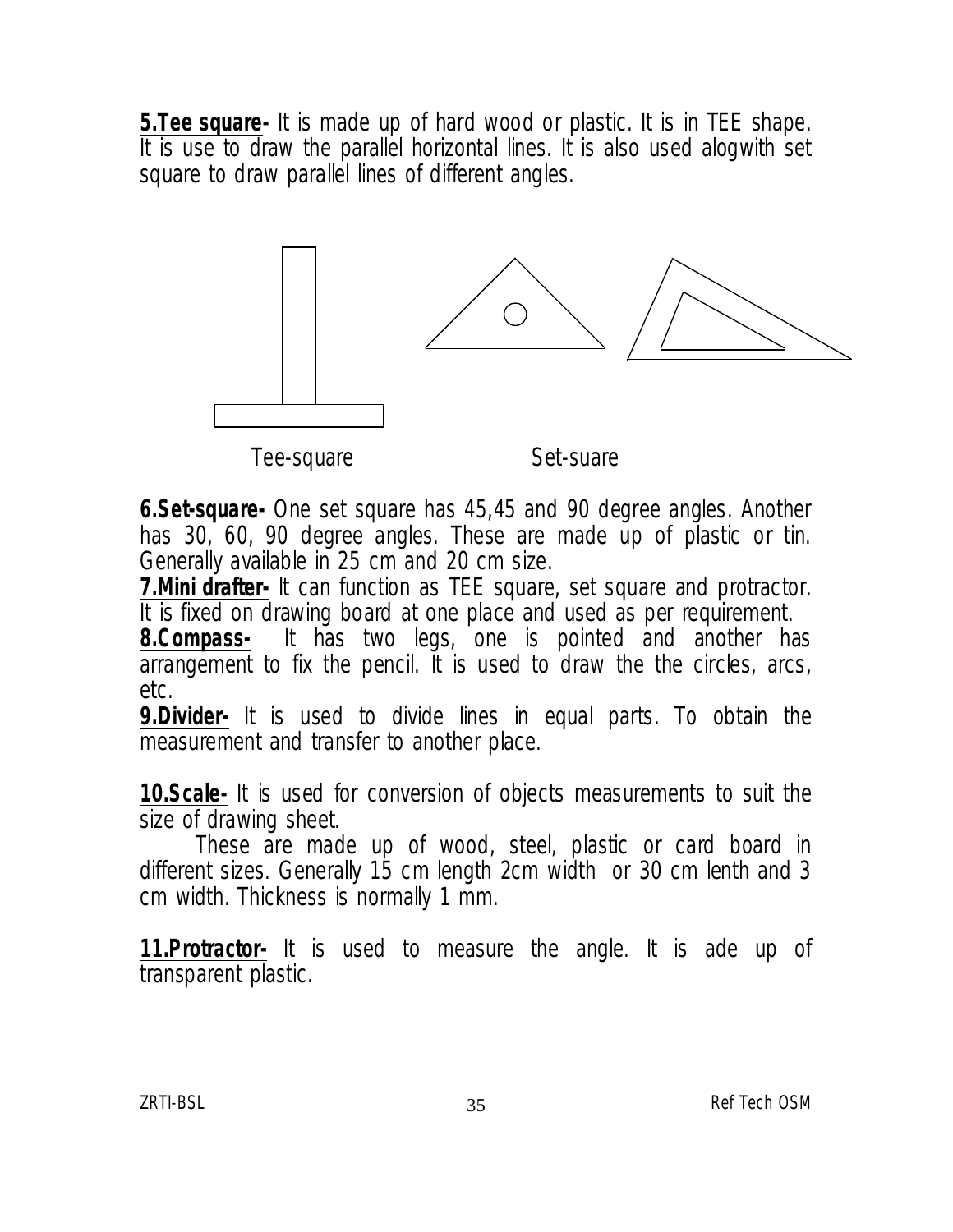**5.Tee square-** It is made up of hard wood or plastic. It is in TEE shape. It is use to draw the parallel horizontal lines. It is also used alogwith set square to draw parallel lines of different angles.

Tee-square                    Set-suare

**6.Set-square-** One set square has 45,45 and 90 degree angles. Another has 30, 60, 90 degree angles. These are made up of plastic or tin. Generally available in 25 cm and 20 cm size.

**7.Mini drafter-** It can function as TEE square, set square and protractor. It is fixed on drawing board at one place and used as per requirement.

**8.Compass-** It has two legs, one is pointed and another has arrangement to fix the pencil. It is used to draw the the circles, arcs, etc.

**9.Divider-** It is used to divide lines in equal parts. To obtain the measurement and transfer to another place.

**10.Scale-** It is used for conversion of objects measurements to suit the size of drawing sheet.

These are made up of wood, steel, plastic or card board in different sizes. Generally 15 cm length 2cm width or 30 cm lenth and 3 cm width. Thickness is normally 1 mm.

**11.Protractor-** It is used to measure the angle. It is ade up of transparent plastic.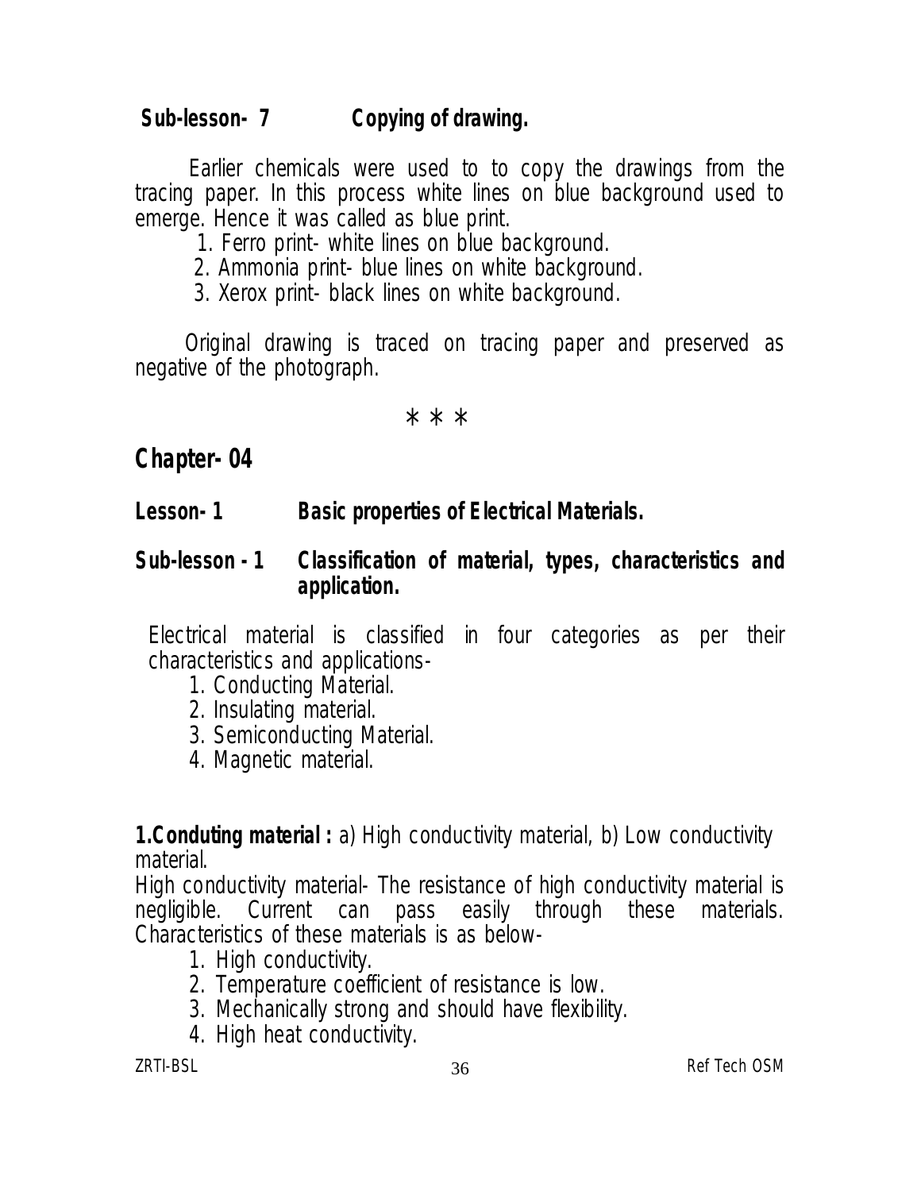### Sub-lesson- 7 Copying of drawing.

Earlier chemicals were used to to copy the drawings from the tracing paper. In this process white lines on blue background used to emerge. Hence it was called as blue print.

1. Ferro print- white lines on blue background.
2. Ammonia print- blue lines on white background.
3. Xerox print- black lines on white background.

Original drawing is traced on tracing paper and preserved as negative of the photograph.

\* \* \*

# Chapter- 04

## Lesson- 1 Basic properties of Electrical Materials.

### Sub-lesson - 1 Classification of material, types, characteristics and application.

Electrical material is classified in four categories as per their characteristics and applications-

1. Conducting Material.
2. Insulating material.
3. Semiconducting Material.
4. Magnetic material.

**1.Conduting material :** a) High conductivity material, b) Low conductivity material.

High conductivity material- The resistance of high conductivity material is negligible. Current can pass easily through these materials. Characteristics of these materials is as below-

1. High conductivity.
2. Temperature coefficient of resistance is low.
3. Mechanically strong and should have flexibility.
4. High heat conductivity.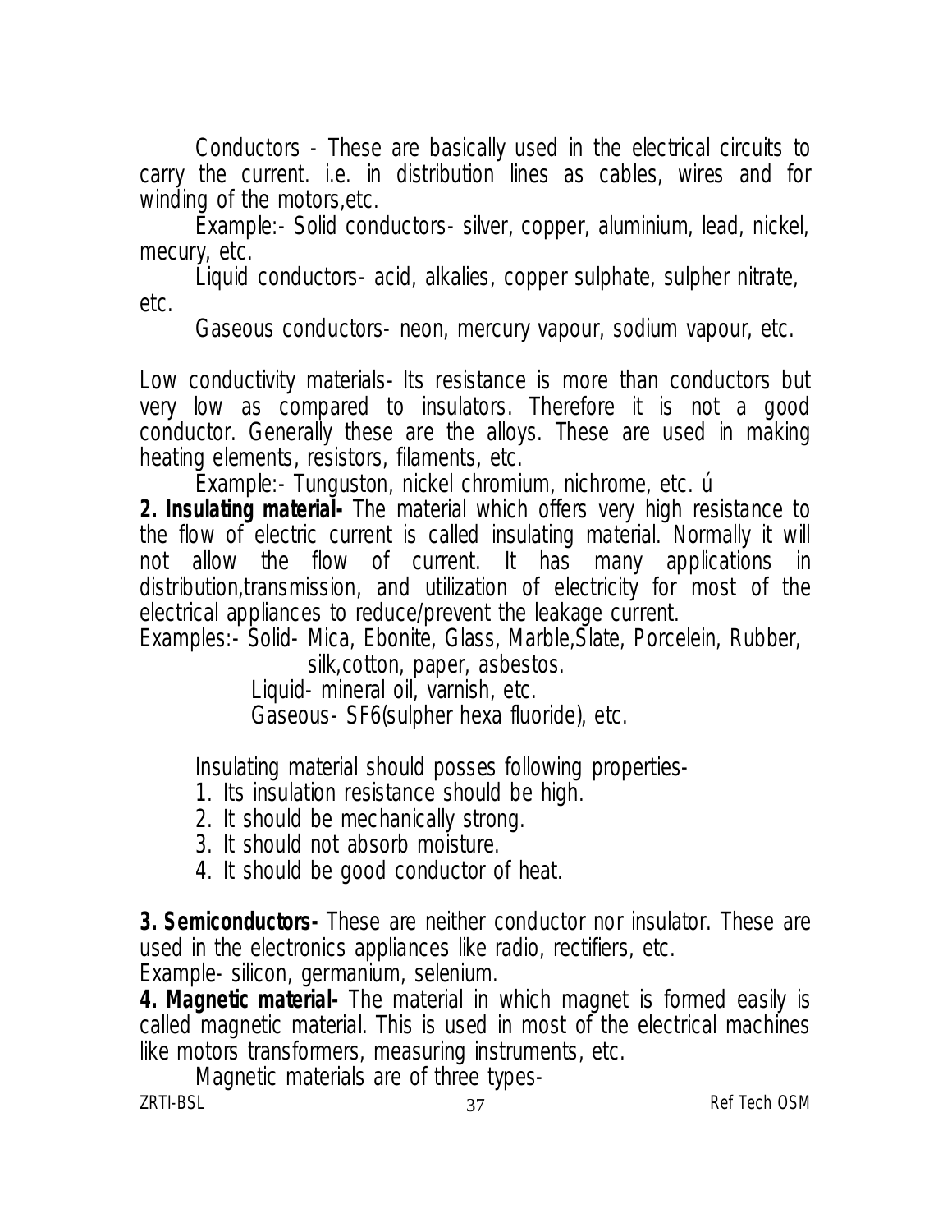Conductors - These are basically used in the electrical circuits to carry the current. i.e. in distribution lines as cables, wires and for winding of the motors,etc.

Example:- Solid conductors- silver, copper, aluminium, lead, nickel, mecury, etc.

Liquid conductors- acid, alkalies, copper sulphate, sulpher nitrate, etc.

Gaseous conductors- neon, mercury vapour, sodium vapour, etc.

Low conductivity materials- Its resistance is more than conductors but very low as compared to insulators. Therefore it is not a good conductor. Generally these are the alloys. These are used in making heating elements, resistors, filaments, etc.

Example:- Tunguston, nickel chromium, nichrome, etc. ú

**2. Insulating material-** The material which offers very high resistance to the flow of electric current is called insulating material. Normally it will not allow the flow of current. It has many applications in distribution,transmission, and utilization of electricity for most of the electrical appliances to reduce/prevent the leakage current.

Examples:- Solid- Mica, Ebonite, Glass, Marble,Slate, Porcelein, Rubber, silk,cotton, paper, asbestos.

Liquid- mineral oil, varnish, etc.

Gaseous- SF6(sulpher hexa fluoride), etc.

Insulating material should posses following properties-

1. Its insulation resistance should be high.
2. It should be mechanically strong.
3. It should not absorb moisture.
4. It should be good conductor of heat.

**3. Semiconductors-** These are neither conductor nor insulator. These are used in the electronics appliances like radio, rectifiers, etc.

Example- silicon, germanium, selenium.

**4. Magnetic material-** The material in which magnet is formed easily is called magnetic material. This is used in most of the electrical machines like motors transformers, measuring instruments, etc.

Magnetic materials are of three types-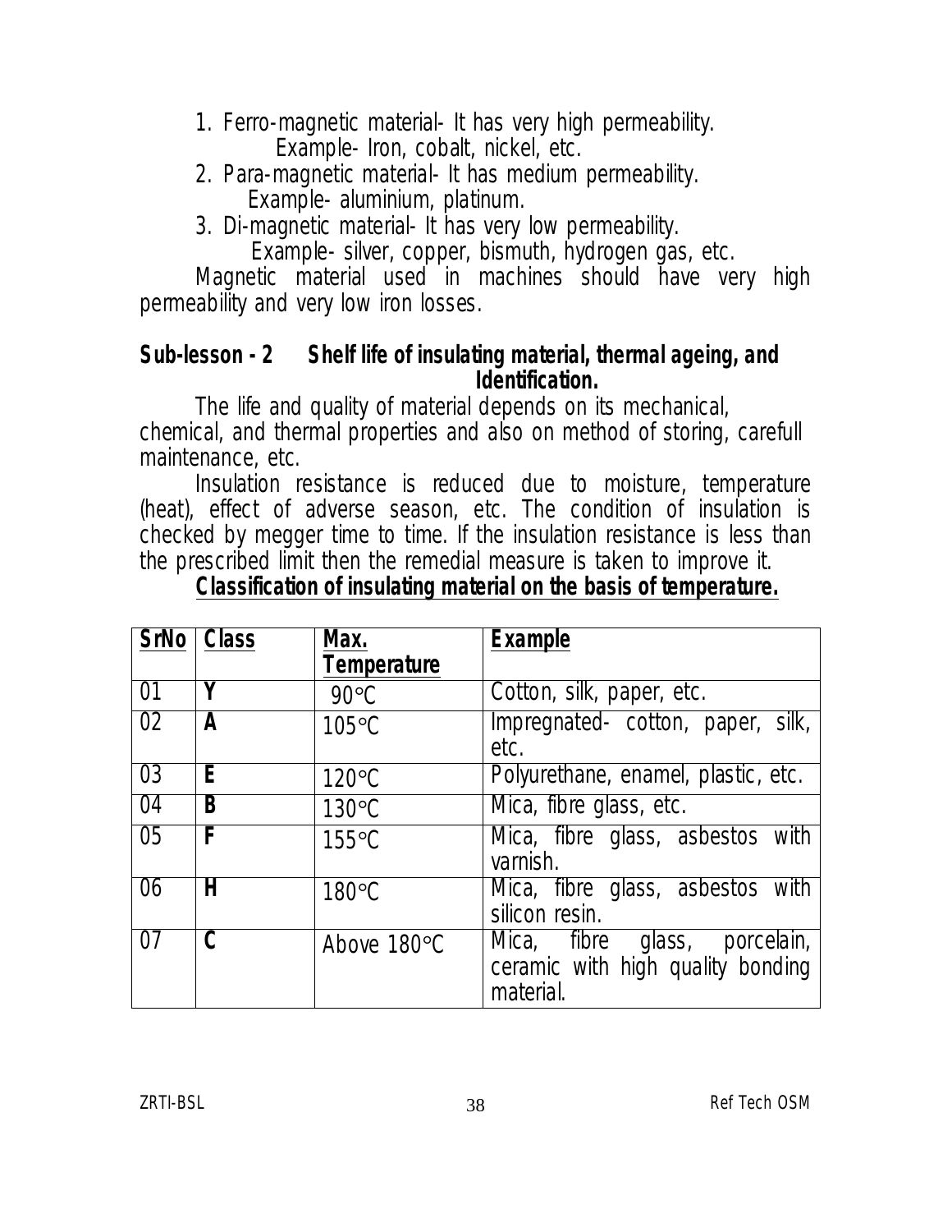1. Ferro-magnetic material- It has very high permeability.
   Example- Iron, cobalt, nickel, etc.
2. Para-magnetic material- It has medium permeability.
   Example- aluminium, platinum.
3. Di-magnetic material- It has very low permeability.
   Example- silver, copper, bismuth, hydrogen gas, etc.

Magnetic material used in machines should have very high permeability and very low iron losses.

## Sub-lesson - 2 Shelf life of insulating material, thermal ageing, and Identification.

The life and quality of material depends on its mechanical, chemical, and thermal properties and also on method of storing, carefull maintenance, etc.

Insulation resistance is reduced due to moisture, temperature (heat), effect of adverse season, etc. The condition of insulation is checked by megger time to time. If the insulation resistance is less than the prescribed limit then the remedial measure is taken to improve it.

**Classification of insulating material on the basis of temperature.**

| SrNo | Class | Max. Temperature | Example |
|---|---|---|---|
| 01 | **Y** | 90°C | Cotton, silk, paper, etc. |
| 02 | **A** | 105°C | Impregnated- cotton, paper, silk, etc. |
| 03 | **E** | 120°C | Polyurethane, enamel, plastic, etc. |
| 04 | **B** | 130°C | Mica, fibre glass, etc. |
| 05 | **F** | 155°C | Mica, fibre glass, asbestos with varnish. |
| 06 | **H** | 180°C | Mica, fibre glass, asbestos with silicon resin. |
| 07 | **C** | Above 180°C | Mica, fibre glass, porcelain, ceramic with high quality bonding material. |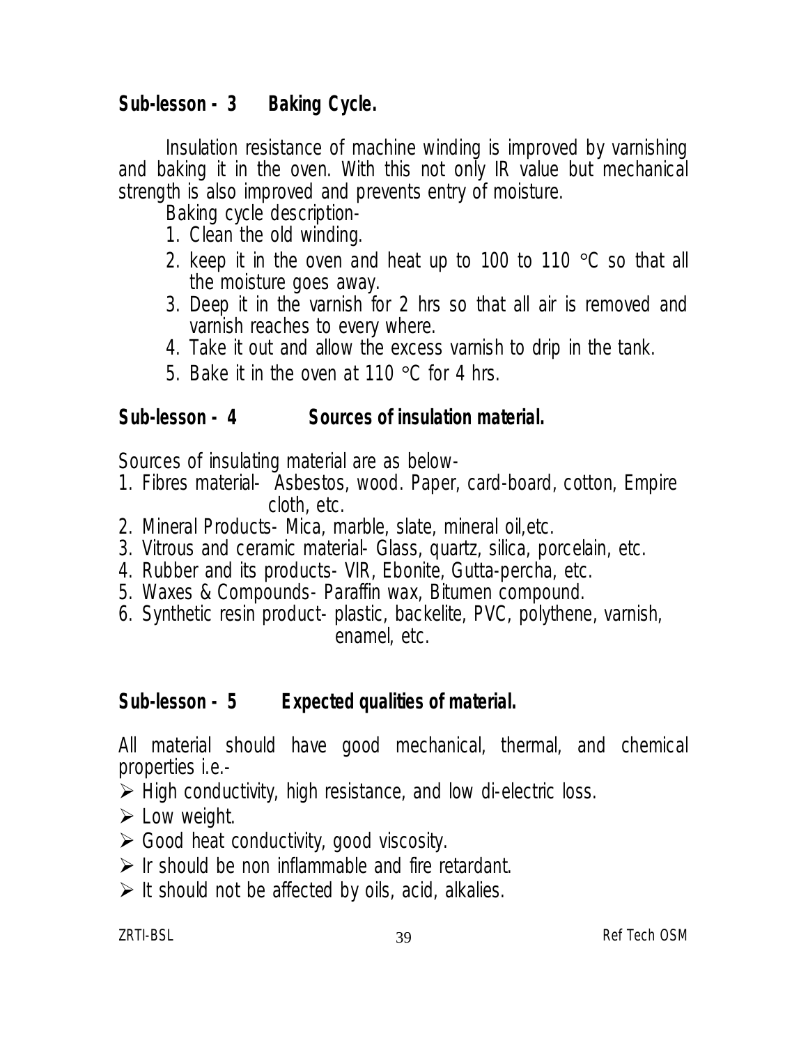## Sub-lesson - 3 Baking Cycle.

Insulation resistance of machine winding is improved by varnishing and baking it in the oven. With this not only IR value but mechanical strength is also improved and prevents entry of moisture.

Baking cycle description-

1. Clean the old winding.
2. keep it in the oven and heat up to 100 to 110 °C so that all the moisture goes away.
3. Deep it in the varnish for 2 hrs so that all air is removed and varnish reaches to every where.
4. Take it out and allow the excess varnish to drip in the tank.
5. Bake it in the oven at 110 °C for 4 hrs.

## Sub-lesson - 4 Sources of insulation material.

Sources of insulating material are as below-

1. Fibres material- Asbestos, wood. Paper, card-board, cotton, Empire cloth, etc.
2. Mineral Products- Mica, marble, slate, mineral oil,etc.
3. Vitrous and ceramic material- Glass, quartz, silica, porcelain, etc.
4. Rubber and its products- VIR, Ebonite, Gutta-percha, etc.
5. Waxes & Compounds- Paraffin wax, Bitumen compound.
6. Synthetic resin product- plastic, backelite, PVC, polythene, varnish, enamel, etc.

## Sub-lesson - 5 Expected qualities of material.

All material should have good mechanical, thermal, and chemical properties i.e.-

- High conductivity, high resistance, and low di-electric loss.
- Low weight.
- Good heat conductivity, good viscosity.
- Ir should be non inflammable and fire retardant.
- It should not be affected by oils, acid, alkalies.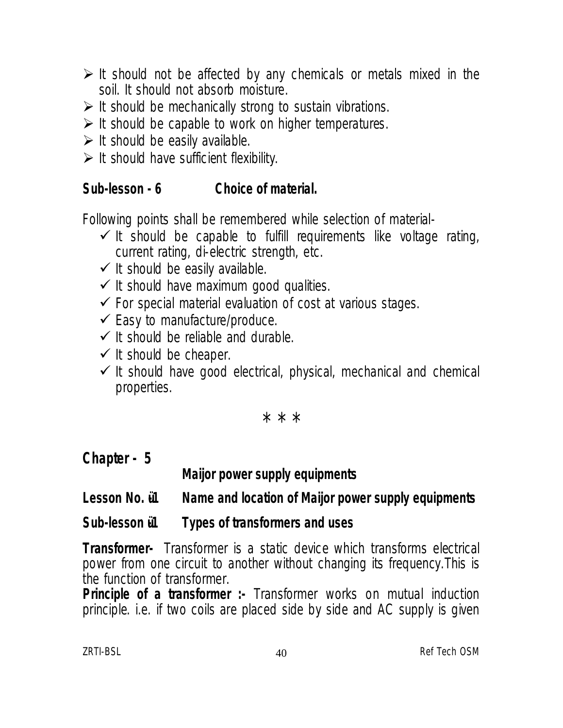- It should not be affected by any chemicals or metals mixed in the soil. It should not absorb moisture.
- It should be mechanically strong to sustain vibrations.
- It should be capable to work on higher temperatures.
- It should be easily available.
- It should have sufficient flexibility.

## Sub-lesson - 6 Choice of material.

Following points shall be remembered while selection of material-

- ✓ It should be capable to fulfill requirements like voltage rating, current rating, di-electric strength, etc.
- ✓ It should be easily available.
- ✓ It should have maximum good qualities.
- ✓ For special material evaluation of cost at various stages.
- ✓ Easy to manufacture/produce.
- ✓ It should be reliable and durable.
- ✓ It should be cheaper.
- ✓ It should have good electrical, physical, mechanical and chemical properties.

* * *

# Chapter - 5

## Maijor power supply equipments

### Lesson No. ü1 Name and location of Maijor power supply equipments

### Sub-lesson ü1 Types of transformers and uses

**Transformer-** Transformer is a static device which transforms electrical power from one circuit to another without changing its frequency.This is the function of transformer.

**Principle of a transformer :-** Transformer works on mutual induction principle. i.e. if two coils are placed side by side and AC supply is given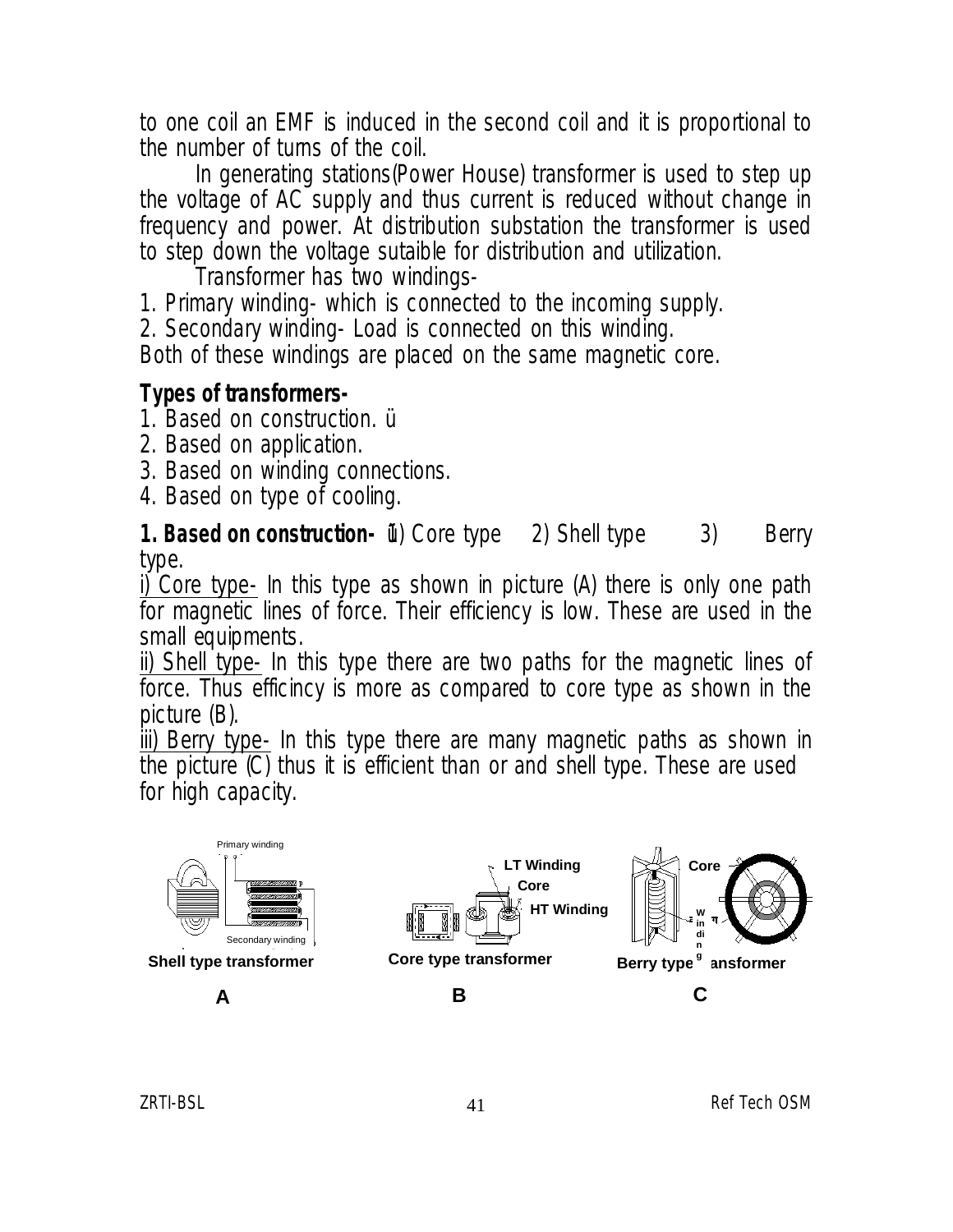to one coil an EMF is induced in the second coil and it is proportional to the number of turns of the coil.

In generating stations(Power House) transformer is used to step up the voltage of AC supply and thus current is reduced without change in frequency and power. At distribution substation the transformer is used to step down the voltage sutaible for distribution and utilization.

Transformer has two windings-

1. Primary winding- which is connected to the incoming supply.
2. Secondary winding- Load is connected on this winding.

Both of these windings are placed on the same magnetic core.

**Types of transformers-**

1. Based on construction. ü
2. Based on application.
3. Based on winding connections.
4. Based on type of cooling.

**1. Based on construction-** ü1) Core type 2) Shell type 3) Berry type.

<u>i) Core type-</u> In this type as shown in picture (A) there is only one path for magnetic lines of force. Their efficiency is low. These are used in the small equipments.

<u>ii) Shell type-</u> In this type there are two paths for the magnetic lines of force. Thus efficincy is more as compared to core type as shown in the picture (B).

<u>iii) Berry type-</u> In this type there are many magnetic paths as shown in the picture (C) thus it is efficient than or and shell type. These are used for high capacity.

Primary winding

Secondary winding

**Shell type transformer**

**A**

**LT Winding**

**Core**

**HT Winding**

**Core type transformer**

**B**

**Core**

**Winding**

**Berry type transformer**

**C**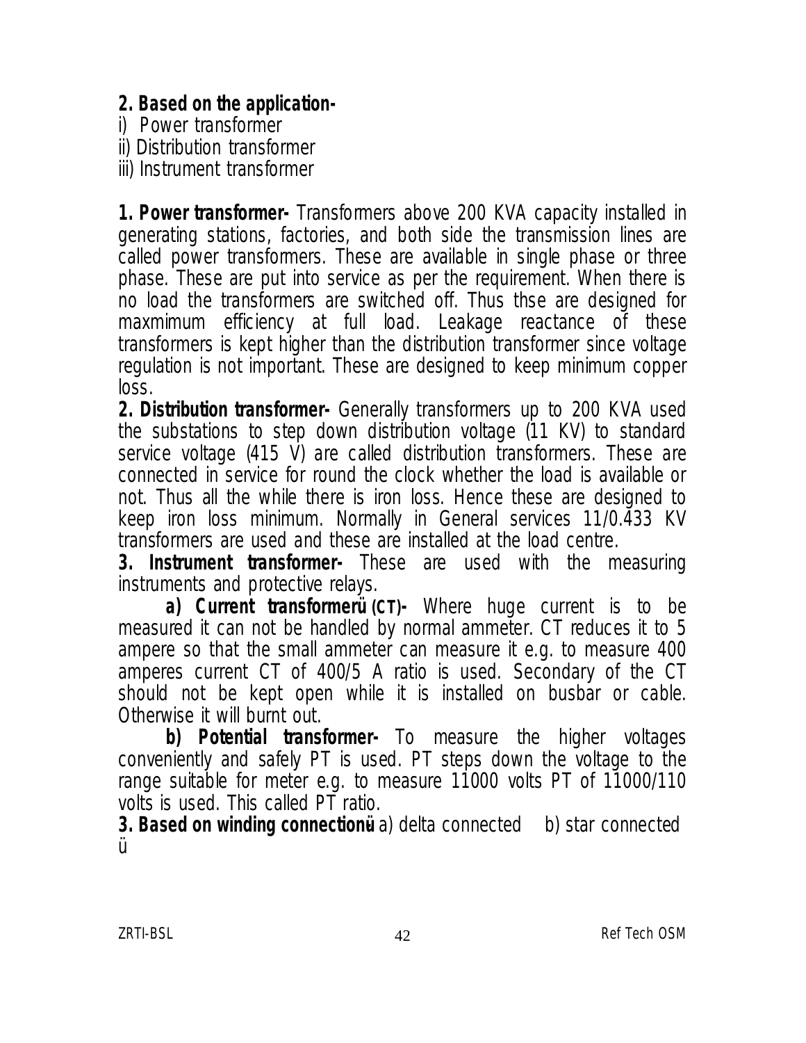**2. Based on the application-**

i) Power transformer
ii) Distribution transformer
iii) Instrument transformer

**1. Power transformer-** Transformers above 200 KVA capacity installed in generating stations, factories, and both side the transmission lines are called power transformers. These are available in single phase or three phase. These are put into service as per the requirement. When there is no load the transformers are switched off. Thus thse are designed for maxmimum efficiency at full load. Leakage reactance of these transformers is kept higher than the distribution transformer since voltage regulation is not important. These are designed to keep minimum copper loss.

**2. Distribution transformer-** Generally transformers up to 200 KVA used the substations to step down distribution voltage (11 KV) to standard service voltage (415 V) are called distribution transformers. These are connected in service for round the clock whether the load is available or not. Thus all the while there is iron loss. Hence these are designed to keep iron loss minimum. Normally in General services 11/0.433 KV transformers are used and these are installed at the load centre.

**3. Instrument transformer-** These are used with the measuring instruments and protective relays.

**a) Current transformerü (CT)-** Where huge current is to be measured it can not be handled by normal ammeter. CT reduces it to 5 ampere so that the small ammeter can measure it e.g. to measure 400 amperes current CT of 400/5 A ratio is used. Secondary of the CT should not be kept open while it is installed on busbar or cable. Otherwise it will burnt out.

**b) Potential transformer-** To measure the higher voltages conveniently and safely PT is used. PT steps down the voltage to the range suitable for meter e.g. to measure 11000 volts PT of 11000/110 volts is used. This called PT ratio.

**3. Based on winding connectionü** a) delta connected b) star connected ü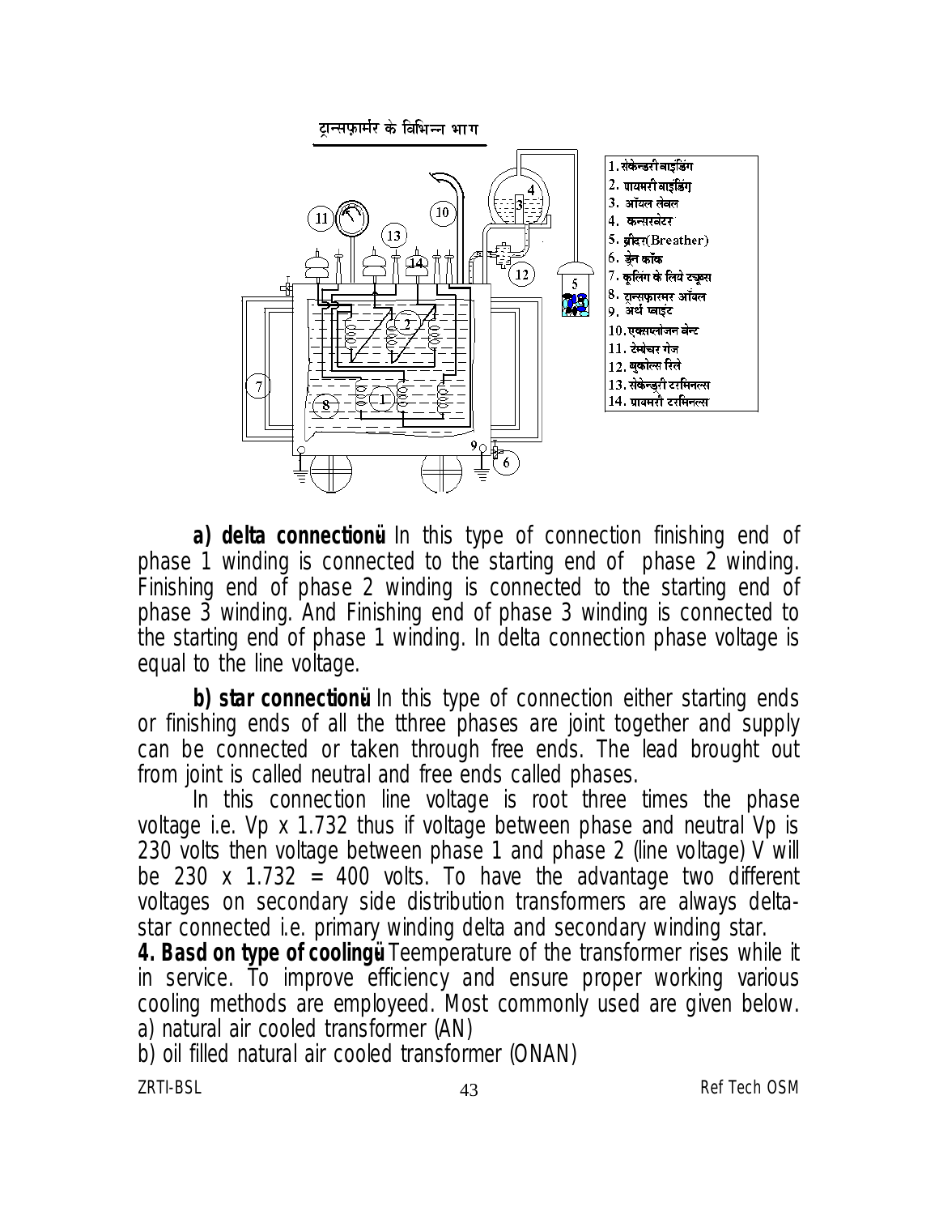ट्रान्सफ़ार्मर के विभिन्न भाग

1. संकेन्डरी वाईंडिंग
2. प्रायमरी वाईंडिंग
3. ऑयल लेवल
4. कन्सरवेटर
5. ब्रीदर(Breather)
6. ड्रेन कॉक
7. कूलिंग के लिये ट्यूब्स
8. ट्रान्सफ़ारमर ऑयल
9. अर्थ प्वाइंट
10. एक्सप्लोजन वेन्ट
11. टेम्प्रेचर गेज
12. बुकोल्स रिले
13. सेकेन्ड्री टरमिनल्स
14. प्रायमरी टरमिनल्स

**a) delta connection:-** In this type of connection finishing end of phase 1 winding is connected to the starting end of phase 2 winding. Finishing end of phase 2 winding is connected to the starting end of phase 3 winding. And Finishing end of phase 3 winding is connected to the starting end of phase 1 winding. In delta connection phase voltage is equal to the line voltage.

**b) star connection:-** In this type of connection either starting ends or finishing ends of all the tthree phases are joint together and supply can be connected or taken through free ends. The lead brought out from joint is called neutral and free ends called phases.

In this connection line voltage is root three times the phase voltage i.e. Vp x 1.732 thus if voltage between phase and neutral Vp is 230 volts then voltage between phase 1 and phase 2 (line voltage) V will be 230 x 1.732 = 400 volts. To have the advantage two different voltages on secondary side distribution transformers are always delta-star connected i.e. primary winding delta and secondary winding star.

**4. Basd on type of cooling:-** Teemperature of the transformer rises while it in service. To improve efficiency and ensure proper working various cooling methods are employeed. Most commonly used are given below.

a) natural air cooled transformer (AN)

b) oil filled natural air cooled transformer (ONAN)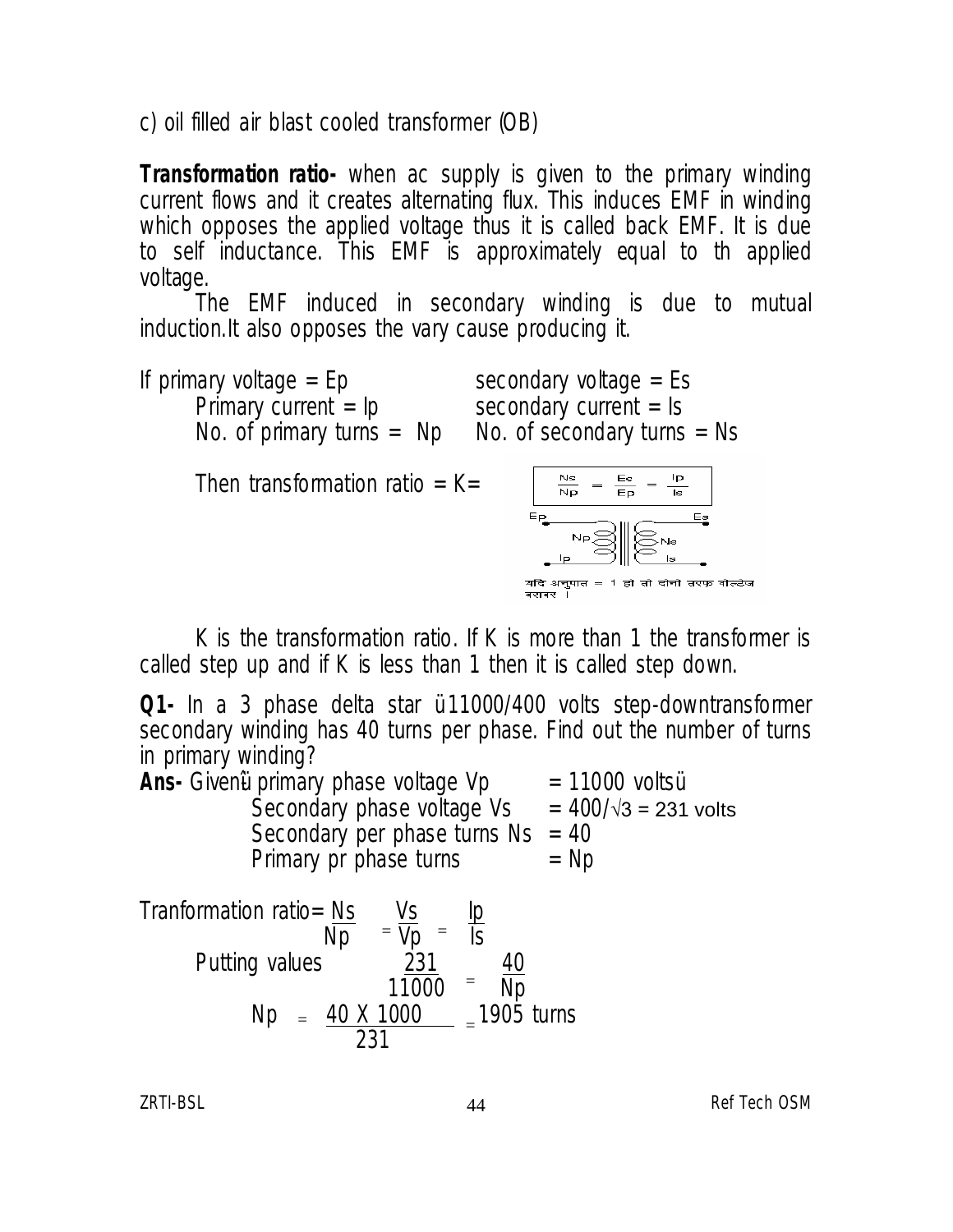c) oil filled air blast cooled transformer (OB)

**Transformation ratio-** when ac supply is given to the primary winding current flows and it creates alternating flux. This induces EMF in winding which opposes the applied voltage thus it is called back EMF. It is due to self inductance. This EMF is approximately equal to th applied voltage.

The EMF induced in secondary winding is due to mutual induction.It also opposes the vary cause producing it.

If primary voltage = Ep          secondary voltage = Es
Primary current = Ip          secondary current = Is
No. of primary turns = Np     No. of secondary turns = Ns

Then transformation ratio = K= $\frac{Ns}{Np} = \frac{Es}{Ep} = \frac{Ip}{Is}$

यदि अनुपात = 1 हो तो दोनों तरफ वोल्टेज बराबर ।

K is the transformation ratio. If K is more than 1 the transformer is called step up and if K is less than 1 then it is called step down.

**Q1-** In a 3 phase delta star ü11000/400 volts step-downtransformer secondary winding has 40 turns per phase. Find out the number of turns in primary winding?

**Ans-** Givenü primary phase voltage Vp = 11000 voltsü
Secondary phase voltage Vs = $400/\sqrt{3}$ = 231 volts
Secondary per phase turns Ns = 40
Primary pr phase turns = Np

Tranformation ratio= $\frac{Ns}{Np} = \frac{Vs}{Vp} = \frac{Ip}{Is}$

Putting values $\frac{231}{11000} = \frac{40}{Np}$

$$Np = \frac{40 \times 1000}{231} = 1905 \text{ turns}$$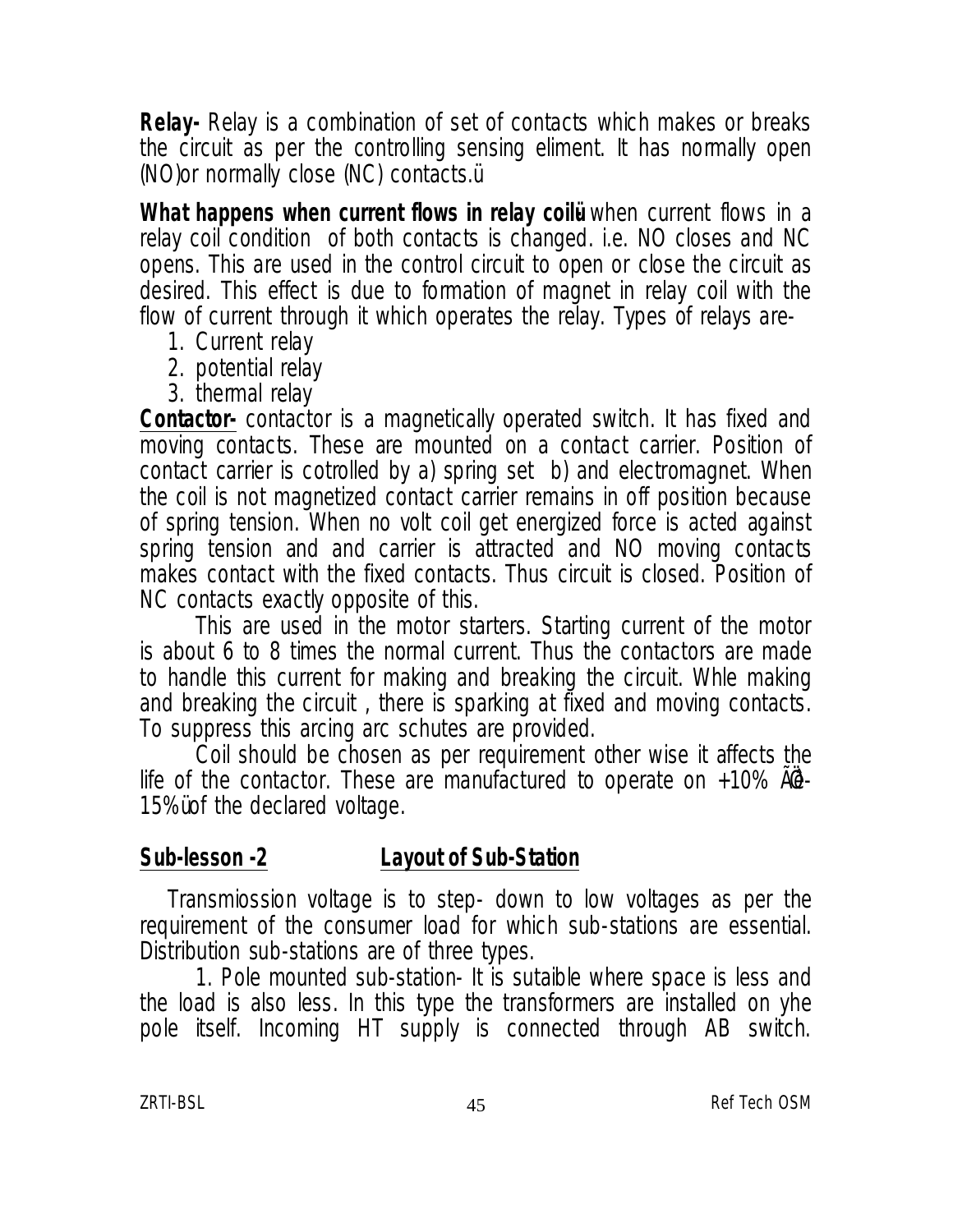**Relay-** Relay is a combination of set of contacts which makes or breaks the circuit as per the controlling sensing eliment. It has normally open (NO)or normally close (NC) contacts.ü

**What happens when current flows in relay coilü-** when current flows in a relay coil condition of both contacts is changed. i.e. NO closes and NC opens. This are used in the control circuit to open or close the circuit as desired. This effect is due to formation of magnet in relay coil with the flow of current through it which operates the relay. Types of relays are-

1. Current relay
2. potential relay
3. thermal relay

**Contactor-** contactor is a magnetically operated switch. It has fixed and moving contacts. These are mounted on a contact carrier. Position of contact carrier is cotrolled by a) spring set b) and electromagnet. When the coil is not magnetized contact carrier remains in off position because of spring tension. When no volt coil get energized force is acted against spring tension and and carrier is attracted and NO moving contacts makes contact with the fixed contacts. Thus circuit is closed. Position of NC contacts exactly opposite of this.

This are used in the motor starters. Starting current of the motor is about 6 to 8 times the normal current. Thus the contactors are made to handle this current for making and breaking the circuit. Whle making and breaking the circuit , there is sparking at fixed and moving contacts. To suppress this arcing arc schutes are provided.

Coil should be chosen as per requirement other wise it affects the life of the contactor. These are manufactured to operate on +10% ÃŒ-15%üof the declared voltage.

## Sub-lesson -2 Layout of Sub-Station

Transmiossion voltage is to step- down to low voltages as per the requirement of the consumer load for which sub-stations are essential. Distribution sub-stations are of three types.

1. Pole mounted sub-station- It is sutaible where space is less and the load is also less. In this type the transformers are installed on yhe pole itself. Incoming HT supply is connected through AB switch.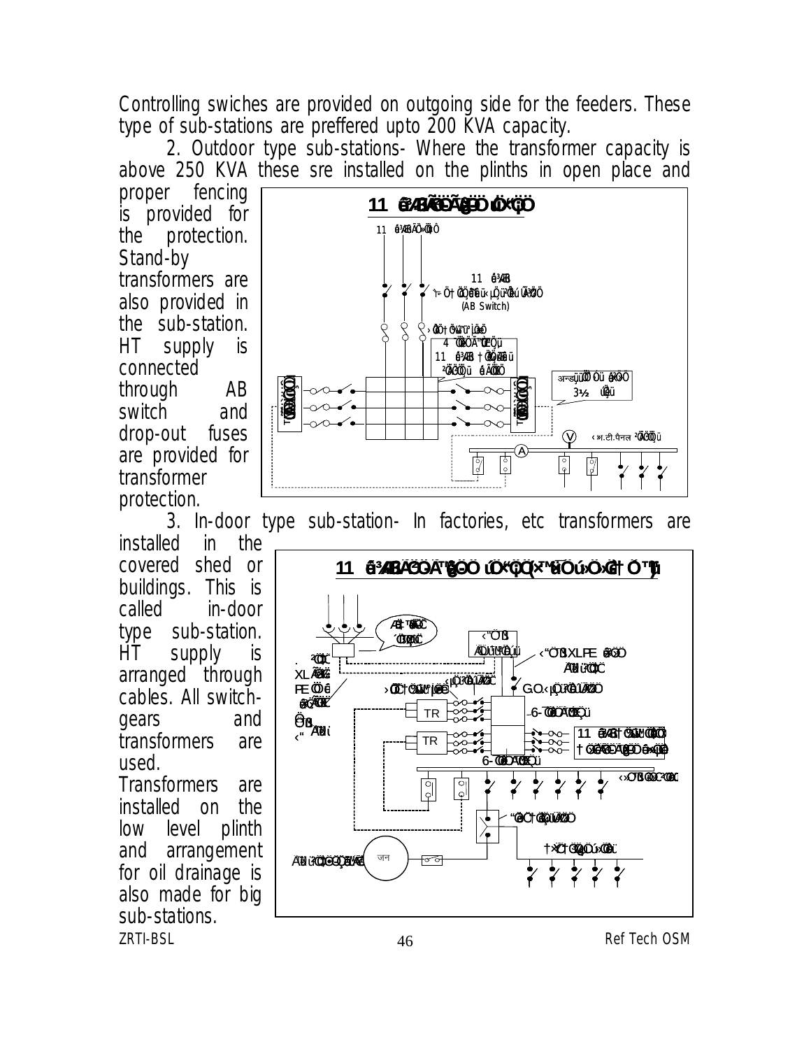Controlling swiches are provided on outgoing side for the feeders. These type of sub-stations are preffered upto 200 KVA capacity.

2. Outdoor type sub-stations- Where the transformer capacity is above 250 KVA these sre installed on the plinths in open place and proper fencing is provided for the protection. Stand-by transformers are also provided in the sub-station. HT supply is connected through AB switch and drop-out fuses are provided for transformer protection.

3. In-door type sub-station- In factories, etc transformers are installed in the covered shed or buildings. This is called in-door type sub-station. HT supply is arranged through cables. All switch-gears and transformers are used. Transformers are installed on the low level plinth and arrangement for oil drainage is also made for big sub-stations.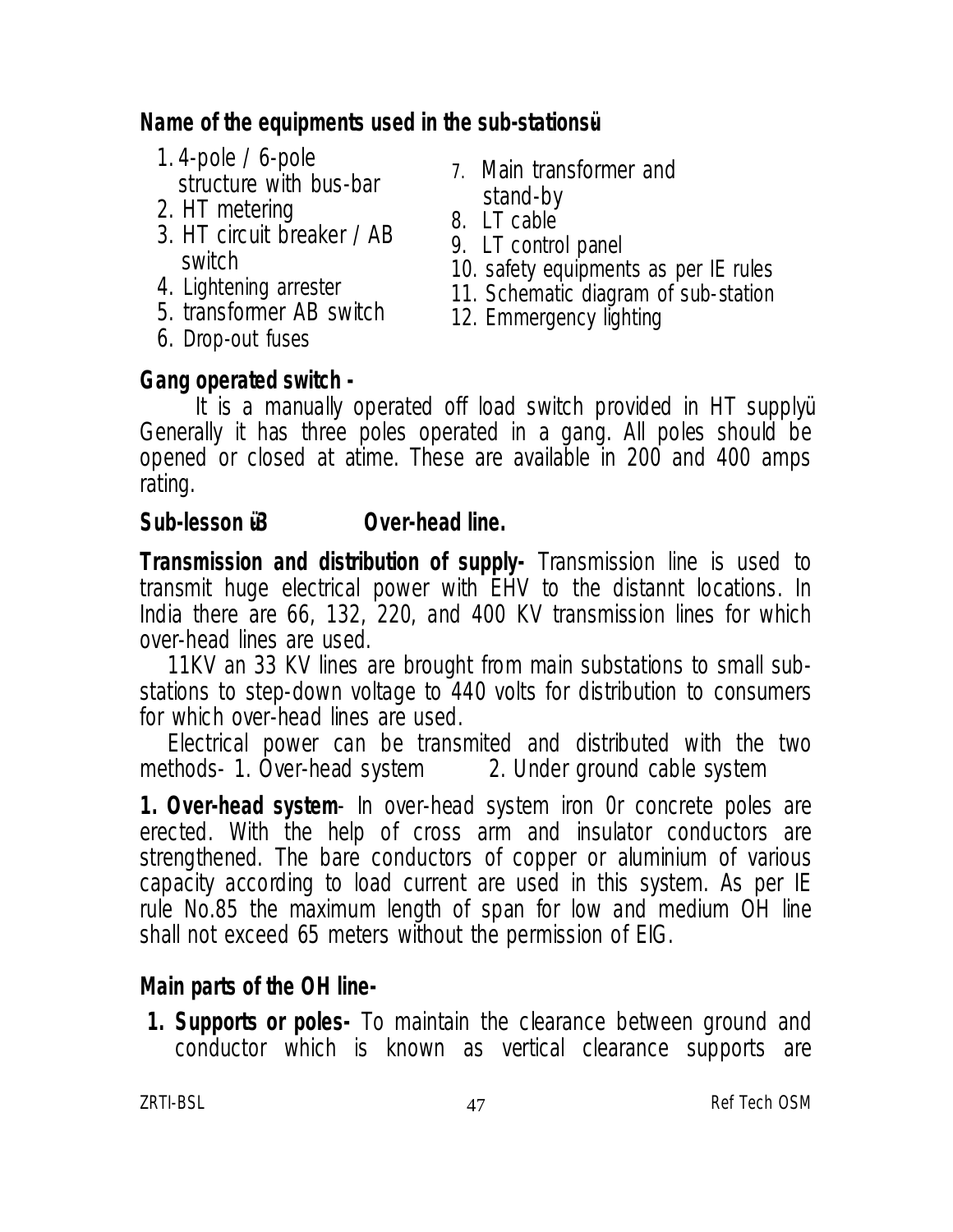**Name of the equipments used in the sub-stationsü**

1. 4-pole / 6-pole structure with bus-bar
2. HT metering
3. HT circuit breaker / AB switch
4. Lightening arrester
5. transformer AB switch
6. Drop-out fuses
7. Main transformer and stand-by
8. LT cable
9. LT control panel
10. safety equipments as per IE rules
11. Schematic diagram of sub-station
12. Emmergency lighting

**Gang operated switch -**

It is a manually operated off load switch provided in HT supplyü Generally it has three poles operated in a gang. All poles should be opened or closed at atime. These are available in 200 and 400 amps rating.

**Sub-lesson ü3 Over-head line.**

**Transmission and distribution of supply-** Transmission line is used to transmit huge electrical power with EHV to the distannt locations. In India there are 66, 132, 220, and 400 KV transmission lines for which over-head lines are used.

11KV an 33 KV lines are brought from main substations to small sub-stations to step-down voltage to 440 volts for distribution to consumers for which over-head lines are used.

Electrical power can be transmited and distributed with the two methods- 1. Over-head system 2. Under ground cable system

**1. Over-head system**- In over-head system iron 0r concrete poles are erected. With the help of cross arm and insulator conductors are strengthened. The bare conductors of copper or aluminium of various capacity according to load current are used in this system. As per IE rule No.85 the maximum length of span for low and medium OH line shall not exceed 65 meters without the permission of EIG.

**Main parts of the OH line-**

**1. Supports or poles-** To maintain the clearance between ground and conductor which is known as vertical clearance supports are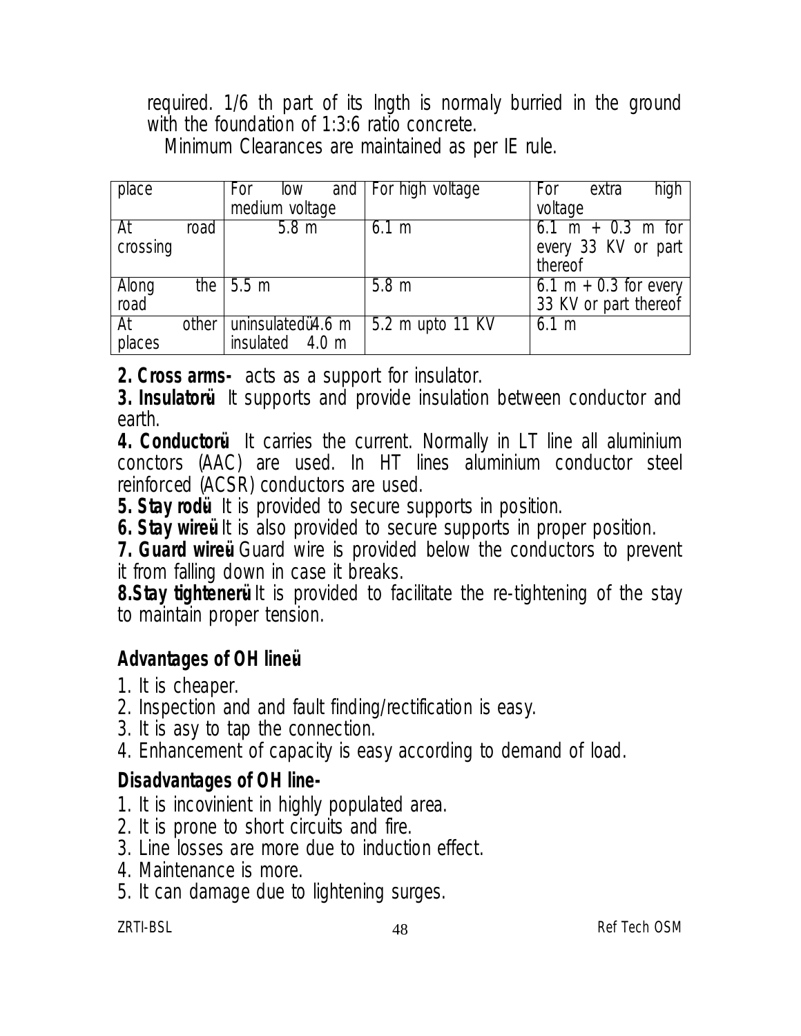required. 1/6 th part of its lngth is normaly burried in the ground with the foundation of 1:3:6 ratio concrete.

Minimum Clearances are maintained as per IE rule.

| place | For low and medium voltage | For high voltage | For extra high voltage |
| --- | --- | --- | --- |
| At road crossing | 5.8 m | 6.1 m | 6.1 m + 0.3 m for every 33 KV or part thereof |
| Along the road | 5.5 m | 5.8 m | 6.1 m + 0.3 for every 33 KV or part thereof |
| At other places | uninsulatedü4.6 m insulated 4.0 m | 5.2 m upto 11 KV | 6.1 m |

**2. Cross arms-** acts as a support for insulator.

**3. Insulatorü** It supports and provide insulation between conductor and earth.

**4. Conductorü** It carries the current. Normally in LT line all aluminium conctors (AAC) are used. In HT lines aluminium conductor steel reinforced (ACSR) conductors are used.

**5. Stay rodü** It is provided to secure supports in position.

**6. Stay wireü** It is also provided to secure supports in proper position.

**7. Guard wireü** Guard wire is provided below the conductors to prevent it from falling down in case it breaks.

**8.Stay tightenerü** It is provided to facilitate the re-tightening of the stay to maintain proper tension.

### Advantages of OH lineü

1. It is cheaper.
2. Inspection and and fault finding/rectification is easy.
3. It is asy to tap the connection.
4. Enhancement of capacity is easy according to demand of load.

### Disadvantages of OH line-

1. It is incovinient in highly populated area.
2. It is prone to short circuits and fire.
3. Line losses are more due to induction effect.
4. Maintenance is more.
5. It can damage due to lightening surges.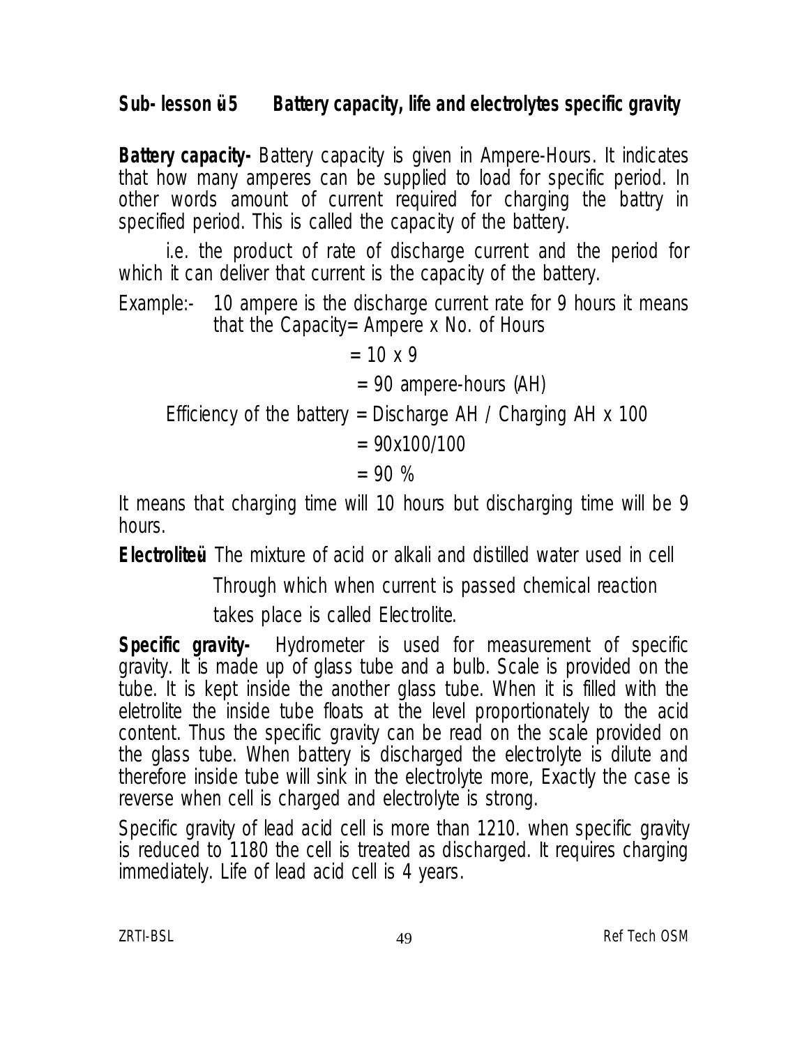## Sub- lesson ü5 Battery capacity, life and electrolytes specific gravity

**Battery capacity-** Battery capacity is given in Ampere-Hours. It indicates that how many amperes can be supplied to load for specific period. In other words amount of current required for charging the battry in specified period. This is called the capacity of the battery.

i.e. the product of rate of discharge current and the period for which it can deliver that current is the capacity of the battery.

Example:- 10 ampere is the discharge current rate for 9 hours it means that the Capacity= Ampere x No. of Hours

= 10 x 9

= 90 ampere-hours (AH)

Efficiency of the battery = Discharge AH / Charging AH x 100

= 90x100/100

= 90 %

It means that charging time will 10 hours but discharging time will be 9 hours.

**Electroliteü** The mixture of acid or alkali and distilled water used in cell Through which when current is passed chemical reaction takes place is called Electrolite.

**Specific gravity-** Hydrometer is used for measurement of specific gravity. It is made up of glass tube and a bulb. Scale is provided on the tube. It is kept inside the another glass tube. When it is filled with the eletrolite the inside tube floats at the level proportionately to the acid content. Thus the specific gravity can be read on the scale provided on the glass tube. When battery is discharged the electrolyte is dilute and therefore inside tube will sink in the electrolyte more, Exactly the case is reverse when cell is charged and electrolyte is strong.

Specific gravity of lead acid cell is more than 1210. when specific gravity is reduced to 1180 the cell is treated as discharged. It requires charging immediately. Life of lead acid cell is 4 years.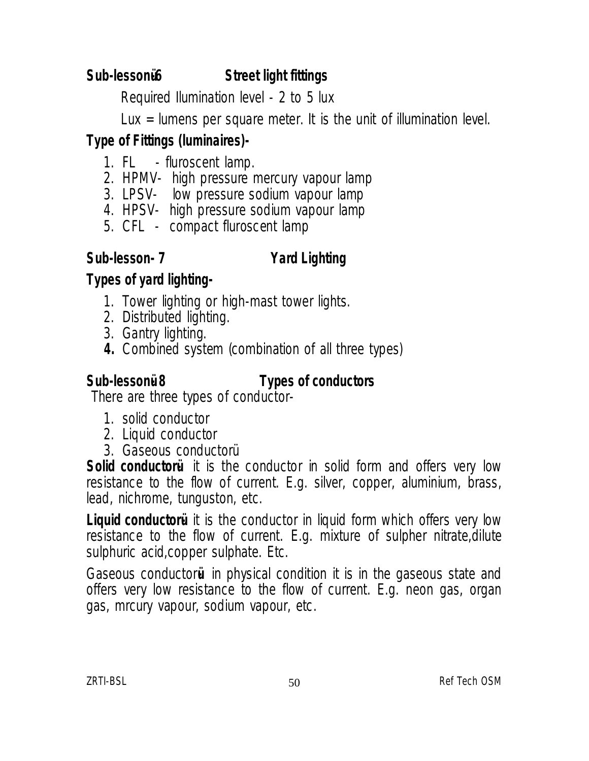## Sub-lessonü6 Street light fittings

Required Ilumination level - 2 to 5 lux

Lux = lumens per square meter. It is the unit of illumination level.

### Type of Fittings (luminaires)-

1. FL - fluroscent lamp.
2. HPMV- high pressure mercury vapour lamp
3. LPSV- low pressure sodium vapour lamp
4. HPSV- high pressure sodium vapour lamp
5. CFL - compact fluroscent lamp

## Sub-lesson- 7 Yard Lighting

### Types of yard lighting-

1. Tower lighting or high-mast tower lights.
2. Distributed lighting.
3. Gantry lighting.
4. Combined system (combination of all three types)

## Sub-lessonü8 Types of conductors

There are three types of conductor-

1. solid conductor
2. Liquid conductor
3. Gaseous conductorü

**Solid conductorü** it is the conductor in solid form and offers very low resistance to the flow of current. E.g. silver, copper, aluminium, brass, lead, nichrome, tunguston, etc.

**Liquid conductorü** it is the conductor in liquid form which offers very low resistance to the flow of current. E.g. mixture of sulpher nitrate,dilute sulphuric acid,copper sulphate. Etc.

Gaseous conductorü in physical condition it is in the gaseous state and offers very low resistance to the flow of current. E.g. neon gas, organ gas, mrcury vapour, sodium vapour, etc.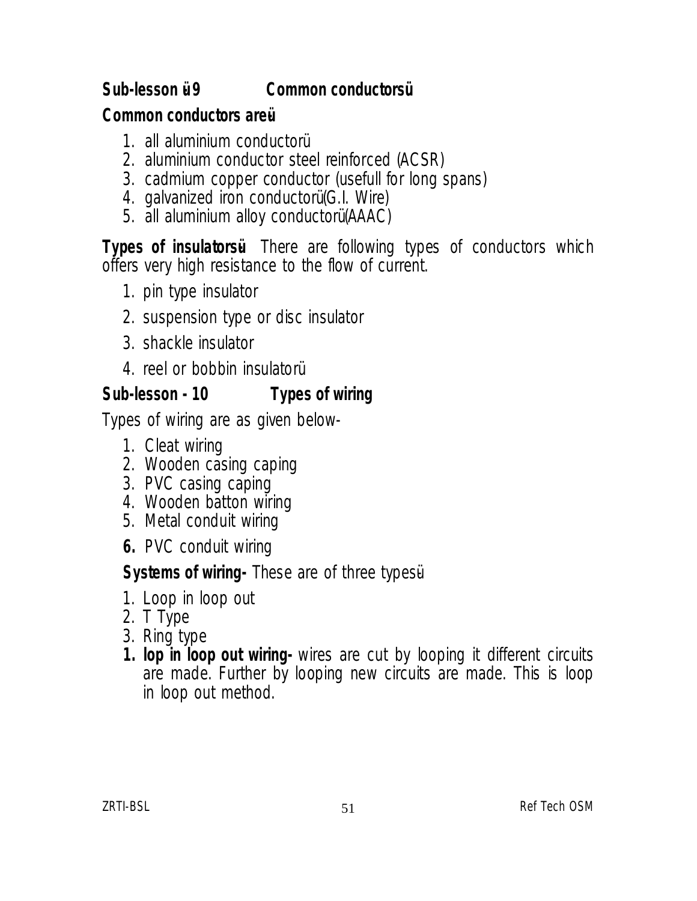## Sub-lesson ü9 Common conductorsü

**Common conductors areü**

1. all aluminium conductorü
2. aluminium conductor steel reinforced (ACSR)
3. cadmium copper conductor (usefull for long spans)
4. galvanized iron conductorü(G.I. Wire)
5. all aluminium alloy conductorü(AAAC)

**Types of insulatorsü** There are following types of conductors which offers very high resistance to the flow of current.

1. pin type insulator
2. suspension type or disc insulator
3. shackle insulator
4. reel or bobbin insulatorü

## Sub-lesson - 10 Types of wiring

Types of wiring are as given below-

1. Cleat wiring
2. Wooden casing caping
3. PVC casing caping
4. Wooden batton wiring
5. Metal conduit wiring
6. PVC conduit wiring

**Systems of wiring-** These are of three typesü

1. Loop in loop out
2. T Type
3. Ring type

**1. lop in loop out wiring-** wires are cut by looping it different circuits are made. Further by looping new circuits are made. This is loop in loop out method.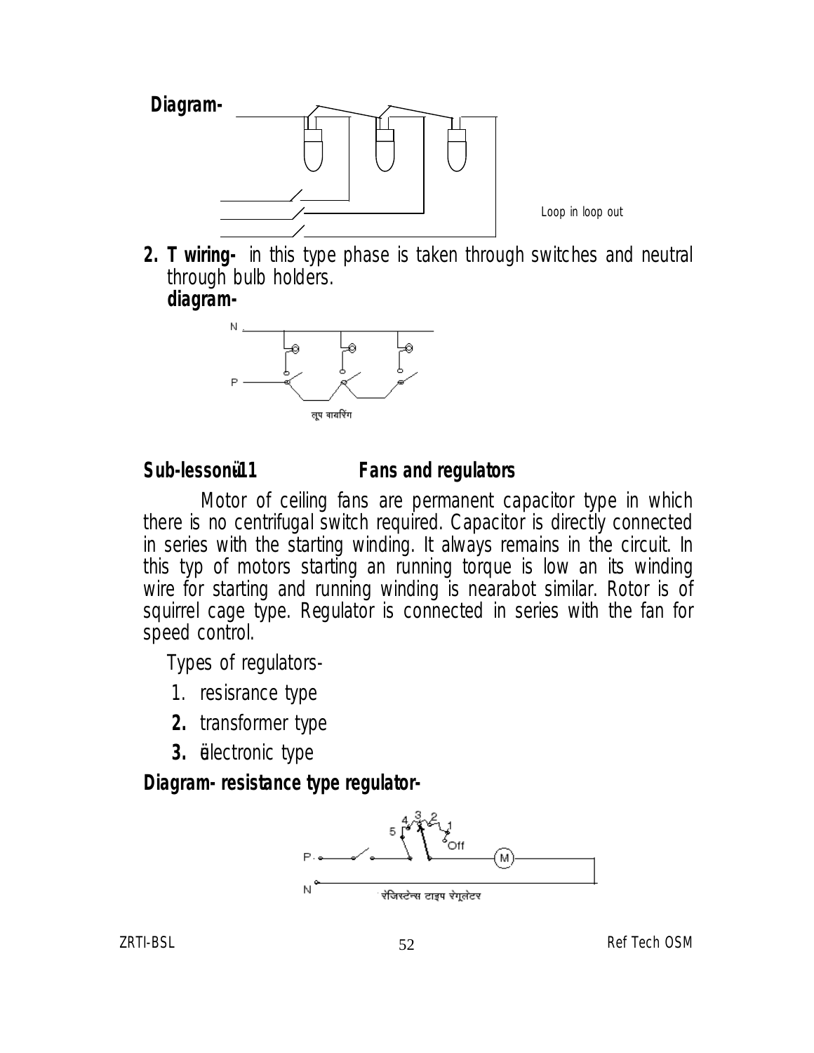**Diagram-**

Loop in loop out

**2. T wiring-** in this type phase is taken through switches and neutral through bulb holders.

**diagram-**

लूप वायरिंग

**Sub-lessonü11 Fans and regulators**

Motor of ceiling fans are permanent capacitor type in which there is no centrifugal switch required. Capacitor is directly connected in series with the starting winding. It always remains in the circuit. In this typ of motors starting an running torque is low an its winding wire for starting and running winding is nearabot similar. Rotor is of squirrel cage type. Regulator is connected in series with the fan for speed control.

Types of regulators-

1. resisrance type
2. transformer type
3. ëlectronic type

**Diagram- resistance type regulator-**

रेजिस्टेन्स टाइप रेगूलेटर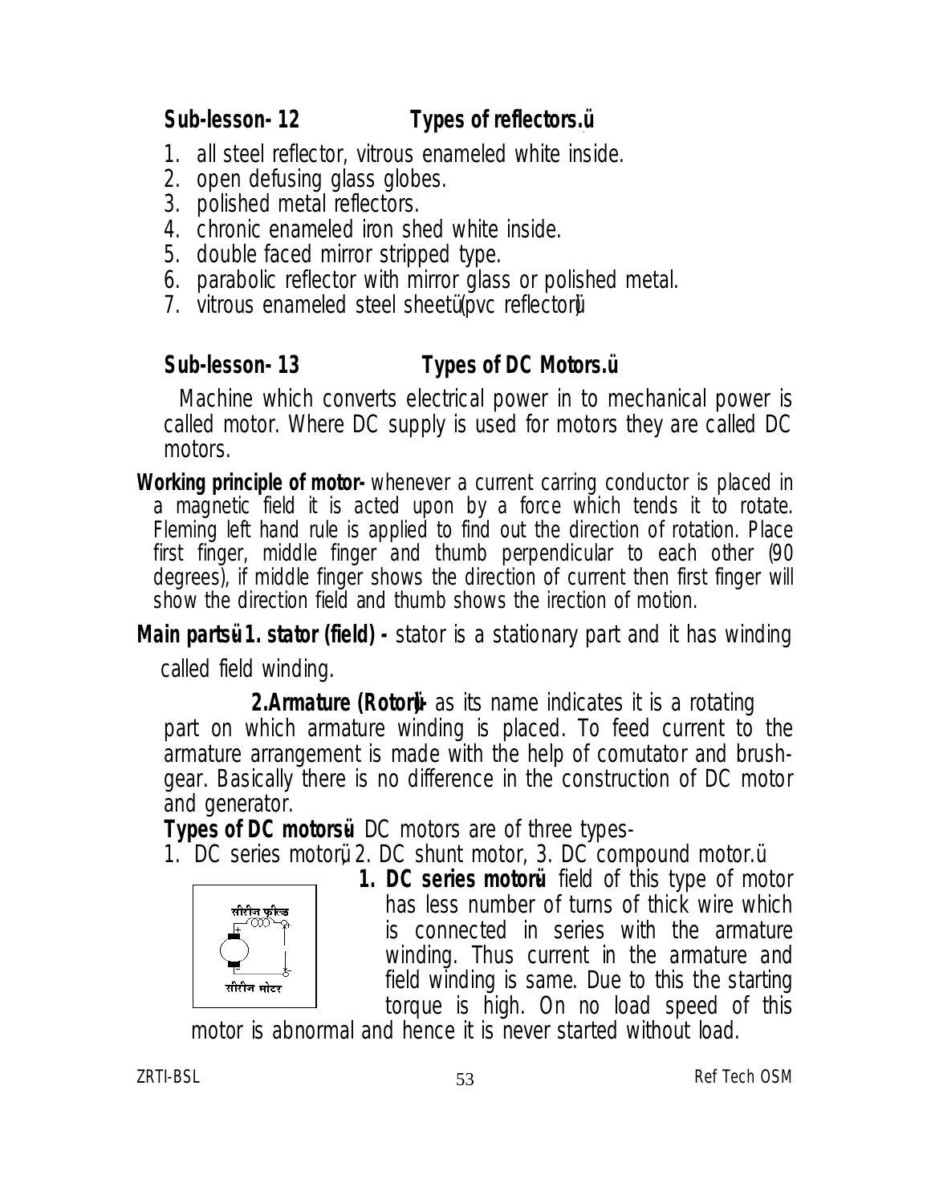## Sub-lesson- 12 Types of reflectors.ü

1. all steel reflector, vitrous enameled white inside.
2. open defusing glass globes.
3. polished metal reflectors.
4. chronic enameled iron shed white inside.
5. double faced mirror stripped type.
6. parabolic reflector with mirror glass or polished metal.
7. vitrous enameled steel sheetü(pvc reflector)ü

## Sub-lesson- 13 Types of DC Motors.ü

Machine which converts electrical power in to mechanical power is called motor. Where DC supply is used for motors they are called DC motors.

**Working principle of motor-** whenever a current carring conductor is placed in a magnetic field it is acted upon by a force which tends it to rotate. Fleming left hand rule is applied to find out the direction of rotation. Place first finger, middle finger and thumb perpendicular to each other (90 degrees), if middle finger shows the direction of current then first finger will show the direction field and thumb shows the irection of motion.

**Main partsü 1. stator (field) -** stator is a stationary part and it has winding called field winding.

**2.Armature (Rotor)ü-** as its name indicates it is a rotating part on which armature winding is placed. To feed current to the armature arrangement is made with the help of comutator and brush-gear. Basically there is no difference in the construction of DC motor and generator.

**Types of DC motorsü** DC motors are of three types-

1. DC series motorü, 2. DC shunt motor, 3. DC compound motor.ü

सीरीज फील्ड

सीरीज मोटर

**1. DC series motorü** field of this type of motor has less number of turns of thick wire which is connected in series with the armature winding. Thus current in the armature and field winding is same. Due to this the starting torque is high. On no load speed of this motor is abnormal and hence it is never started without load.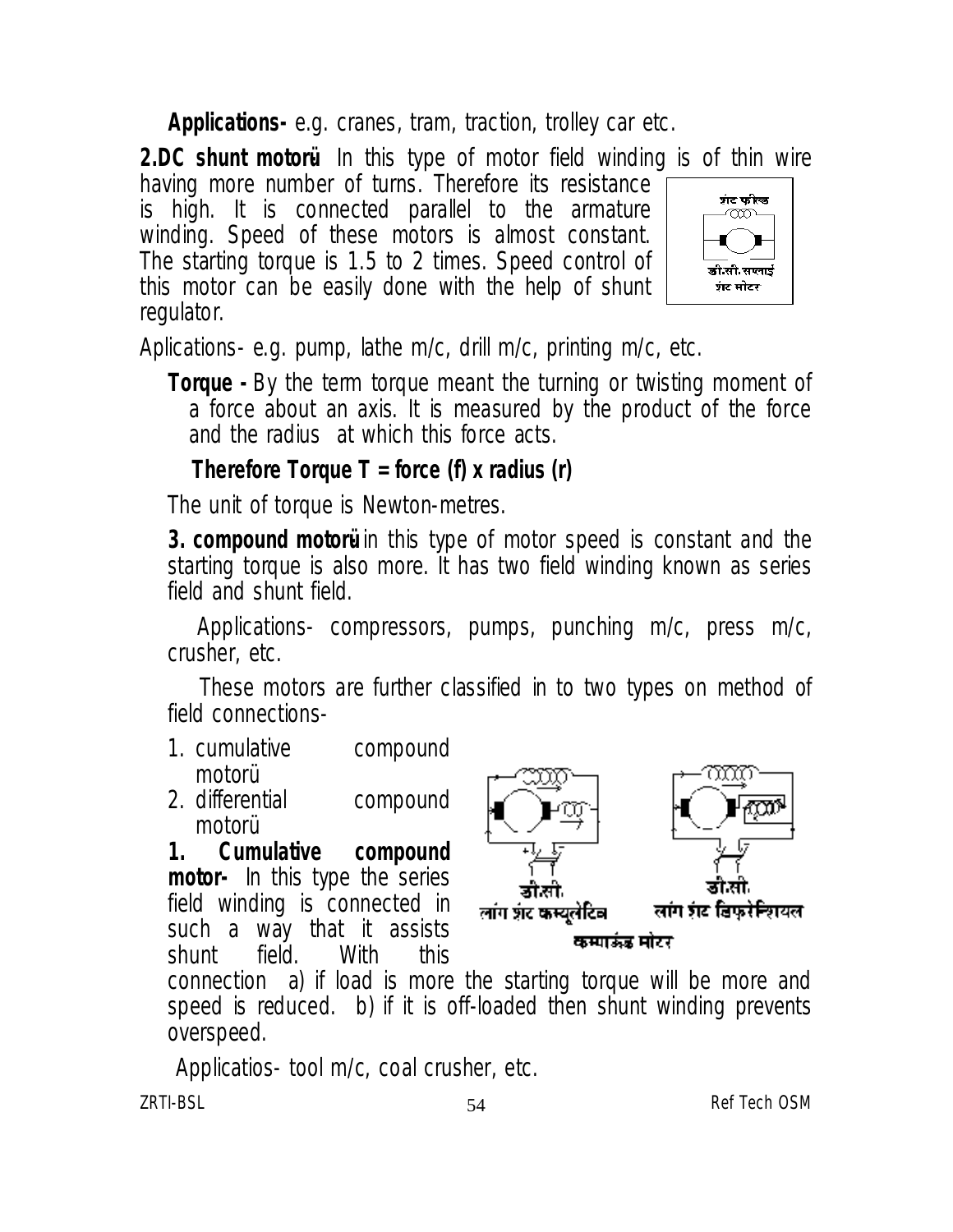**Applications-** e.g. cranes, tram, traction, trolley car etc.

**2.DC shunt motorü** In this type of motor field winding is of thin wire having more number of turns. Therefore its resistance is high. It is connected parallel to the armature winding. Speed of these motors is almost constant. The starting torque is 1.5 to 2 times. Speed control of this motor can be easily done with the help of shunt regulator.

शंट फील्ड

डी.सी. सप्लाई

शंट मोटर

Aplications- e.g. pump, lathe m/c, drill m/c, printing m/c, etc.

**Torque -** By the term torque meant the turning or twisting moment of a force about an axis. It is measured by the product of the force and the radius at which this force acts.

**Therefore Torque T = force (f) x radius (r)**

The unit of torque is Newton-metres.

**3. compound motorü** in this type of motor speed is constant and the starting torque is also more. It has two field winding known as series field and shunt field.

Applications- compressors, pumps, punching m/c, press m/c, crusher, etc.

These motors are further classified in to two types on method of field connections-

1. cumulative compound motorü
2. differential compound motorü

डी.सी. लांग शंट कम्यूलेटिव

डी.सी. लांग शंट डिफरेन्शियल

कम्पाऊंड मोटर

**1. Cumulative compound motor-** In this type the series field winding is connected in such a way that it assists shunt field. With this connection a) if load is more the starting torque will be more and speed is reduced. b) if it is off-loaded then shunt winding prevents overspeed.

Applicatios- tool m/c, coal crusher, etc.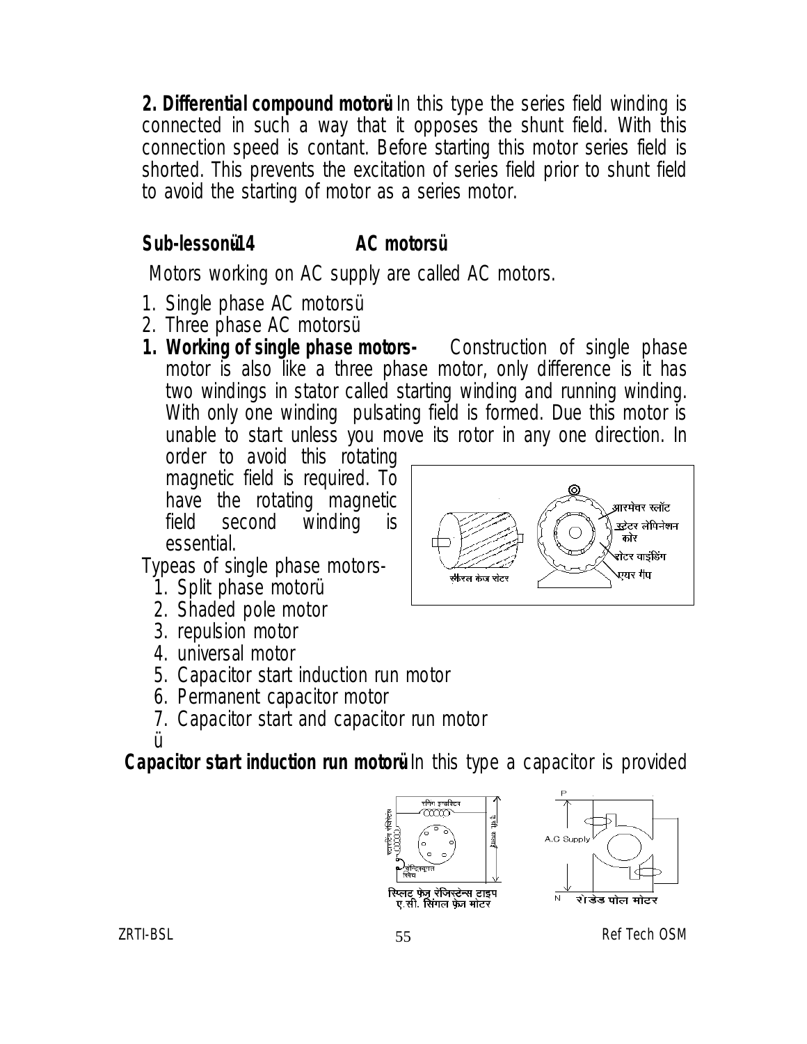**2. Differential compound motorü** In this type the series field winding is connected in such a way that it opposes the shunt field. With this connection speed is contant. Before starting this motor series field is shorted. This prevents the excitation of series field prior to shunt field to avoid the starting of motor as a series motor.

## Sub-lessonü14 AC motorsü

Motors working on AC supply are called AC motors.

1. Single phase AC motorsü
2. Three phase AC motorsü

**1. Working of single phase motors-** Construction of single phase motor is also like a three phase motor, only difference is it has two windings in stator called starting winding and running winding. With only one winding pulsating field is formed. Due this motor is unable to start unless you move its rotor in any one direction. In order to avoid this rotating magnetic field is required. To have the rotating magnetic field second winding is essential.

आरमेचर स्लॉट
स्टेटर लेमिनेशन कोर
रोटर वाइंडिंग
एयर गैप
स्कीरल केज रोटर

Typeas of single phase motors-

1. Split phase motorü
2. Shaded pole motor
3. repulsion motor
4. universal motor
5. Capacitor start induction run motor
6. Permanent capacitor motor
7. Capacitor start and capacitor run motor

ü

**Capacitor start induction run motorü** In this type a capacitor is provided

स्प्लिट फेज़ रेजिस्टेन्स टाइप ए.सी. सिंगल फ़ेज़ मोटर

शेडेड पोल मोटर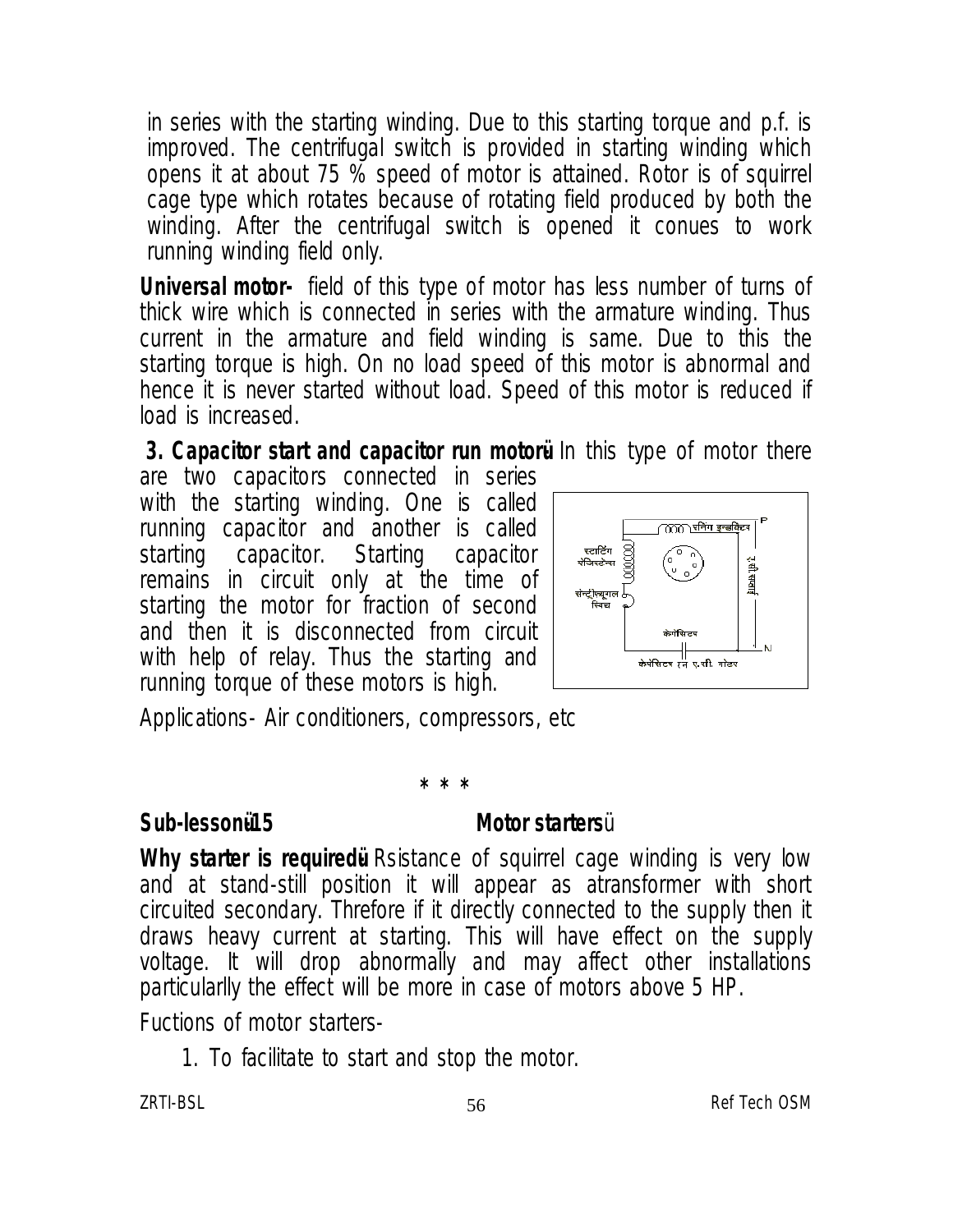in series with the starting winding. Due to this starting torque and p.f. is improved. The centrifugal switch is provided in starting winding which opens it at about 75 % speed of motor is attained. Rotor is of squirrel cage type which rotates because of rotating field produced by both the winding. After the centrifugal switch is opened it conues to work running winding field only.

**Universal motor-** field of this type of motor has less number of turns of thick wire which is connected in series with the armature winding. Thus current in the armature and field winding is same. Due to this the starting torque is high. On no load speed of this motor is abnormal and hence it is never started without load. Speed of this motor is reduced if load is increased.

**3. Capacitor start and capacitor run motorü** In this type of motor there are two capacitors connected in series with the starting winding. One is called running capacitor and another is called starting capacitor. Starting capacitor remains in circuit only at the time of starting the motor for fraction of second and then it is disconnected from circuit with help of relay. Thus the starting and running torque of these motors is high.

Applications- Air conditioners, compressors, etc

\* \* \*

## Sub-lessonü15 Motor startersü

**Why starter is requiredü** Rsistance of squirrel cage winding is very low and at stand-still position it will appear as atransformer with short circuited secondary. Threfore if it directly connected to the supply then it draws heavy current at starting. This will have effect on the supply voltage. It will drop abnormally and may affect other installations particularlly the effect will be more in case of motors above 5 HP.

Fuctions of motor starters-

1. To facilitate to start and stop the motor.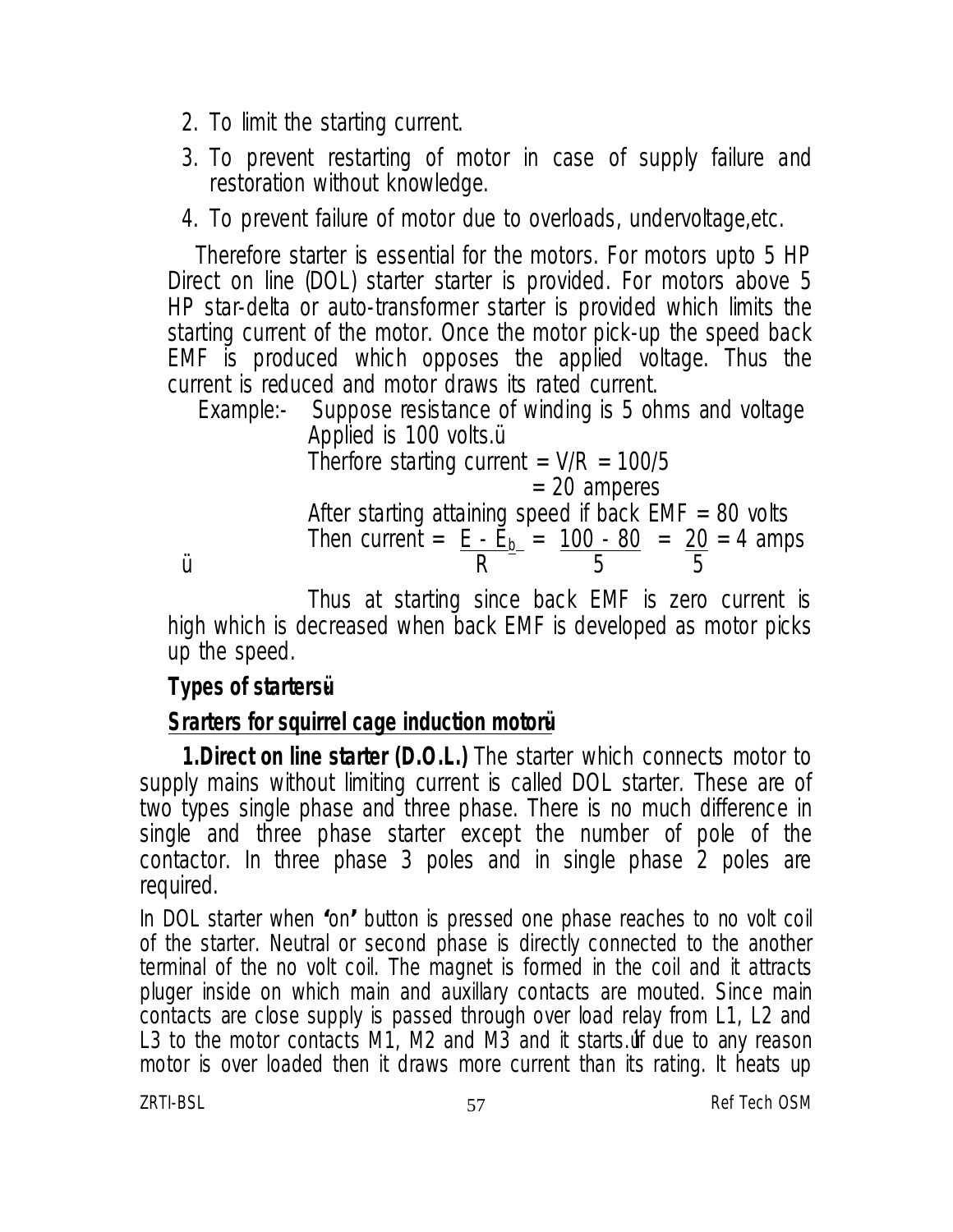2. To limit the starting current.
3. To prevent restarting of motor in case of supply failure and restoration without knowledge.
4. To prevent failure of motor due to overloads, undervoltage,etc.

Therefore starter is essential for the motors. For motors upto 5 HP Direct on line (DOL) starter starter is provided. For motors above 5 HP star-delta or auto-transformer starter is provided which limits the starting current of the motor. Once the motor pick-up the speed back EMF is produced which opposes the applied voltage. Thus the current is reduced and motor draws its rated current.

Example:- Suppose resistance of winding is 5 ohms and voltage Applied is 100 volts.ü

Therfore starting current = V/R = 100/5

= 20 amperes

After starting attaining speed if back EMF = 80 volts

Then current = $\frac{E - E_b}{R} = \frac{100 - 80}{5} = \frac{20}{5} = 4$ amps

ü

Thus at starting since back EMF is zero current is high which is decreased when back EMF is developed as motor picks up the speed.

**Types of startersü**

**Srarters for squirrel cage induction motorü**

**1.Direct on line starter (D.O.L.)** The starter which connects motor to supply mains without limiting current is called DOL starter. These are of two types single phase and three phase. There is no much difference in single and three phase starter except the number of pole of the contactor. In three phase 3 poles and in single phase 2 poles are required.

In DOL starter when **"on"** button is pressed one phase reaches to no volt coil of the starter. Neutral or second phase is directly connected to the another terminal of the no volt coil. The magnet is formed in the coil and it attracts pluger inside on which main and auxillary contacts are mouted. Since main contacts are close supply is passed through over load relay from L1, L2 and L3 to the motor contacts M1, M2 and M3 and it starts.üIf due to any reason motor is over loaded then it draws more current than its rating. It heats up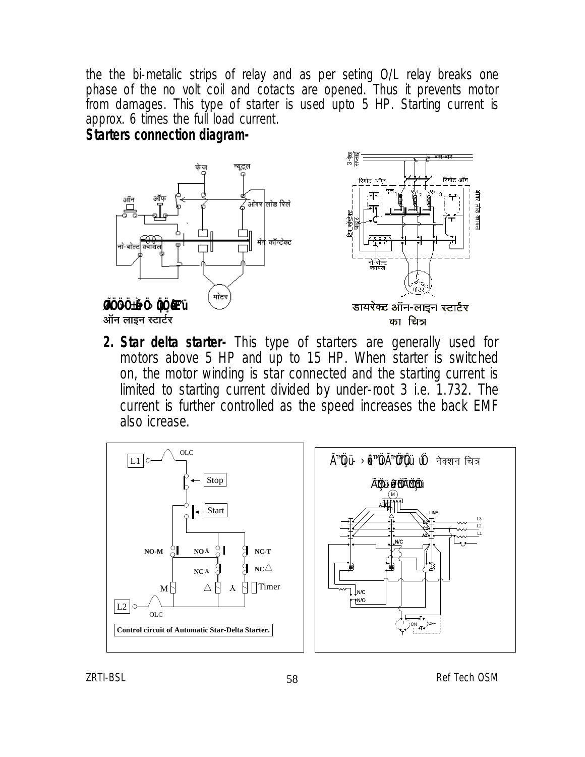the the bi-metalic strips of relay and as per seting O/L relay breaks one phase of the no volt coil and cotacts are opened. Thus it prevents motor from damages. This type of starter is used upto 5 HP. Starting current is approx. 6 times the full load current.

**Starters connection diagram-**

ऑन लाइन स्टार्टर

डायरेक्ट ऑन-लाइन स्टार्टर का चित्र

2. **Star delta starter-** This type of starters are generally used for motors above 5 HP and up to 15 HP. When starter is switched on, the motor winding is star connected and the starting current is limited to starting current divided by under-root 3 i.e. 1.732. The current is further controlled as the speed increases the back EMF also icrease.

Control circuit of Automatic Star-Delta Starter.

नेक्शन चित्र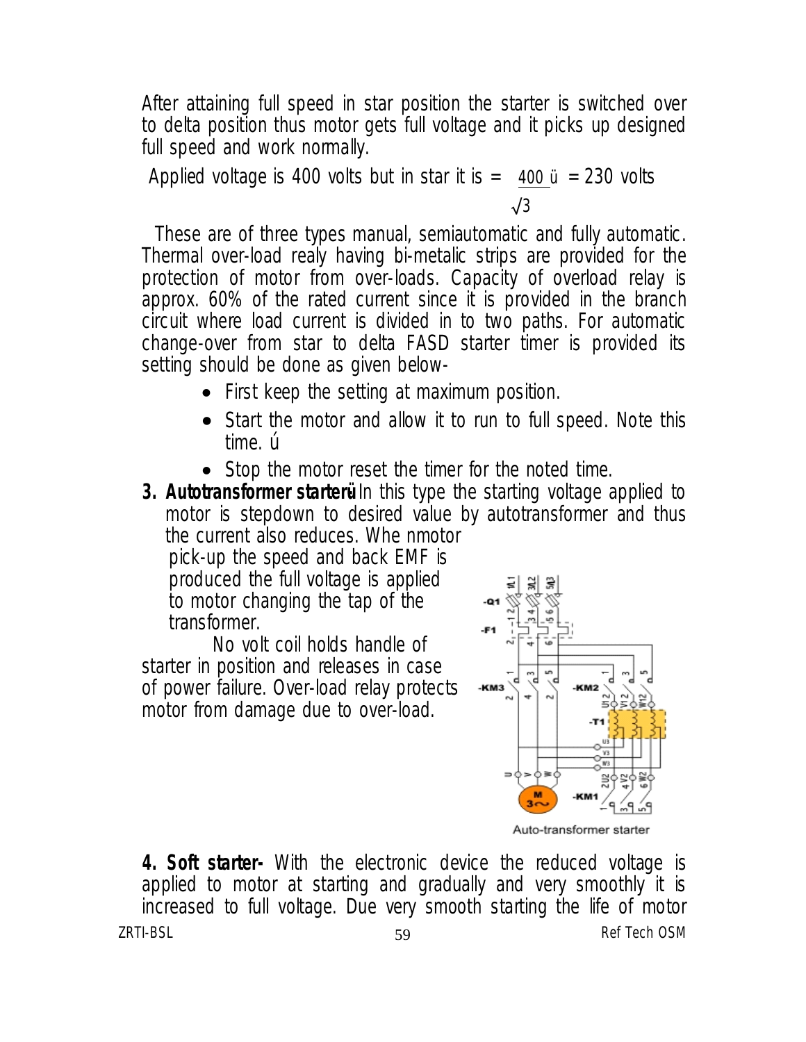After attaining full speed in star position the starter is switched over to delta position thus motor gets full voltage and it picks up designed full speed and work normally.

Applied voltage is 400 volts but in star it is = $\frac{400}{\sqrt{3}}$ ü = 230 volts

These are of three types manual, semiautomatic and fully automatic. Thermal over-load realy having bi-metalic strips are provided for the protection of motor from over-loads. Capacity of overload relay is approx. 60% of the rated current since it is provided in the branch circuit where load current is divided in to two paths. For automatic change-over from star to delta FASD starter timer is provided its setting should be done as given below-

- First keep the setting at maximum position.
- Start the motor and allow it to run to full speed. Note this time. ú
- Stop the motor reset the timer for the noted time.

**3. Autotransformer starterü** In this type the starting voltage applied to motor is stepdown to desired value by autotransformer and thus the current also reduces. Whe nmotor pick-up the speed and back EMF is produced the full voltage is applied to motor changing the tap of the transformer.

No volt coil holds handle of starter in position and releases in case of power failure. Over-load relay protects motor from damage due to over-load.

Auto-transformer starter

**4. Soft starter-** With the electronic device the reduced voltage is applied to motor at starting and gradually and very smoothly it is increased to full voltage. Due very smooth starting the life of motor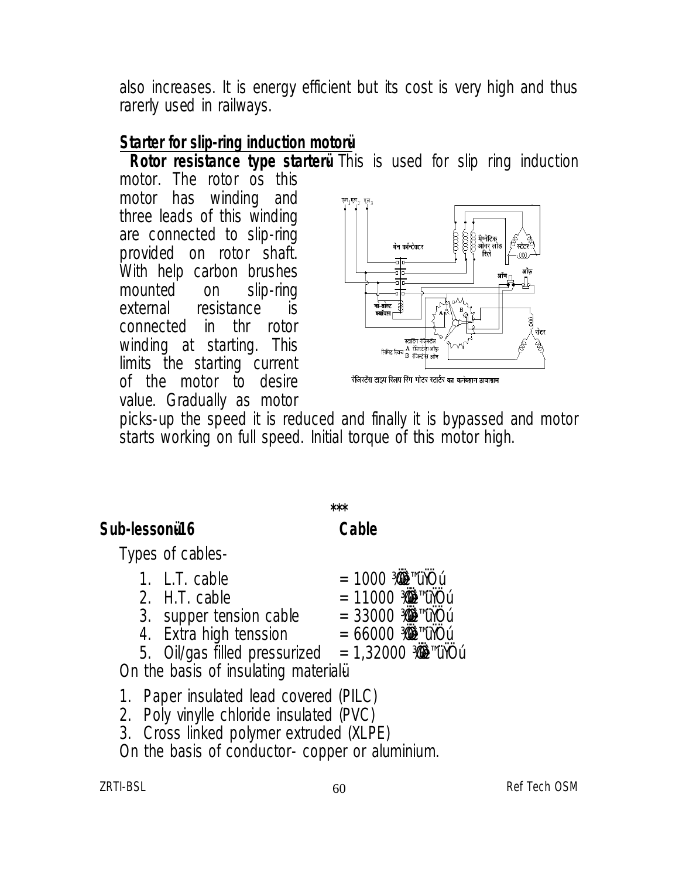also increases. It is energy efficient but its cost is very high and thus rarerly used in railways.

**Starter for slip-ring induction motorü**

**Rotor resistance type starterü** This is used for slip ring induction motor. The rotor os this motor has winding and three leads of this winding are connected to slip-ring provided on rotor shaft. With help carbon brushes mounted on slip-ring external resistance is connected in thr rotor winding at starting. This limits the starting current of the motor to desire value. Gradually as motor picks-up the speed it is reduced and finally it is bypassed and motor starts working on full speed. Initial torque of this motor high.

रेजिस्टेंस टाइप स्लिप रिंग मोटर स्टार्टर का कनेक्शन डायाग्राम

\*\*\*

## Sub-lessonü16 Cable

Types of cables-

1. L.T. cable = 1000 ¾Öü»™üÖú
2. H.T. cable = 11000 ¾Öü»™üÖú
3. supper tension cable = 33000 ¾Öü»™üÖú
4. Extra high tenssion = 66000 ¾Öü»™üÖú
5. Oil/gas filled pressurized = 1,32000 ¾Öü»™üÖú

On the basis of insulating materialü

1. Paper insulated lead covered (PILC)
2. Poly vinylle chloride insulated (PVC)
3. Cross linked polymer extruded (XLPE)

On the basis of conductor- copper or aluminium.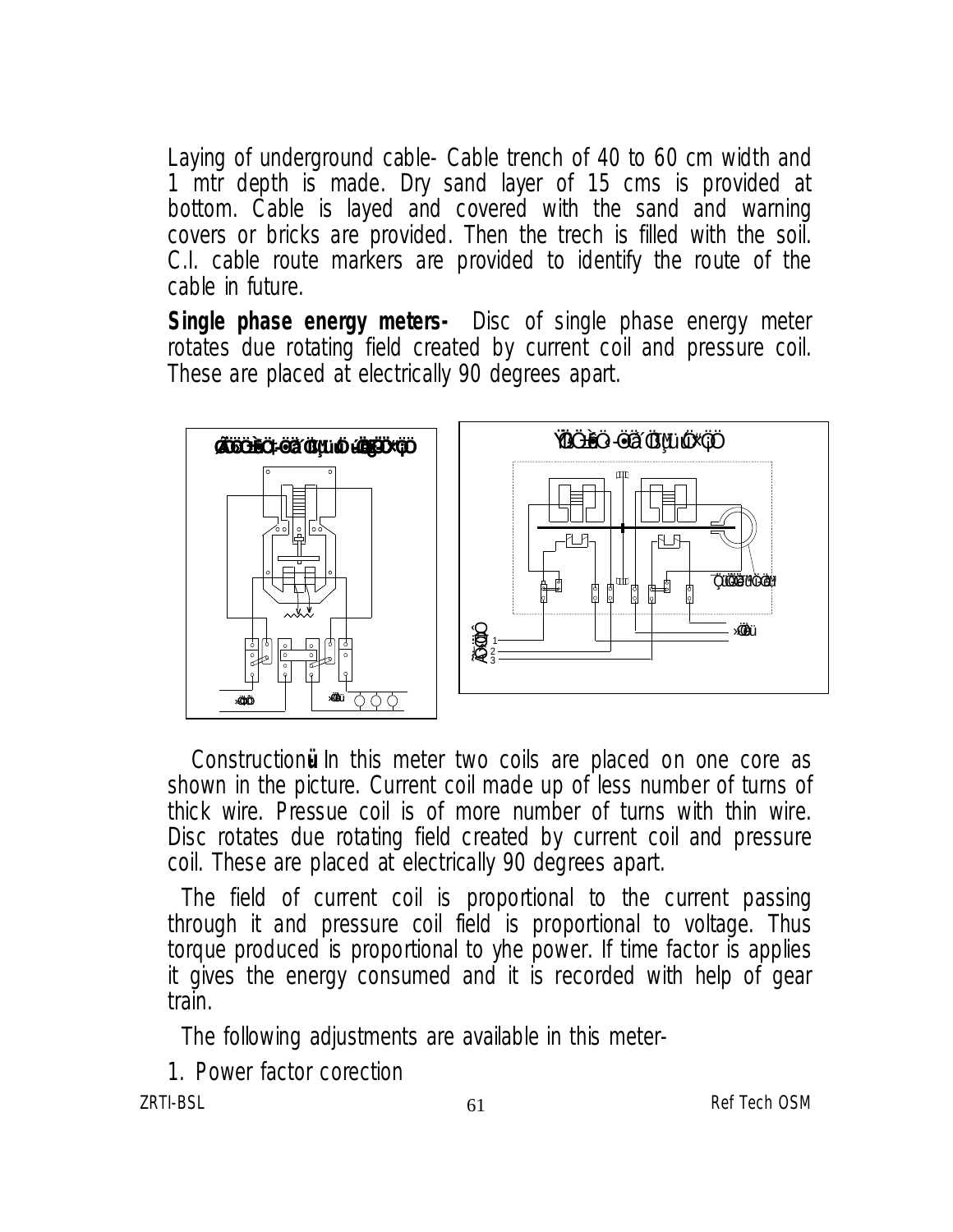Laying of underground cable- Cable trench of 40 to 60 cm width and 1 mtr depth is made. Dry sand layer of 15 cms is provided at bottom. Cable is layed and covered with the sand and warning covers or bricks are provided. Then the trech is filled with the soil. C.I. cable route markers are provided to identify the route of the cable in future.

**Single phase energy meters-** Disc of single phase energy meter rotates due rotating field created by current coil and pressure coil. These are placed at electrically 90 degrees apart.

Construction: In this meter two coils are placed on one core as shown in the picture. Current coil made up of less number of turns of thick wire. Pressue coil is of more number of turns with thin wire. Disc rotates due rotating field created by current coil and pressure coil. These are placed at electrically 90 degrees apart.

The field of current coil is proportional to the current passing through it and pressure coil field is proportional to voltage. Thus torque produced is proportional to yhe power. If time factor is applies it gives the energy consumed and it is recorded with help of gear train.

The following adjustments are available in this meter-

1. Power factor corection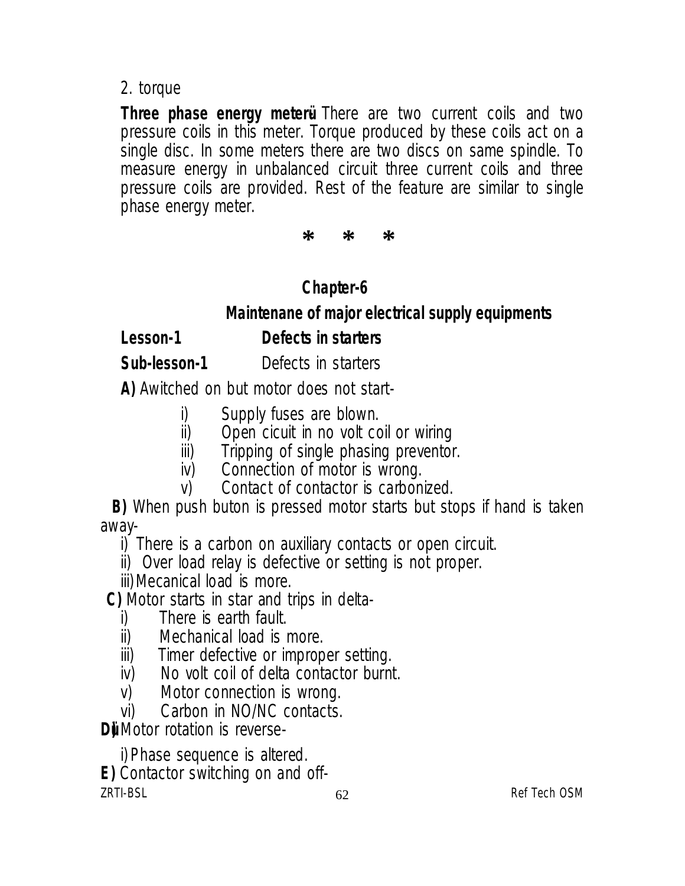2. torque

**Three phase energy meter:-** There are two current coils and two pressure coils in this meter. Torque produced by these coils act on a single disc. In some meters there are two discs on same spindle. To measure energy in unbalanced circuit three current coils and three pressure coils are provided. Rest of the feature are similar to single phase energy meter.

\*   \*   \*

## Chapter-6

## Maintenane of major electrical supply equipments

### Lesson-1 Defects in starters

**Sub-lesson-1** Defects in starters

**A)** Awitched on but motor does not start-

i) Supply fuses are blown.
ii) Open cicuit in no volt coil or wiring
iii) Tripping of single phasing preventor.
iv) Connection of motor is wrong.
v) Contact of contactor is carbonized.

**B)** When push buton is pressed motor starts but stops if hand is taken away-

i) There is a carbon on auxiliary contacts or open circuit.
ii) Over load relay is defective or setting is not proper.
iii) Mecanical load is more.

**C)** Motor starts in star and trips in delta-

i) There is earth fault.
ii) Mechanical load is more.
iii) Timer defective or improper setting.
iv) No volt coil of delta contactor burnt.
v) Motor connection is wrong.
vi) Carbon in NO/NC contacts.

**D)** Motor rotation is reverse-

i) Phase sequence is altered.

**E)** Contactor switching on and off-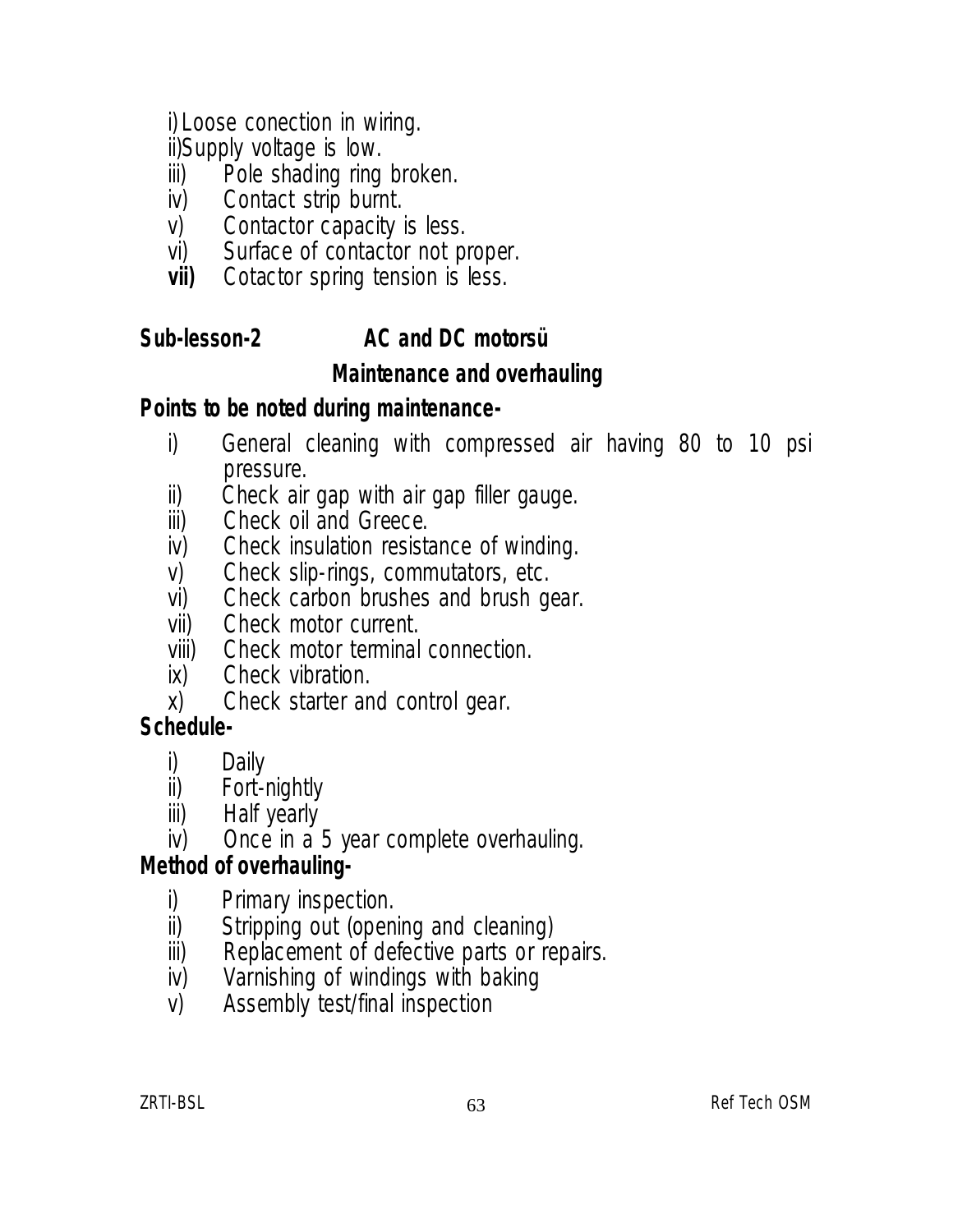i) Loose conection in wiring.
ii) Supply voltage is low.
iii) Pole shading ring broken.
iv) Contact strip burnt.
v) Contactor capacity is less.
vi) Surface of contactor not proper.
**vii)** Cotactor spring tension is less.

## Sub-lesson-2 AC and DC motorsü

### Maintenance and overhauling

**Points to be noted during maintenance-**

i) General cleaning with compressed air having 80 to 10 psi pressure.
ii) Check air gap with air gap filler gauge.
iii) Check oil and Greece.
iv) Check insulation resistance of winding.
v) Check slip-rings, commutators, etc.
vi) Check carbon brushes and brush gear.
vii) Check motor current.
viii) Check motor terminal connection.
ix) Check vibration.
x) Check starter and control gear.

**Schedule-**

i) Daily
ii) Fort-nightly
iii) Half yearly
iv) Once in a 5 year complete overhauling.

**Method of overhauling-**

i) Primary inspection.
ii) Stripping out (opening and cleaning)
iii) Replacement of defective parts or repairs.
iv) Varnishing of windings with baking
v) Assembly test/final inspection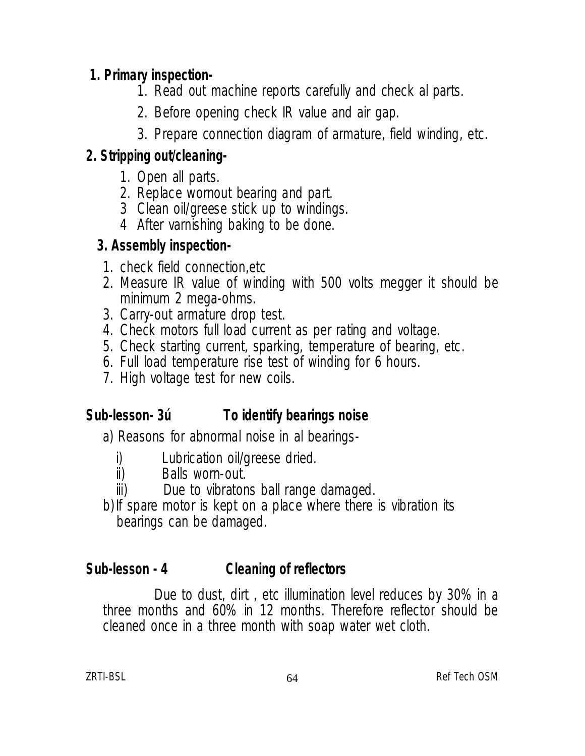**1. Primary inspection-**

1. Read out machine reports carefully and check al parts.
2. Before opening check IR value and air gap.
3. Prepare connection diagram of armature, field winding, etc.

**2. Stripping out/cleaning-**

1. Open all parts.
2. Replace wornout bearing and part.
3. Clean oil/greese stick up to windings.
4. After varnishing baking to be done.

**3. Assembly inspection-**

1. check field connection,etc
2. Measure IR value of winding with 500 volts megger it should be minimum 2 mega-ohms.
3. Carry-out armature drop test.
4. Check motors full load current as per rating and voltage.
5. Check starting current, sparking, temperature of bearing, etc.
6. Full load temperature rise test of winding for 6 hours.
7. High voltage test for new coils.

## Sub-lesson- 3ú To identify bearings noise

a) Reasons for abnormal noise in al bearings-

i) Lubrication oil/greese dried.

ii) Balls worn-out.

iii) Due to vibratons ball range damaged.

b) If spare motor is kept on a place where there is vibration its bearings can be damaged.

## Sub-lesson - 4 Cleaning of reflectors

Due to dust, dirt , etc illumination level reduces by 30% in a three months and 60% in 12 months. Therefore reflector should be cleaned once in a three month with soap water wet cloth.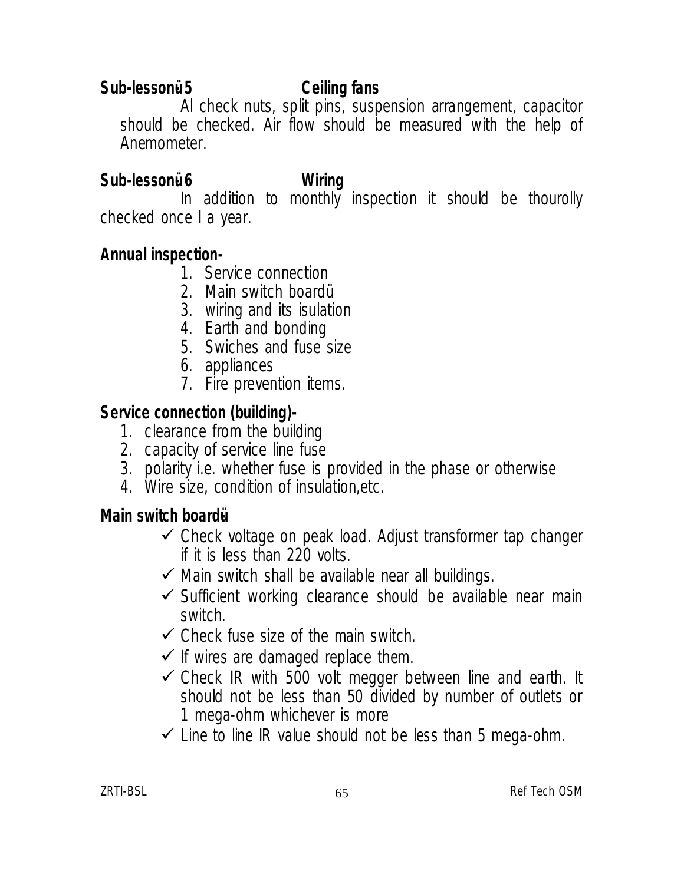**Sub-lessonü5 Ceiling fans**

Al check nuts, split pins, suspension arrangement, capacitor should be checked. Air flow should be measured with the help of Anemometer.

**Sub-lessonü6 Wiring**

In addition to monthly inspection it should be thourolly checked once I a year.

**Annual inspection-**

1. Service connection
2. Main switch boardü
3. wiring and its isulation
4. Earth and bonding
5. Swiches and fuse size
6. appliances
7. Fire prevention items.

**Service connection (building)-**

1. clearance from the building
2. capacity of service line fuse
3. polarity i.e. whether fuse is provided in the phase or otherwise
4. Wire size, condition of insulation,etc.

**Main switch boardü**

- ✓ Check voltage on peak load. Adjust transformer tap changer if it is less than 220 volts.
- ✓ Main switch shall be available near all buildings.
- ✓ Sufficient working clearance should be available near main switch.
- ✓ Check fuse size of the main switch.
- ✓ If wires are damaged replace them.
- ✓ Check IR with 500 volt megger between line and earth. It should not be less than 50 divided by number of outlets or 1 mega-ohm whichever is more
- ✓ Line to line IR value should not be less than 5 mega-ohm.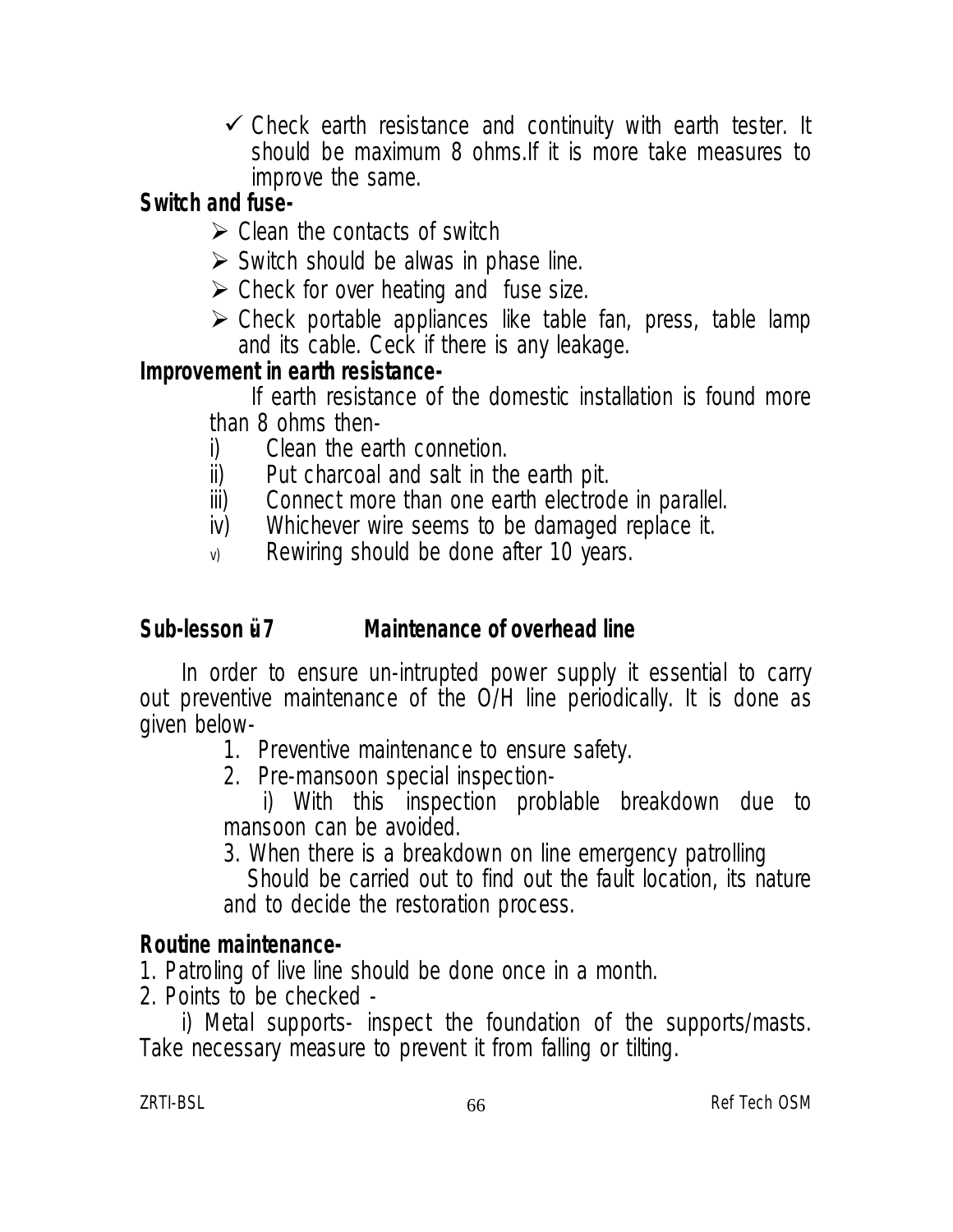- ✓ Check earth resistance and continuity with earth tester. It should be maximum 8 ohms.If it is more take measures to improve the same.

**Switch and fuse-**

- ➢ Clean the contacts of switch
- ➢ Switch should be alwas in phase line.
- ➢ Check for over heating and fuse size.
- ➢ Check portable appliances like table fan, press, table lamp and its cable. Ceck if there is any leakage.

**Improvement in earth resistance-**

If earth resistance of the domestic installation is found more than 8 ohms then-

i) Clean the earth connetion.
ii) Put charcoal and salt in the earth pit.
iii) Connect more than one earth electrode in parallel.
iv) Whichever wire seems to be damaged replace it.
v) Rewiring should be done after 10 years.

## Sub-lesson ü7 Maintenance of overhead line

In order to ensure un-intrupted power supply it essential to carry out preventive maintenance of the O/H line periodically. It is done as given below-

1. Preventive maintenance to ensure safety.
2. Pre-mansoon special inspection-
   i) With this inspection problable breakdown due to mansoon can be avoided.
3. When there is a breakdown on line emergency patrolling Should be carried out to find out the fault location, its nature and to decide the restoration process.

**Routine maintenance-**

1. Patroling of live line should be done once in a month.
2. Points to be checked -

i) Metal supports- inspect the foundation of the supports/masts. Take necessary measure to prevent it from falling or tilting.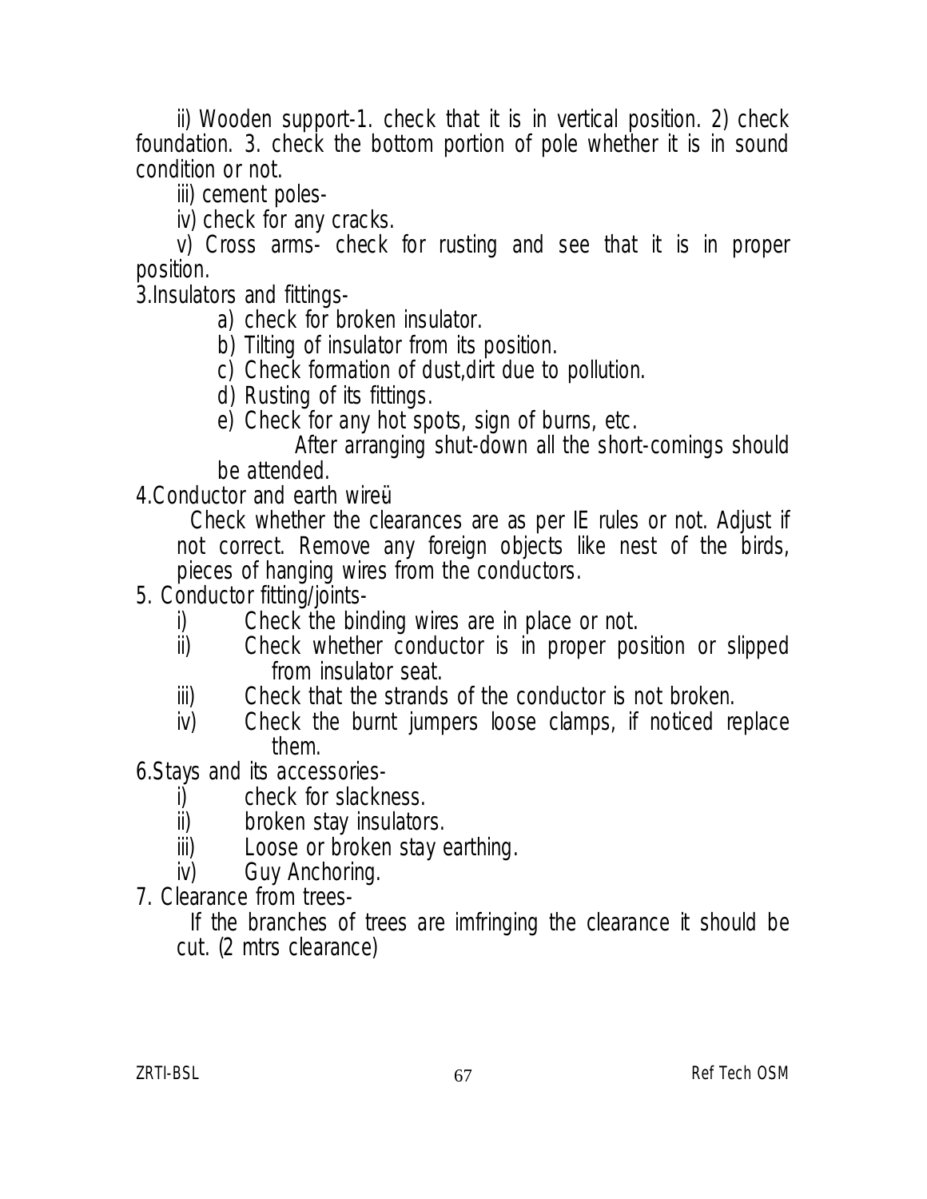ii) Wooden support-1. check that it is in vertical position. 2) check foundation. 3. check the bottom portion of pole whether it is in sound condition or not.

iii) cement poles-

iv) check for any cracks.

v) Cross arms- check for rusting and see that it is in proper position.

3.Insulators and fittings-

a) check for broken insulator.
b) Tilting of insulator from its position.
c) Check formation of dust,dirt due to pollution.
d) Rusting of its fittings.
e) Check for any hot spots, sign of burns, etc.

After arranging shut-down all the short-comings should be attended.

4.Conductor and earth wire-

Check whether the clearances are as per IE rules or not. Adjust if not correct. Remove any foreign objects like nest of the birds, pieces of hanging wires from the conductors.

5. Conductor fitting/joints-

i) Check the binding wires are in place or not.
ii) Check whether conductor is in proper position or slipped from insulator seat.
iii) Check that the strands of the conductor is not broken.
iv) Check the burnt jumpers loose clamps, if noticed replace them.

6.Stays and its accessories-

i) check for slackness.
ii) broken stay insulators.
iii) Loose or broken stay earthing.
iv) Guy Anchoring.

7. Clearance from trees-

If the branches of trees are imfringing the clearance it should be cut. (2 mtrs clearance)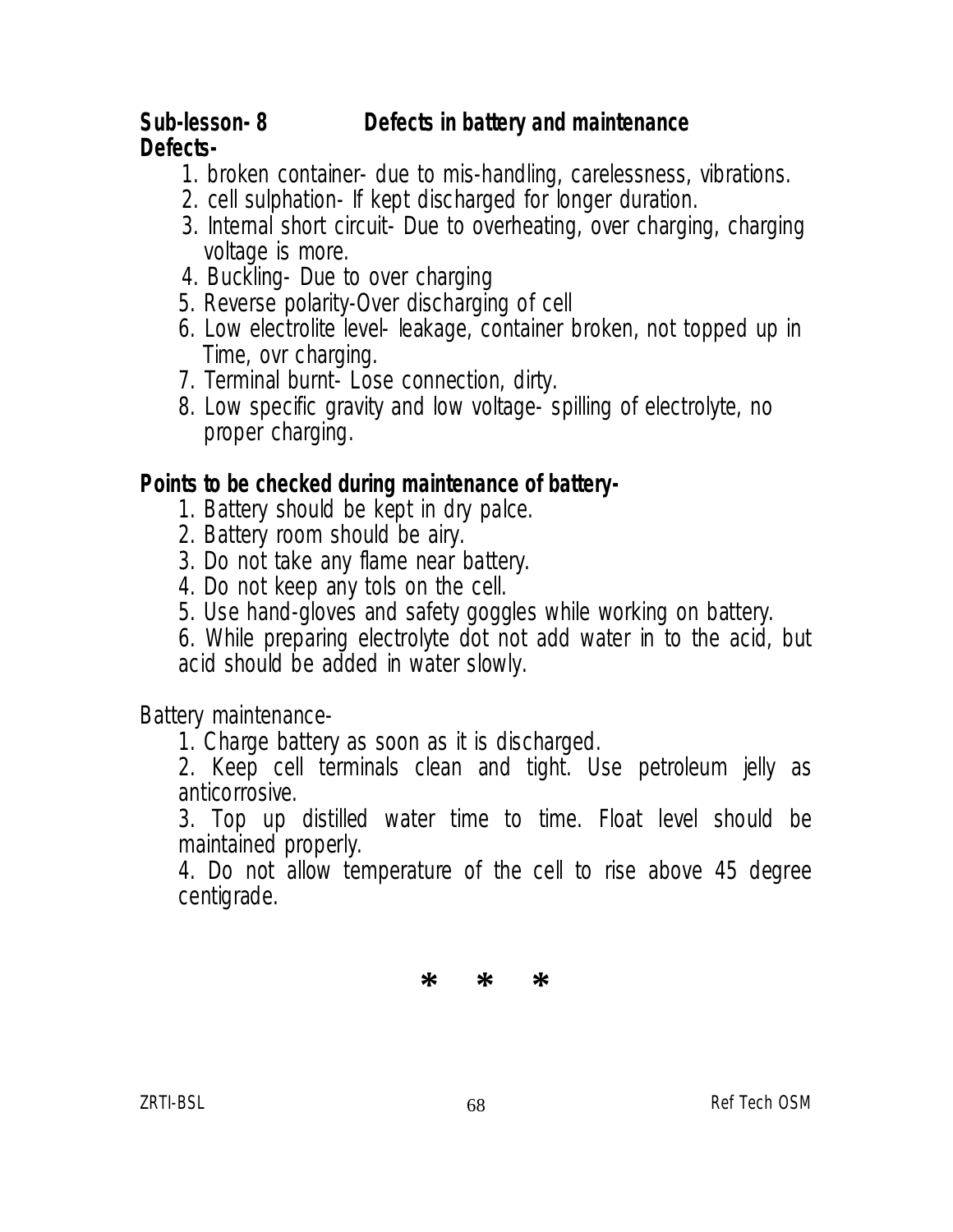**Sub-lesson- 8 Defects in battery and maintenance**

**Defects-**

1. broken container- due to mis-handling, carelessness, vibrations.
2. cell sulphation- If kept discharged for longer duration.
3. Internal short circuit- Due to overheating, over charging, charging voltage is more.
4. Buckling- Due to over charging
5. Reverse polarity-Over discharging of cell
6. Low electrolite level- leakage, container broken, not topped up in Time, ovr charging.
7. Terminal burnt- Lose connection, dirty.
8. Low specific gravity and low voltage- spilling of electrolyte, no proper charging.

**Points to be checked during maintenance of battery-**

1. Battery should be kept in dry palce.
2. Battery room should be airy.
3. Do not take any flame near battery.
4. Do not keep any tols on the cell.
5. Use hand-gloves and safety goggles while working on battery.
6. While preparing electrolyte dot not add water in to the acid, but acid should be added in water slowly.

Battery maintenance-

1. Charge battery as soon as it is discharged.
2. Keep cell terminals clean and tight. Use petroleum jelly as anticorrosive.
3. Top up distilled water time to time. Float level should be maintained properly.
4. Do not allow temperature of the cell to rise above 45 degree centigrade.

\* \* \*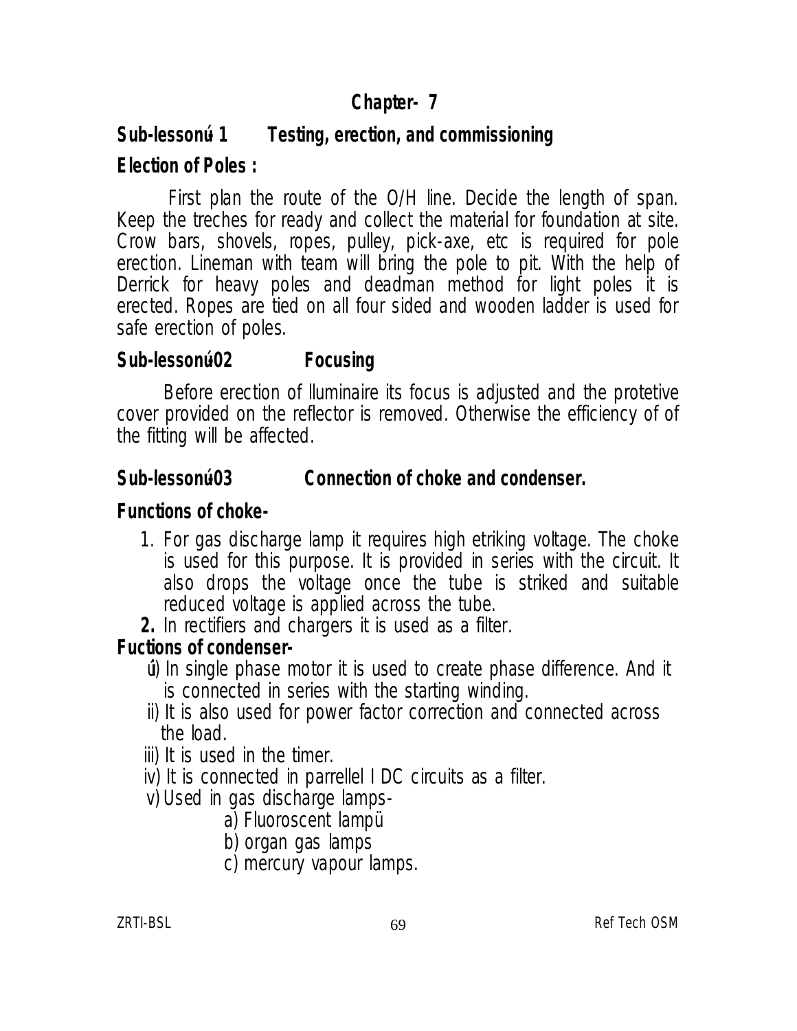## Chapter- 7

### Sub-lessonú 1 Testing, erection, and commissioning

### Election of Poles :

First plan the route of the O/H line. Decide the length of span. Keep the treches for ready and collect the material for foundation at site. Crow bars, shovels, ropes, pulley, pick-axe, etc is required for pole erection. Lineman with team will bring the pole to pit. With the help of Derrick for heavy poles and deadman method for light poles it is erected. Ropes are tied on all four sided and wooden ladder is used for safe erection of poles.

### Sub-lessonú02 Focusing

Before erection of lluminaire its focus is adjusted and the protetive cover provided on the reflector is removed. Otherwise the efficiency of of the fitting will be affected.

### Sub-lessonú03 Connection of choke and condenser.

### Functions of choke-

1. For gas discharge lamp it requires high etriking voltage. The choke is used for this purpose. It is provided in series with the circuit. It also drops the voltage once the tube is striked and suitable reduced voltage is applied across the tube.
2. In rectifiers and chargers it is used as a filter.

### Fuctions of condenser-

úi) In single phase motor it is used to create phase difference. And it is connected in series with the starting winding.
ii) It is also used for power factor correction and connected across the load.
iii) It is used in the timer.
iv) It is connected in parrellel I DC circuits as a filter.
v) Used in gas discharge lamps-
   a) Fluoroscent lampü
   b) organ gas lamps
   c) mercury vapour lamps.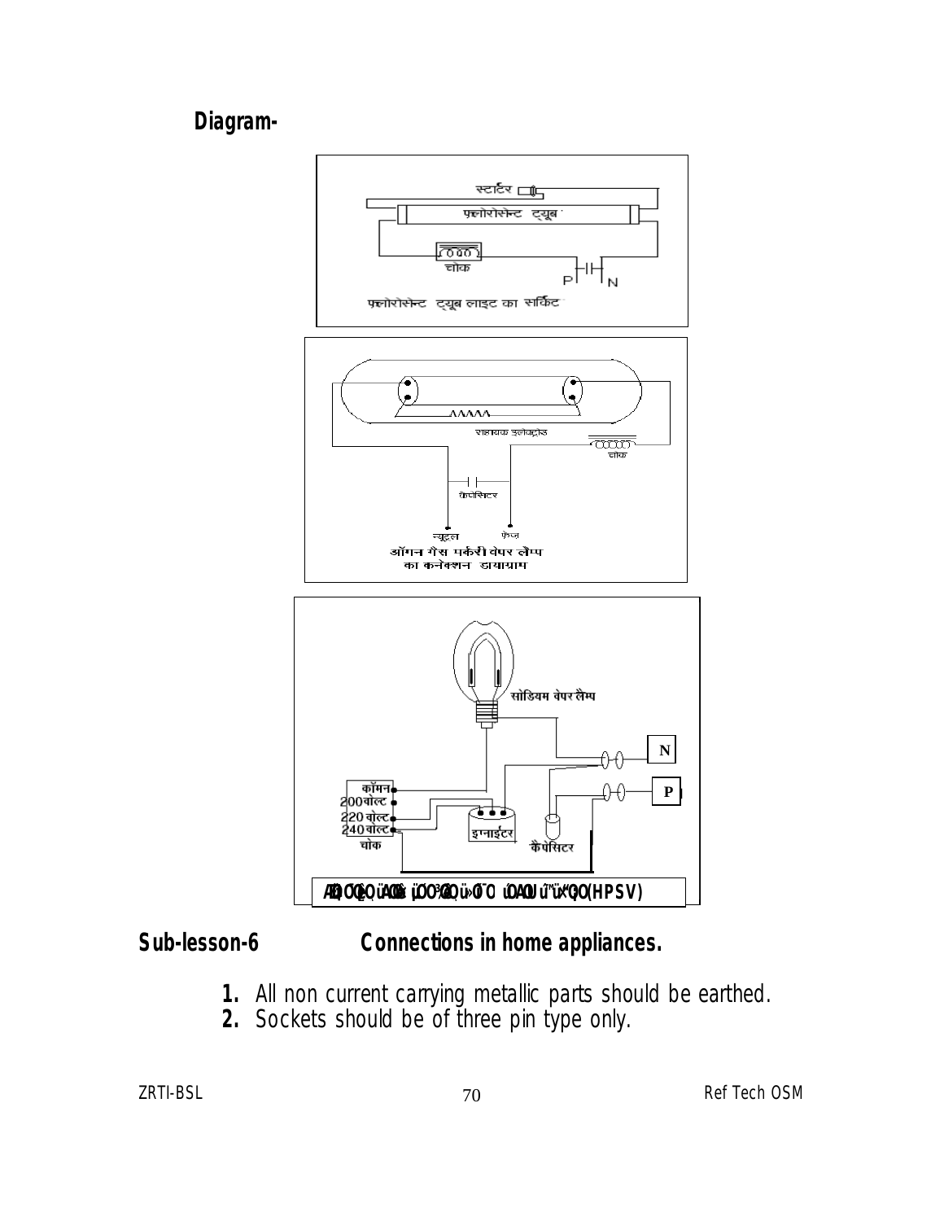**Diagram-**

स्टार्टर

फ्लोरोसेन्ट ट्यूब

चोक

P N

फ्लोरोसेन्ट ट्यूब लाइट का सर्किट

सहायक इलेक्ट्रोड

चोक

कैपेसिटर

न्यूट्रल फेज

ऑगन गैस मर्करी वेपर लैम्प का कनेक्शन डायाग्राम

सोडियम वेपर लैम्प

N

P

कॉमन

200 वोल्ट

220 वोल्ट

240 वोल्ट

चोक

इग्नाईटर

कैपेसिटर

(HPSV)

## Sub-lesson-6 Connections in home appliances.

1. All non current carrying metallic parts should be earthed.
2. Sockets should be of three pin type only.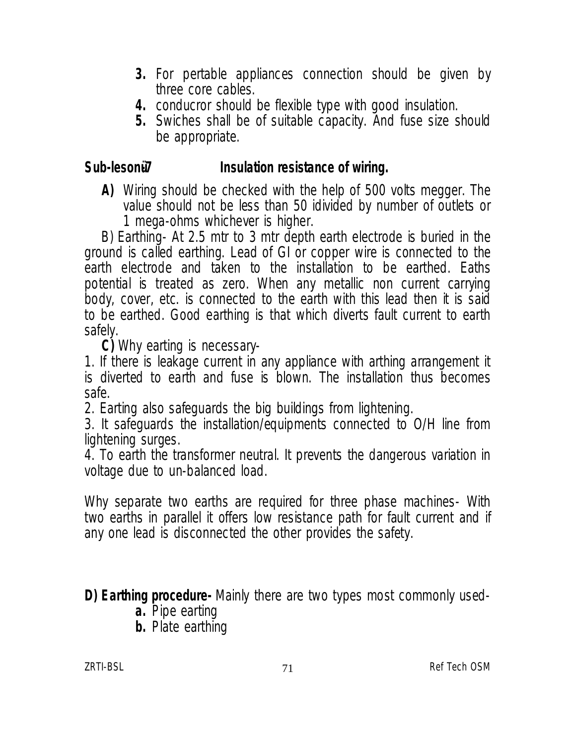3. For pertable appliances connection should be given by three core cables.
4. conducror should be flexible type with good insulation.
5. Swiches shall be of suitable capacity. And fuse size should be appropriate.

## Sub-lesonü7 Insulation resistance of wiring.

**A)** Wiring should be checked with the help of 500 volts megger. The value should not be less than 50 idivided by number of outlets or 1 mega-ohms whichever is higher.

B) Earthing- At 2.5 mtr to 3 mtr depth earth electrode is buried in the ground is called earthing. Lead of GI or copper wire is connected to the earth electrode and taken to the installation to be earthed. Eaths potential is treated as zero. When any metallic non current carrying body, cover, etc. is connected to the earth with this lead then it is said to be earthed. Good earthing is that which diverts fault current to earth safely.

**C)** Why earting is necessary-

1. If there is leakage current in any appliance with arthing arrangement it is diverted to earth and fuse is blown. The installation thus becomes safe.
2. Earting also safeguards the big buildings from lightening.
3. It safeguards the installation/equipments connected to O/H line from lightening surges.
4. To earth the transformer neutral. It prevents the dangerous variation in voltage due to un-balanced load.

Why separate two earths are required for three phase machines- With two earths in parallel it offers low resistance path for fault current and if any one lead is disconnected the other provides the safety.

**D) Earthing procedure-** Mainly there are two types most commonly used-

**a.** Pipe earting

**b.** Plate earthing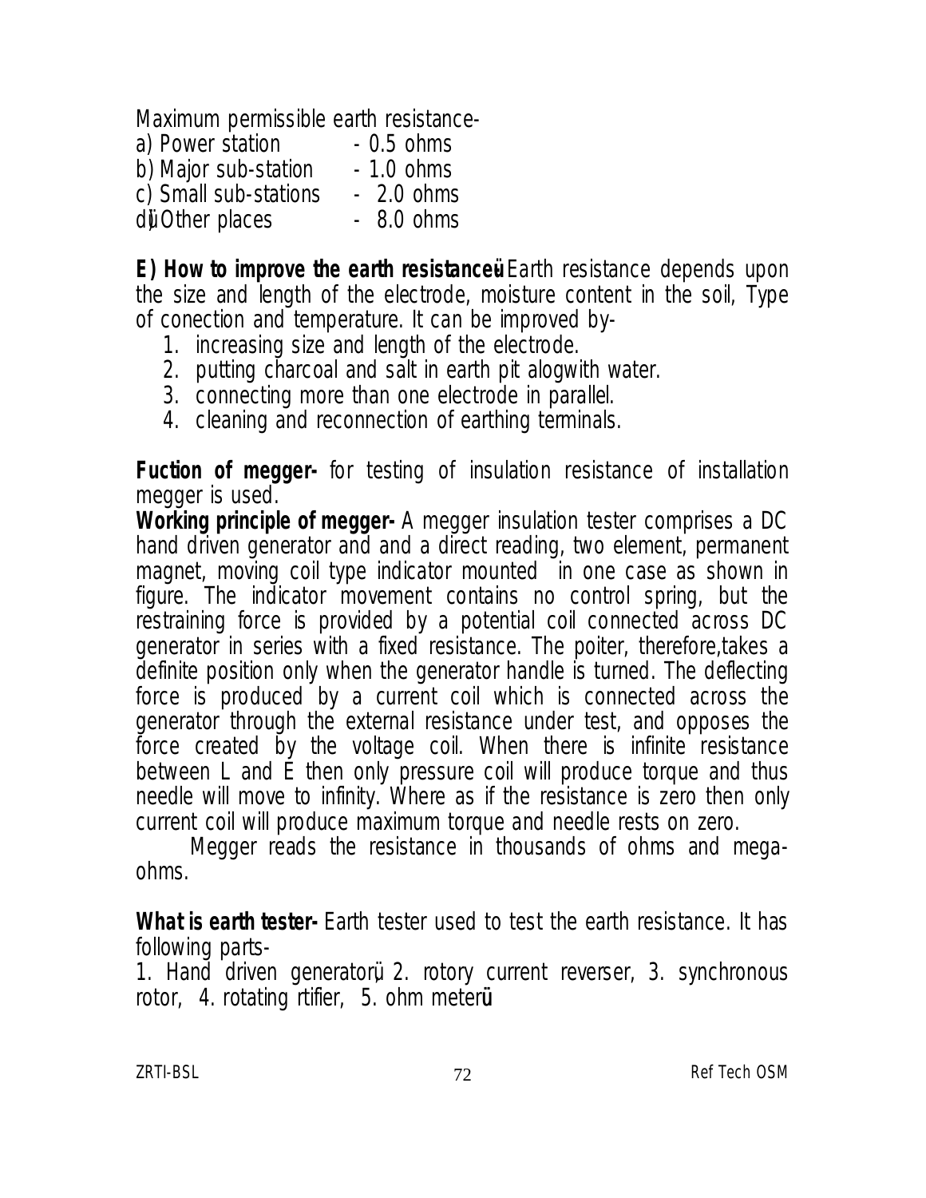Maximum permissible earth resistance-

a) Power station - 0.5 ohms
b) Major sub-station - 1.0 ohms
c) Small sub-stations - 2.0 ohms
d) Other places - 8.0 ohms

**E) How to improve the earth resistance**- Earth resistance depends upon the size and length of the electrode, moisture content in the soil, Type of conection and temperature. It can be improved by-

1. increasing size and length of the electrode.
2. putting charcoal and salt in earth pit alogwith water.
3. connecting more than one electrode in parallel.
4. cleaning and reconnection of earthing terminals.

**Fuction of megger-** for testing of insulation resistance of installation megger is used.

**Working principle of megger-** A megger insulation tester comprises a DC hand driven generator and and a direct reading, two element, permanent magnet, moving coil type indicator mounted in one case as shown in figure. The indicator movement contains no control spring, but the restraining force is provided by a potential coil connected across DC generator in series with a fixed resistance. The poiter, therefore,takes a definite position only when the generator handle is turned. The deflecting force is produced by a current coil which is connected across the generator through the external resistance under test, and opposes the force created by the voltage coil. When there is infinite resistance between L and E then only pressure coil will produce torque and thus needle will move to infinity. Where as if the resistance is zero then only current coil will produce maximum torque and needle rests on zero.

Megger reads the resistance in thousands of ohms and mega-ohms.

**What is earth tester-** Earth tester used to test the earth resistance. It has following parts-

1. Hand driven generator, 2. rotory current reverser, 3. synchronous rotor, 4. rotating rtifier, 5. ohm meter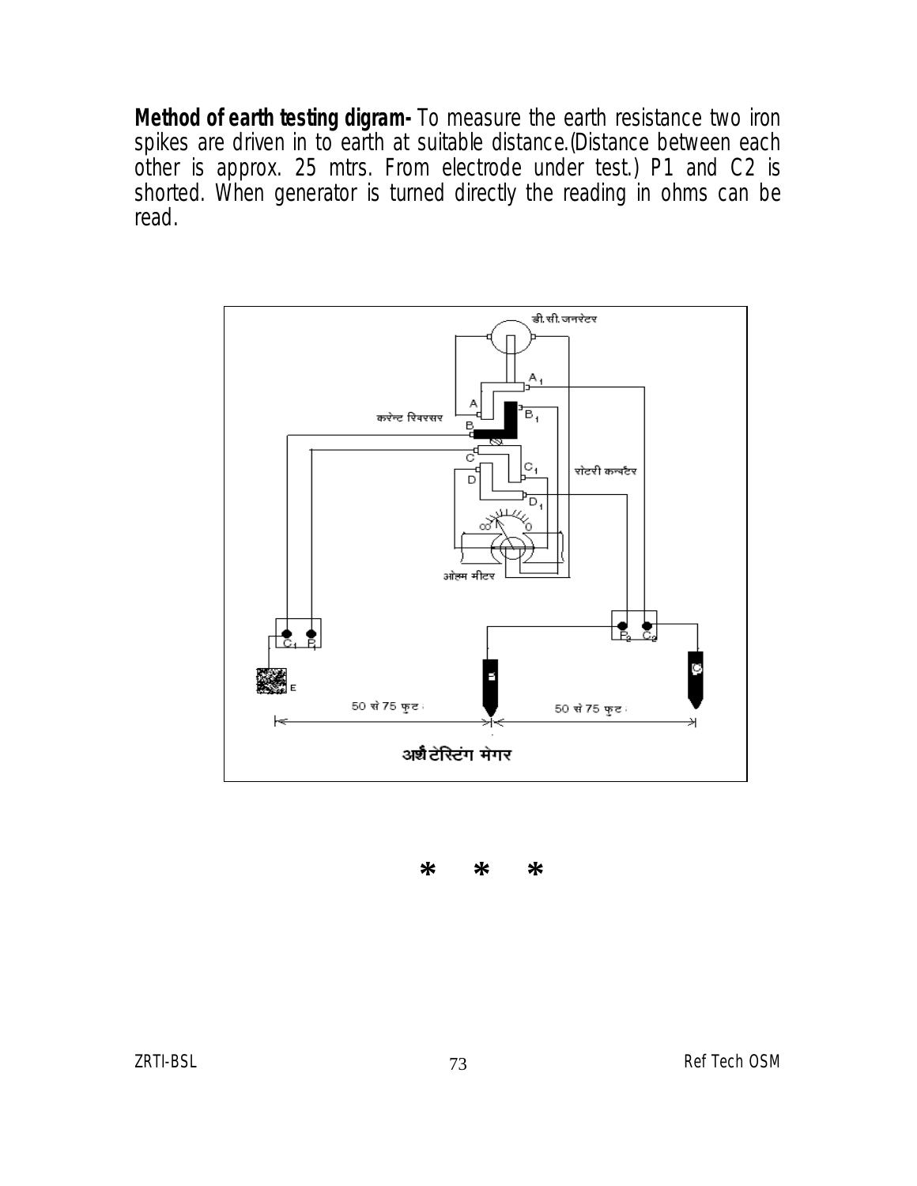**Method of earth testing digram-** To measure the earth resistance two iron spikes are driven in to earth at suitable distance.(Distance between each other is approx. 25 mtrs. From electrode under test.) P1 and C2 is shorted. When generator is turned directly the reading in ohms can be read.

\* \* \*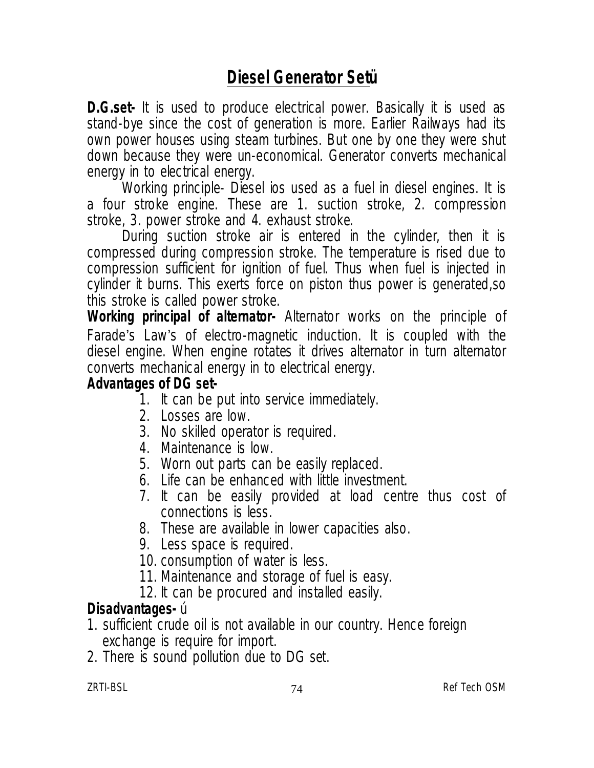# Diesel Generator Setü

**D.G.set-** It is used to produce electrical power. Basically it is used as stand-bye since the cost of generation is more. Earlier Railways had its own power houses using steam turbines. But one by one they were shut down because they were un-economical. Generator converts mechanical energy in to electrical energy.

Working principle- Diesel ios used as a fuel in diesel engines. It is a four stroke engine. These are 1. suction stroke, 2. compression stroke, 3. power stroke and 4. exhaust stroke.

During suction stroke air is entered in the cylinder, then it is compressed during compression stroke. The temperature is rised due to compression sufficient for ignition of fuel. Thus when fuel is injected in cylinder it burns. This exerts force on piston thus power is generated,so this stroke is called power stroke.

**Working principal of alternator-** Alternator works on the principle of Farade's Law's of electro-magnetic induction. It is coupled with the diesel engine. When engine rotates it drives alternator in turn alternator converts mechanical energy in to electrical energy.

**Advantages of DG set-**

1. It can be put into service immediately.
2. Losses are low.
3. No skilled operator is required.
4. Maintenance is low.
5. Worn out parts can be easily replaced.
6. Life can be enhanced with little investment.
7. It can be easily provided at load centre thus cost of connections is less.
8. These are available in lower capacities also.
9. Less space is required.
10. consumption of water is less.
11. Maintenance and storage of fuel is easy.
12. It can be procured and installed easily.

**Disadvantages-** ú

1. sufficient crude oil is not available in our country. Hence foreign exchange is require for import.
2. There is sound pollution due to DG set.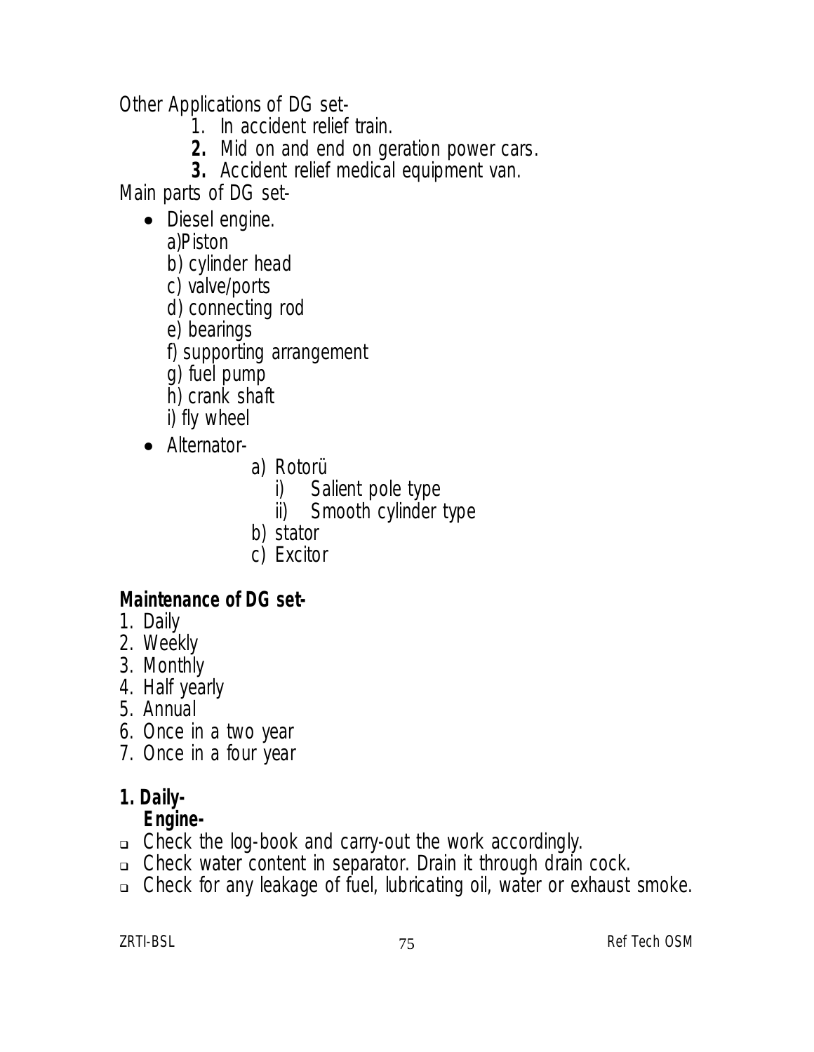Other Applications of DG set-

1. In accident relief train.
2. Mid on and end on geration power cars.
3. Accident relief medical equipment van.

Main parts of DG set-

- Diesel engine.
  - a)Piston
  - b) cylinder head
  - c) valve/ports
  - d) connecting rod
  - e) bearings
  - f) supporting arrangement
  - g) fuel pump
  - h) crank shaft
  - i) fly wheel
- Alternator-
  - a) Rotorü
    - i) Salient pole type
    - ii) Smooth cylinder type
  - b) stator
  - c) Excitor

**Maintenance of DG set-**

1. Daily
2. Weekly
3. Monthly
4. Half yearly
5. Annual
6. Once in a two year
7. Once in a four year

**1. Daily-**

**Engine-**

- Check the log-book and carry-out the work accordingly.
- Check water content in separator. Drain it through drain cock.
- Check for any leakage of fuel, lubricating oil, water or exhaust smoke.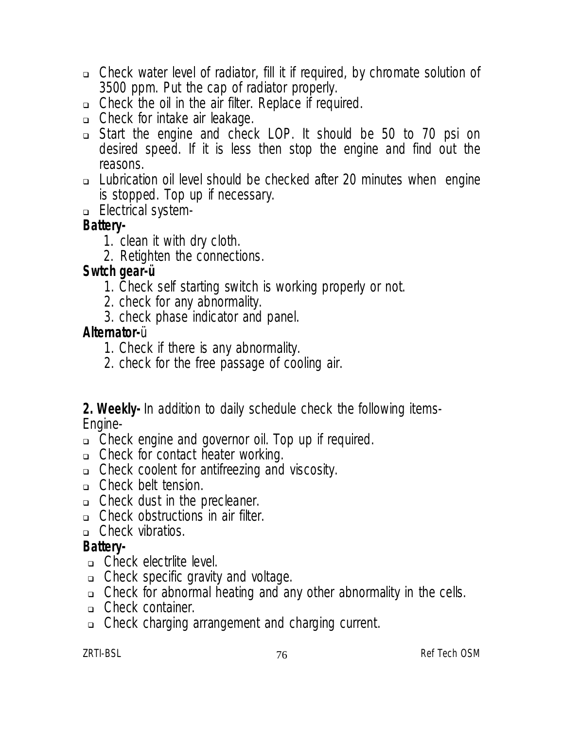- Check water level of radiator, fill it if required, by chromate solution of 3500 ppm. Put the cap of radiator properly.
- Check the oil in the air filter. Replace if required.
- Check for intake air leakage.
- Start the engine and check LOP. It should be 50 to 70 psi on desired speed. If it is less then stop the engine and find out the reasons.
- Lubrication oil level should be checked after 20 minutes when engine is stopped. Top up if necessary.
- Electrical system-

**Battery-**

1. clean it with dry cloth.
2. Retighten the connections.

**Swtch gear-ü**

1. Check self starting switch is working properly or not.
2. check for any abnormality.
3. check phase indicator and panel.

**Alternator-**ü

1. Check if there is any abnormality.
2. check for the free passage of cooling air.

**2. Weekly-** In addition to daily schedule check the following items-

Engine-

- Check engine and governor oil. Top up if required.
- Check for contact heater working.
- Check coolent for antifreezing and viscosity.
- Check belt tension.
- Check dust in the precleaner.
- Check obstructions in air filter.
- Check vibratios.

**Battery-**

- Check electrlite level.
- Check specific gravity and voltage.
- Check for abnormal heating and any other abnormality in the cells.
- Check container.
- Check charging arrangement and charging current.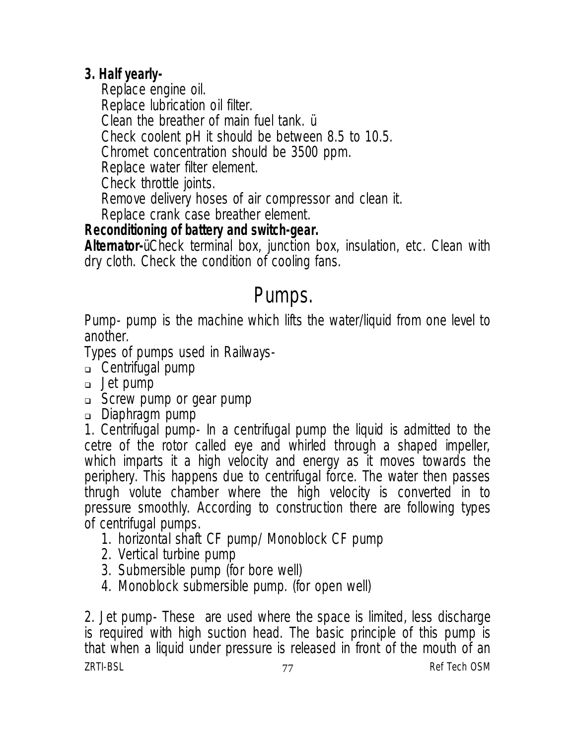**3. Half yearly-**

Replace engine oil.
Replace lubrication oil filter.
Clean the breather of main fuel tank. ü
Check coolent pH it should be between 8.5 to 10.5.
Chromet concentration should be 3500 ppm.
Replace water filter element.
Check throttle joints.
Remove delivery hoses of air compressor and clean it.
Replace crank case breather element.

**Reconditioning of battery and switch-gear.**

**Alternator-**üCheck terminal box, junction box, insulation, etc. Clean with dry cloth. Check the condition of cooling fans.

# Pumps.

Pump- pump is the machine which lifts the water/liquid from one level to another.

Types of pumps used in Railways-

- Centrifugal pump
- Jet pump
- Screw pump or gear pump
- Diaphragm pump

1. Centrifugal pump- In a centrifugal pump the liquid is admitted to the cetre of the rotor called eye and whirled through a shaped impeller, which imparts it a high velocity and energy as it moves towards the periphery. This happens due to centrifugal force. The water then passes thrugh volute chamber where the high velocity is converted in to pressure smoothly. According to construction there are following types of centrifugal pumps.

   1. horizontal shaft CF pump/ Monoblock CF pump
   2. Vertical turbine pump
   3. Submersible pump (for bore well)
   4. Monoblock submersible pump. (for open well)

2. Jet pump- These are used where the space is limited, less discharge is required with high suction head. The basic principle of this pump is that when a liquid under pressure is released in front of the mouth of an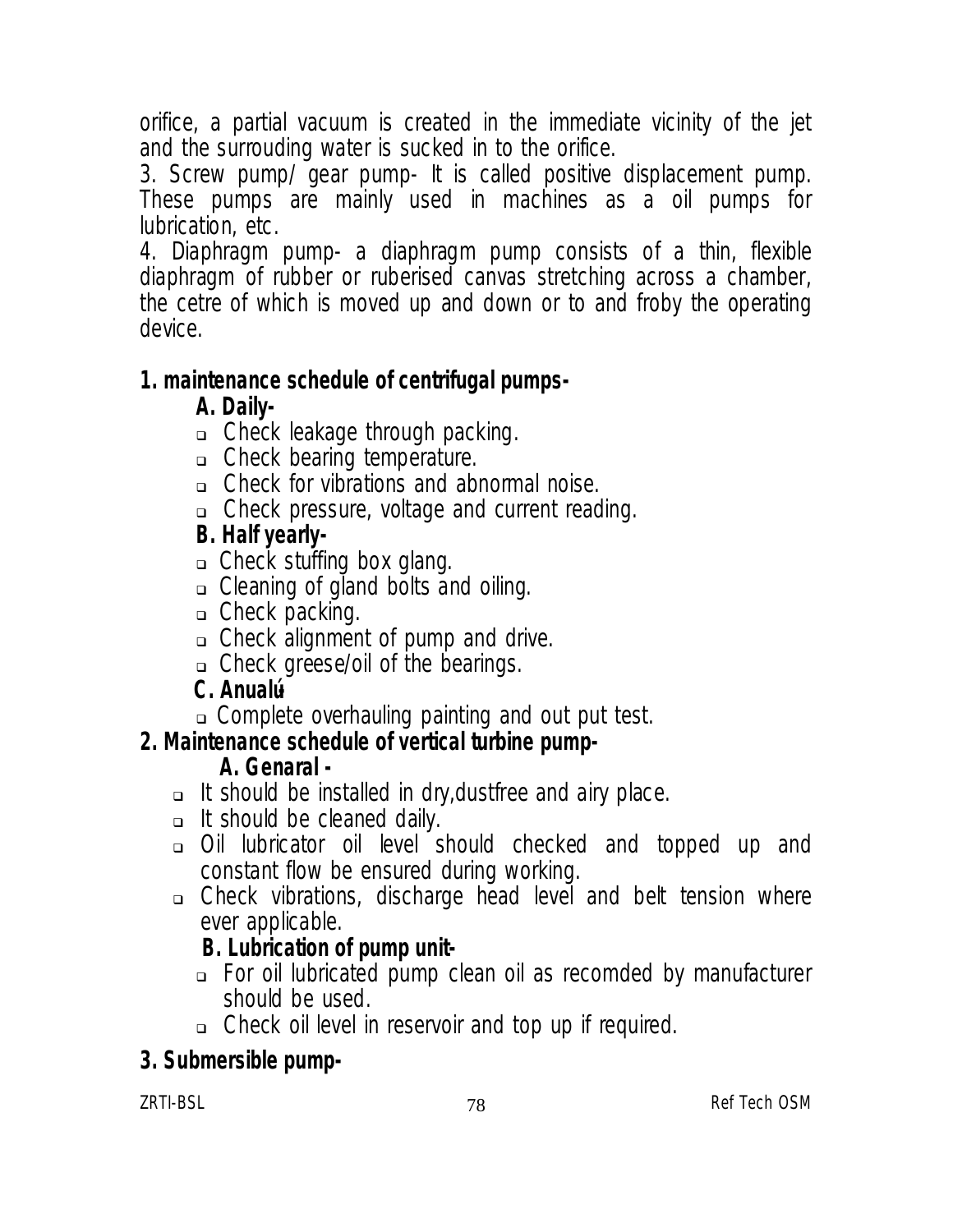orifice, a partial vacuum is created in the immediate vicinity of the jet and the surrouding water is sucked in to the orifice.

3. Screw pump/ gear pump- It is called positive displacement pump. These pumps are mainly used in machines as a oil pumps for lubrication, etc.

4. Diaphragm pump- a diaphragm pump consists of a thin, flexible diaphragm of rubber or ruberised canvas stretching across a chamber, the cetre of which is moved up and down or to and froby the operating device.

**1. maintenance schedule of centrifugal pumps-**

**A. Daily-**

- Check leakage through packing.
- Check bearing temperature.
- Check for vibrations and abnormal noise.
- Check pressure, voltage and current reading.

**B. Half yearly-**

- Check stuffing box glang.
- Cleaning of gland bolts and oiling.
- Check packing.
- Check alignment of pump and drive.
- Check greese/oil of the bearings.

**C. Anualú**

- Complete overhauling painting and out put test.

**2. Maintenance schedule of vertical turbine pump-**

**A. Genaral -**

- It should be installed in dry,dustfree and airy place.
- It should be cleaned daily.
- Oil lubricator oil level should checked and topped up and constant flow be ensured during working.
- Check vibrations, discharge head level and belt tension where ever applicable.

**B. Lubrication of pump unit-**

- For oil lubricated pump clean oil as recomded by manufacturer should be used.
- Check oil level in reservoir and top up if required.

**3. Submersible pump-**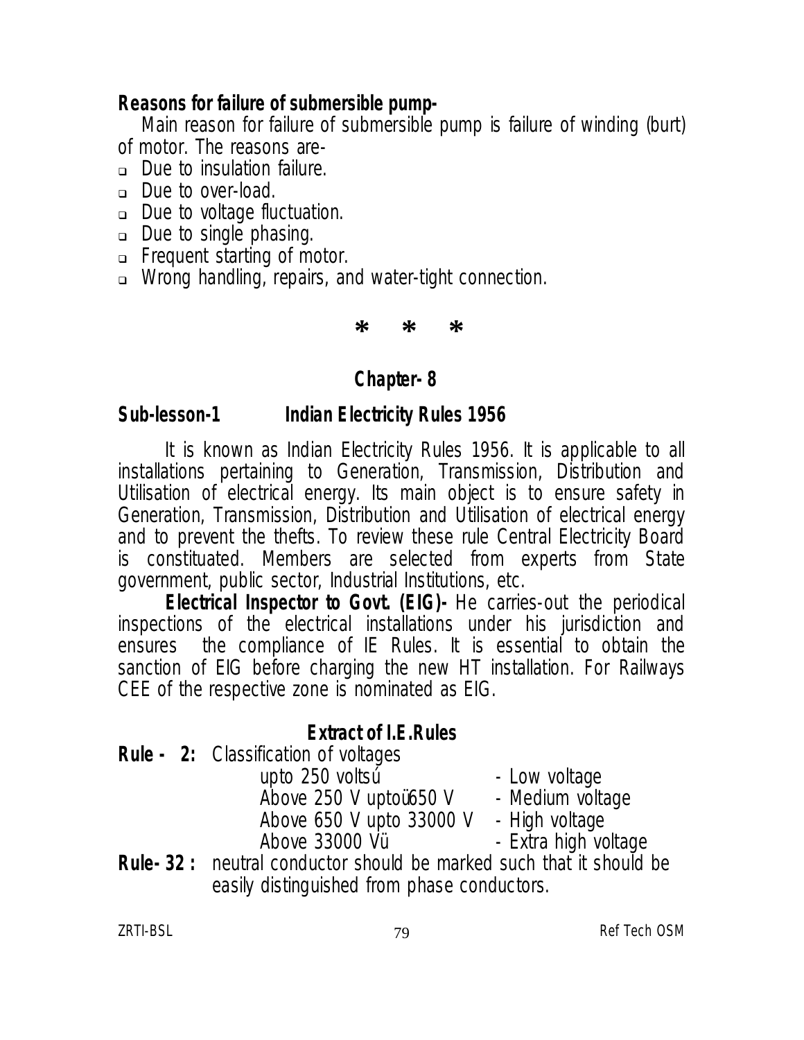**Reasons for failure of submersible pump-**

Main reason for failure of submersible pump is failure of winding (burt) of motor. The reasons are-

- Due to insulation failure.
- Due to over-load.
- Due to voltage fluctuation.
- Due to single phasing.
- Frequent starting of motor.
- Wrong handling, repairs, and water-tight connection.

\* \* \*

## Chapter- 8

### Sub-lesson-1 Indian Electricity Rules 1956

It is known as Indian Electricity Rules 1956. It is applicable to all installations pertaining to Generation, Transmission, Distribution and Utilisation of electrical energy. Its main object is to ensure safety in Generation, Transmission, Distribution and Utilisation of electrical energy and to prevent the thefts. To review these rule Central Electricity Board is constituted. Members are selected from experts from State government, public sector, Industrial Institutions, etc.

**Electrical Inspector to Govt. (EIG)-** He carries-out the periodical inspections of the electrical installations under his jurisdiction and ensures the compliance of IE Rules. It is essential to obtain the sanction of EIG before charging the new HT installation. For Railways CEE of the respective zone is nominated as EIG.

### Extract of I.E.Rules

**Rule - 2:** Classification of voltages

| | |
|---|---|
| upto 250 voltsú | - Low voltage |
| Above 250 V uptoü650 V | - Medium voltage |
| Above 650 V upto 33000 V | - High voltage |
| Above 33000 Vü | - Extra high voltage |

**Rule- 32 :** neutral conductor should be marked such that it should be easily distinguished from phase conductors.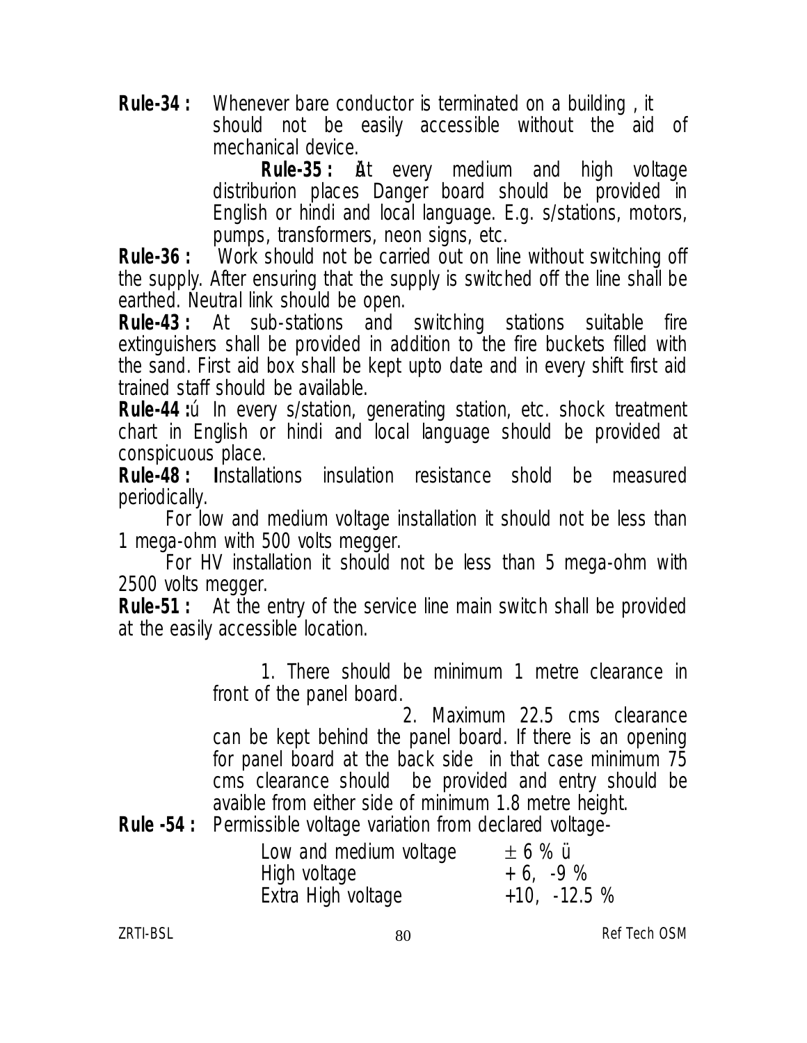**Rule-34 :** Whenever bare conductor is terminated on a building , it should not be easily accessible without the aid of mechanical device.

**Rule-35 :** At every medium and high voltage distriburion places Danger board should be provided in English or hindi and local language. E.g. s/stations, motors, pumps, transformers, neon signs, etc.

**Rule-36 :** Work should not be carried out on line without switching off the supply. After ensuring that the supply is switched off the line shall be earthed. Neutral link should be open.

**Rule-43 :** At sub-stations and switching stations suitable fire extinguishers shall be provided in addition to the fire buckets filled with the sand. First aid box shall be kept upto date and in every shift first aid trained staff should be available.

**Rule-44 :** In every s/station, generating station, etc. shock treatment chart in English or hindi and local language should be provided at conspicuous place.

**Rule-48 :** Installations insulation resistance shold be measured periodically.

For low and medium voltage installation it should not be less than 1 mega-ohm with 500 volts megger.

For HV installation it should not be less than 5 mega-ohm with 2500 volts megger.

**Rule-51 :** At the entry of the service line main switch shall be provided at the easily accessible location.

1. There should be minimum 1 metre clearance in front of the panel board.

2. Maximum 22.5 cms clearance can be kept behind the panel board. If there is an opening for panel board at the back side in that case minimum 75 cms clearance should be provided and entry should be avaible from either side of minimum 1.8 metre height.

**Rule -54 :** Permissible voltage variation from declared voltage-

| | |
|---|---|
| Low and medium voltage | $\pm$ 6 % |
| High voltage | + 6, -9 % |
| Extra High voltage | +10, -12.5 % |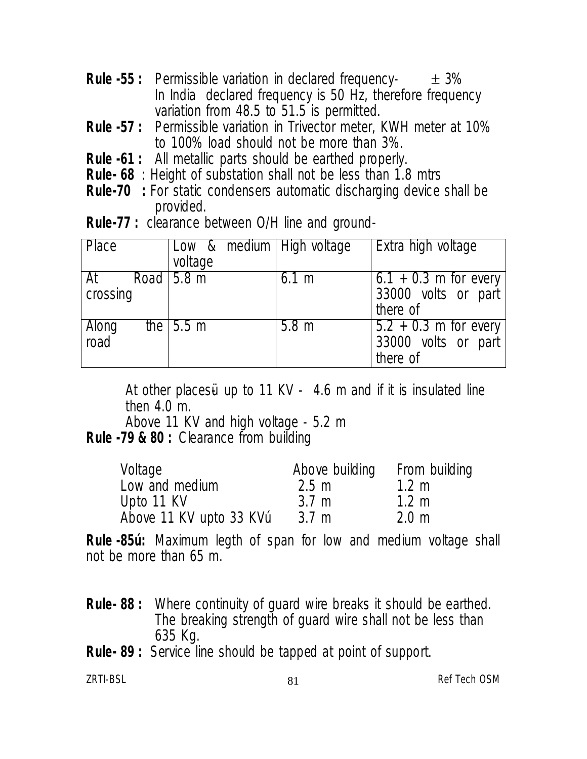**Rule -55 :** Permissible variation in declared frequency- $\pm$ 3%
In India declared frequency is 50 Hz, therefore frequency variation from 48.5 to 51.5 is permitted.

**Rule -57 :** Permissible variation in Trivector meter, KWH meter at 10% to 100% load should not be more than 3%.

**Rule -61 :** All metallic parts should be earthed properly.

**Rule- 68** : Height of substation shall not be less than 1.8 mtrs

**Rule-70 :** For static condensers automatic discharging device shall be provided.

**Rule-77 :** clearance between O/H line and ground-

| Place | Low & medium voltage | High voltage | Extra high voltage |
|---|---|---|---|
| At Road crossing | 5.8 m | 6.1 m | 6.1 + 0.3 m for every 33000 volts or part there of |
| Along the road | 5.5 m | 5.8 m | 5.2 + 0.3 m for every 33000 volts or part there of |

At other placesü up to 11 KV - 4.6 m and if it is insulated line then 4.0 m.

Above 11 KV and high voltage - 5.2 m

**Rule -79 & 80 :** Clearance from building

| Voltage | Above building | From building |
|---|---|---|
| Low and medium | 2.5 m | 1.2 m |
| Upto 11 KV | 3.7 m | 1.2 m |
| Above 11 KV upto 33 KVú | 3.7 m | 2.0 m |

**Rule -85ú:** Maximum legth of span for low and medium voltage shall not be more than 65 m.

**Rule- 88 :** Where continuity of guard wire breaks it should be earthed. The breaking strength of guard wire shall not be less than 635 Kg.

**Rule- 89 :** Service line should be tapped at point of support.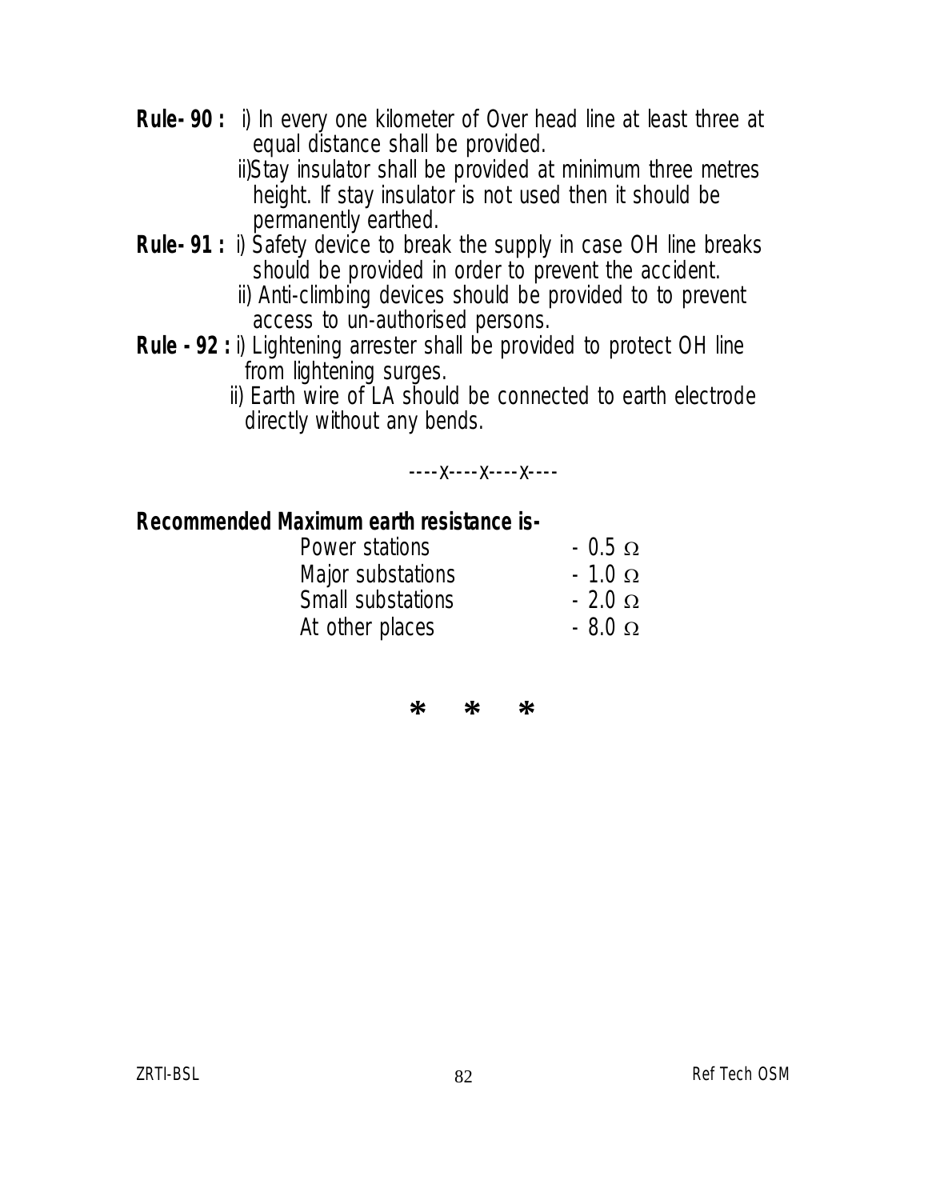**Rule- 90 :** i) In every one kilometer of Over head line at least three at equal distance shall be provided.

ii)Stay insulator shall be provided at minimum three metres height. If stay insulator is not used then it should be permanently earthed.

**Rule- 91 :** i) Safety device to break the supply in case OH line breaks should be provided in order to prevent the accident.

ii) Anti-climbing devices should be provided to to prevent access to un-authorised persons.

**Rule - 92 :** i) Lightening arrester shall be provided to protect OH line from lightening surges.

ii) Earth wire of LA should be connected to earth electrode directly without any bends.

----x----x----x----

**Recommended Maximum earth resistance is-**

| | |
|---|---|
| Power stations | - 0.5 Ω |
| Major substations | - 1.0 Ω |
| Small substations | - 2.0 Ω |
| At other places | - 8.0 Ω |

\* \* \*